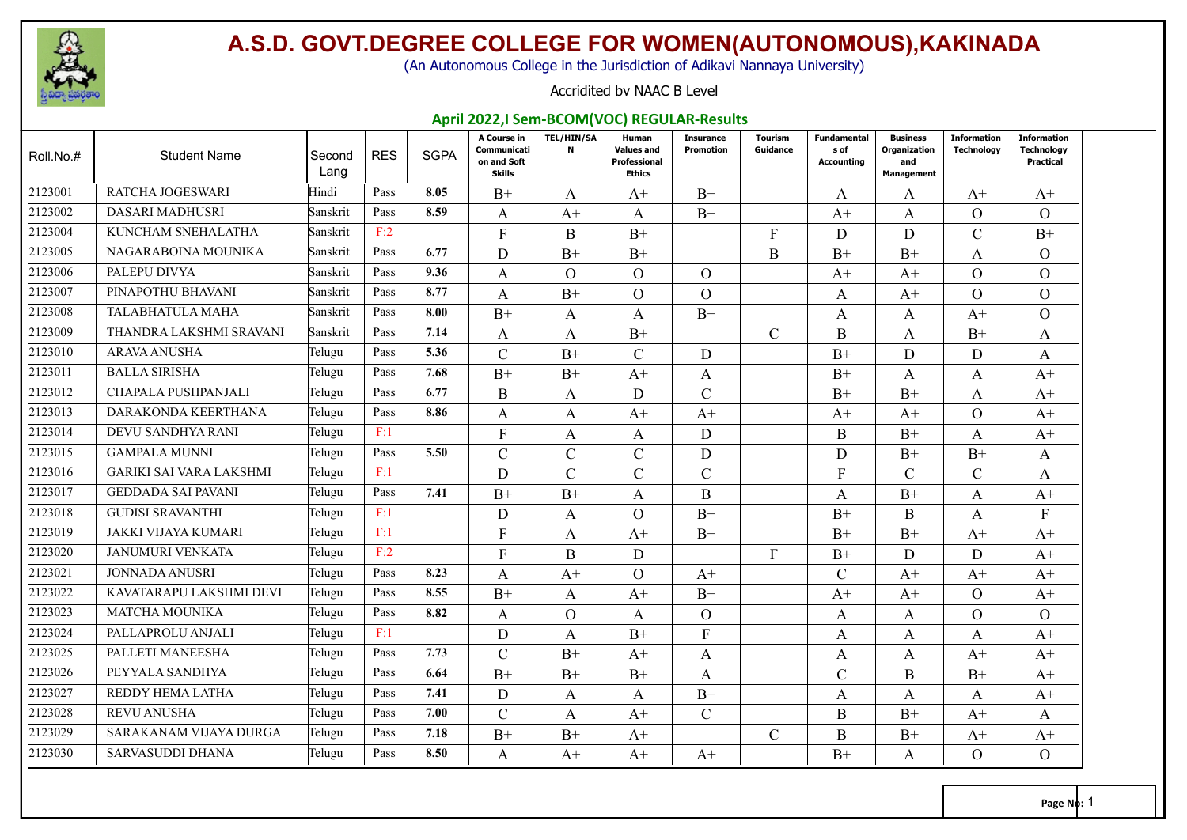# A.S.D. GOVT.DEGREE COLLEGE FOR WOMEN(AUTONOMOUS),KAKINADA

(An Autonomous College in the Jurisdiction of Adikavi Nannaya University)

Accridited by NAAC B Level

## April 2022,I Sem-BCOM(VOC) REGULAR-Results

| Roll.No.# | Student Name | Second Lang | RES | SGPA | A Course in Communication and Soft Skills | TEL/HIN/SAN | Human Values and Professional Ethics | Insurance Promotion | Tourism Guidance | Fundamentals of Accounting | Business Organization and Management | Information Technology | Information Technology Practical |
|---|---|---|---|---|---|---|---|---|---|---|---|---|---|
| 2123001 | RATCHA JOGESWARI | Hindi | Pass | 8.05 | B+ | A | A+ | B+ | | A | A | A+ | A+ |
| 2123002 | DASARI MADHUSRI | Sanskrit | Pass | 8.59 | A | A+ | A | B+ | | A+ | A | O | O |
| 2123004 | KUNCHAM SNEHALATHA | Sanskrit | F:2 | | F | B | B+ | | F | D | D | C | B+ |
| 2123005 | NAGARABOINA MOUNIKA | Sanskrit | Pass | 6.77 | D | B+ | B+ | | B | B+ | B+ | A | O |
| 2123006 | PALEPU DIVYA | Sanskrit | Pass | 9.36 | A | O | O | O | | A+ | A+ | O | O |
| 2123007 | PINAPOTHU BHAVANI | Sanskrit | Pass | 8.77 | A | B+ | O | O | | A | A+ | O | O |
| 2123008 | TALABHATULA MAHA | Sanskrit | Pass | 8.00 | B+ | A | A | B+ | | A | A | A+ | O |
| 2123009 | THANDRA LAKSHMI SRAVANI | Sanskrit | Pass | 7.14 | A | A | B+ | | C | B | A | B+ | A |
| 2123010 | ARAVA ANUSHA | Telugu | Pass | 5.36 | C | B+ | C | D | | B+ | D | D | A |
| 2123011 | BALLA SIRISHA | Telugu | Pass | 7.68 | B+ | B+ | A+ | A | | B+ | A | A | A+ |
| 2123012 | CHAPALA PUSHPANJALI | Telugu | Pass | 6.77 | B | A | D | C | | B+ | B+ | A | A+ |
| 2123013 | DARAKONDA KEERTHANA | Telugu | Pass | 8.86 | A | A | A+ | A+ | | A+ | A+ | O | A+ |
| 2123014 | DEVU SANDHYA RANI | Telugu | F:1 | | F | A | A | D | | B | B+ | A | A+ |
| 2123015 | GAMPALA MUNNI | Telugu | Pass | 5.50 | C | C | C | D | | D | B+ | B+ | A |
| 2123016 | GARIKI SAI VARA LAKSHMI | Telugu | F:1 | | D | C | C | C | | F | C | C | A |
| 2123017 | GEDDADA SAI PAVANI | Telugu | Pass | 7.41 | B+ | B+ | A | B | | A | B+ | A | A+ |
| 2123018 | GUDISI SRAVANTHI | Telugu | F:1 | | D | A | O | B+ | | B+ | B | A | F |
| 2123019 | JAKKI VIJAYA KUMARI | Telugu | F:1 | | F | A | A+ | B+ | | B+ | B+ | A+ | A+ |
| 2123020 | JANUMURI VENKATA | Telugu | F:2 | | F | B | D | | F | B+ | D | D | A+ |
| 2123021 | JONNADA ANUSRI | Telugu | Pass | 8.23 | A | A+ | O | A+ | | C | A+ | A+ | A+ |
| 2123022 | KAVATARAPU LAKSHMI DEVI | Telugu | Pass | 8.55 | B+ | A | A+ | B+ | | A+ | A+ | O | A+ |
| 2123023 | MATCHA MOUNIKA | Telugu | Pass | 8.82 | A | O | A | O | | A | A | O | O |
| 2123024 | PALLAPROLU ANJALI | Telugu | F:1 | | D | A | B+ | F | | A | A | A | A+ |
| 2123025 | PALLETI MANEESHA | Telugu | Pass | 7.73 | C | B+ | A+ | A | | A | A | A+ | A+ |
| 2123026 | PEYYALA SANDHYA | Telugu | Pass | 6.64 | B+ | B+ | B+ | A | | C | B | B+ | A+ |
| 2123027 | REDDY HEMA LATHA | Telugu | Pass | 7.41 | D | A | A | B+ | | A | A | A | A+ |
| 2123028 | REVU ANUSHA | Telugu | Pass | 7.00 | C | A | A+ | C | | B | B+ | A+ | A |
| 2123029 | SARAKANAM VIJAYA DURGA | Telugu | Pass | 7.18 | B+ | B+ | A+ | | C | B | B+ | A+ | A+ |
| 2123030 | SARVASUDDI DHANA | Telugu | Pass | 8.50 | A | A+ | A+ | A+ | | B+ | A | O | O |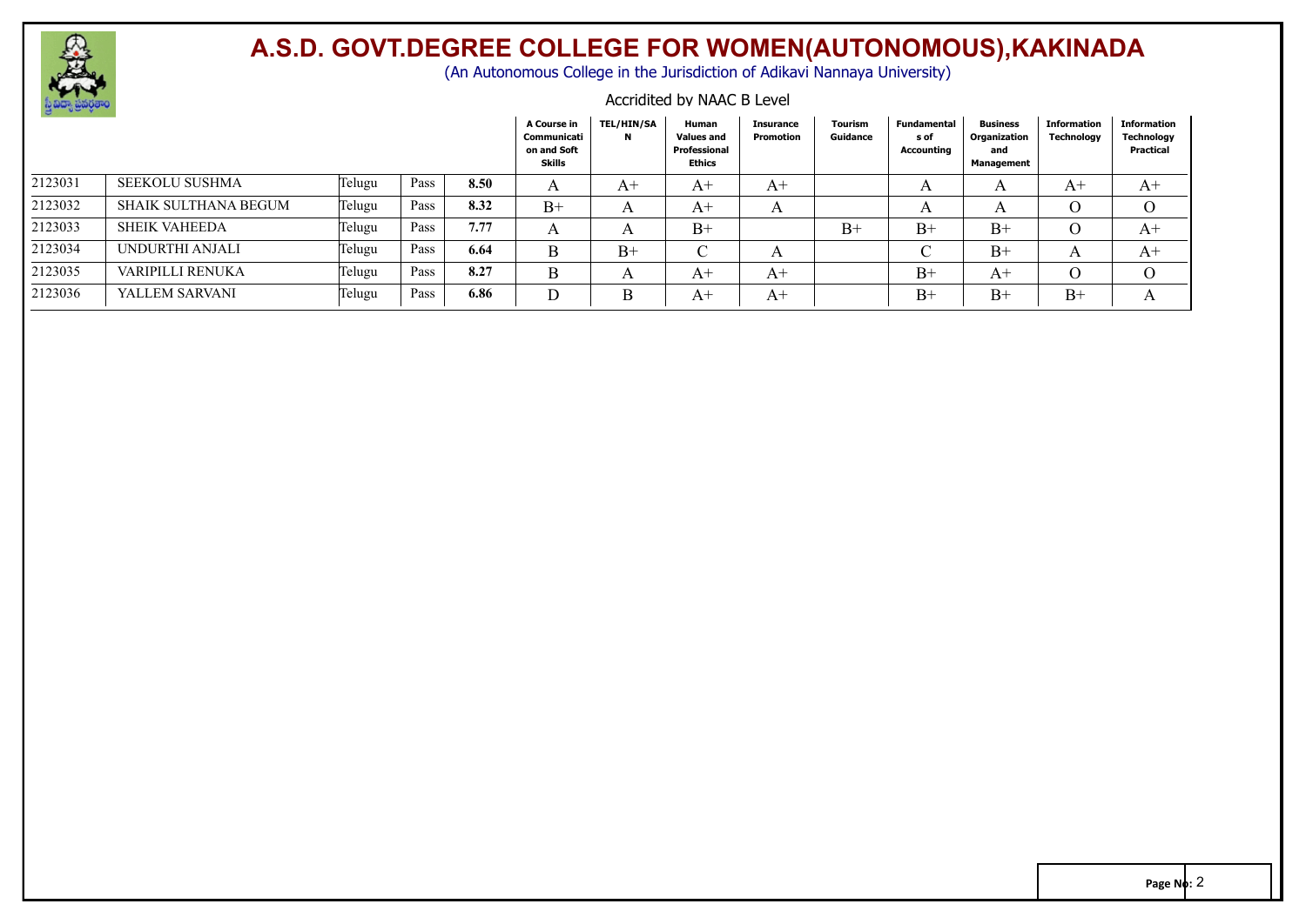# A.S.D. GOVT.DEGREE COLLEGE FOR WOMEN(AUTONOMOUS),KAKINADA

(An Autonomous College in the Jurisdiction of Adikavi Nannaya University)

Accridited by NAAC B Level

| | | | | | A Course in Communication and Soft Skills | TEL/HIN/SAN | Human Values and Professional Ethics | Insurance Promotion | Tourism Guidance | Fundamentals of Accounting | Business Organization and Management | Information Technology | Information Technology Practical |
|---|---|---|---|---|---|---|---|---|---|---|---|---|---|
| 2123031 | SEEKOLU SUSHMA | Telugu | Pass | **8.50** | A | A+ | A+ | A+ | | A | A | A+ | A+ |
| 2123032 | SHAIK SULTHANA BEGUM | Telugu | Pass | **8.32** | B+ | A | A+ | A | | A | A | O | O |
| 2123033 | SHEIK VAHEEDA | Telugu | Pass | **7.77** | A | A | B+ | | B+ | B+ | B+ | O | A+ |
| 2123034 | UNDURTHI ANJALI | Telugu | Pass | **6.64** | B | B+ | C | A | | C | B+ | A | A+ |
| 2123035 | VARIPILLI RENUKA | Telugu | Pass | **8.27** | B | A | A+ | A+ | | B+ | A+ | O | O |
| 2123036 | YALLEM SARVANI | Telugu | Pass | **6.86** | D | B | A+ | A+ | | B+ | B+ | B+ | A |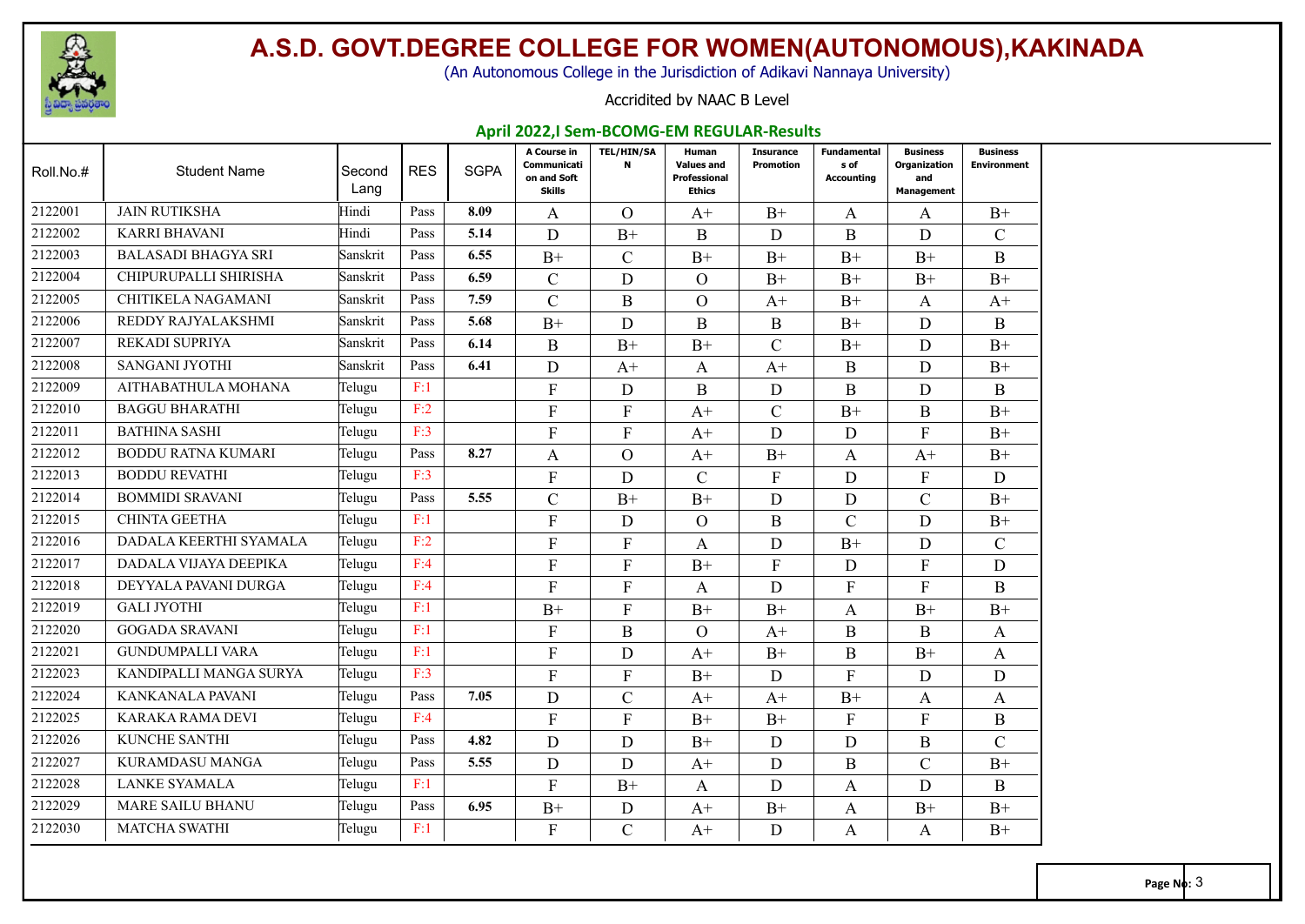# A.S.D. GOVT.DEGREE COLLEGE FOR WOMEN(AUTONOMOUS),KAKINADA

(An Autonomous College in the Jurisdiction of Adikavi Nannaya University)

Accridited by NAAC B Level

## April 2022,I Sem-BCOMG-EM REGULAR-Results

| Roll.No.# | Student Name | Second Lang | RES | SGPA | A Course in Communication and Soft Skills | TEL/HIN/SAN | Human Values and Professional Ethics | Insurance Promotion | Fundamentals of Accounting | Business Organization and Management | Business Environment |
|---|---|---|---|---|---|---|---|---|---|---|---|
| 2122001 | JAIN RUTIKSHA | Hindi | Pass | 8.09 | A | O | A+ | B+ | A | A | B+ |
| 2122002 | KARRI BHAVANI | Hindi | Pass | 5.14 | D | B+ | B | D | B | D | C |
| 2122003 | BALASADI BHAGYA SRI | Sanskrit | Pass | 6.55 | B+ | C | B+ | B+ | B+ | B+ | B |
| 2122004 | CHIPURUPALLI SHIRISHA | Sanskrit | Pass | 6.59 | C | D | O | B+ | B+ | B+ | B+ |
| 2122005 | CHITIKELA NAGAMANI | Sanskrit | Pass | 7.59 | C | B | O | A+ | B+ | A | A+ |
| 2122006 | REDDY RAJYALAKSHMI | Sanskrit | Pass | 5.68 | B+ | D | B | B | B+ | D | B |
| 2122007 | REKADI SUPRIYA | Sanskrit | Pass | 6.14 | B | B+ | B+ | C | B+ | D | B+ |
| 2122008 | SANGANI JYOTHI | Sanskrit | Pass | 6.41 | D | A+ | A | A+ | B | D | B+ |
| 2122009 | AITHABATHULA MOHANA | Telugu | F:1 | | F | D | B | D | B | D | B |
| 2122010 | BAGGU BHARATHI | Telugu | F:2 | | F | F | A+ | C | B+ | B | B+ |
| 2122011 | BATHINA SASHI | Telugu | F:3 | | F | F | A+ | D | D | F | B+ |
| 2122012 | BODDU RATNA KUMARI | Telugu | Pass | 8.27 | A | O | A+ | B+ | A | A+ | B+ |
| 2122013 | BODDU REVATHI | Telugu | F:3 | | F | D | C | F | D | F | D |
| 2122014 | BOMMIDI SRAVANI | Telugu | Pass | 5.55 | C | B+ | B+ | D | D | C | B+ |
| 2122015 | CHINTA GEETHA | Telugu | F:1 | | F | D | O | B | C | D | B+ |
| 2122016 | DADALA KEERTHI SYAMALA | Telugu | F:2 | | F | F | A | D | B+ | D | C |
| 2122017 | DADALA VIJAYA DEEPIKA | Telugu | F:4 | | F | F | B+ | F | D | F | D |
| 2122018 | DEYYALA PAVANI DURGA | Telugu | F:4 | | F | F | A | D | F | F | B |
| 2122019 | GALI JYOTHI | Telugu | F:1 | | B+ | F | B+ | B+ | A | B+ | B+ |
| 2122020 | GOGADA SRAVANI | Telugu | F:1 | | F | B | O | A+ | B | B | A |
| 2122021 | GUNDUMPALLI VARA | Telugu | F:1 | | F | D | A+ | B+ | B | B+ | A |
| 2122023 | KANDIPALLI MANGA SURYA | Telugu | F:3 | | F | F | B+ | D | F | D | D |
| 2122024 | KANKANALA PAVANI | Telugu | Pass | 7.05 | D | C | A+ | A+ | B+ | A | A |
| 2122025 | KARAKA RAMA DEVI | Telugu | F:4 | | F | F | B+ | B+ | F | F | B |
| 2122026 | KUNCHE SANTHI | Telugu | Pass | 4.82 | D | D | B+ | D | D | B | C |
| 2122027 | KURAMDASU MANGA | Telugu | Pass | 5.55 | D | D | A+ | D | B | C | B+ |
| 2122028 | LANKE SYAMALA | Telugu | F:1 | | F | B+ | A | D | A | D | B |
| 2122029 | MARE SAILU BHANU | Telugu | Pass | 6.95 | B+ | D | A+ | B+ | A | B+ | B+ |
| 2122030 | MATCHA SWATHI | Telugu | F:1 | | F | C | A+ | D | A | A | B+ |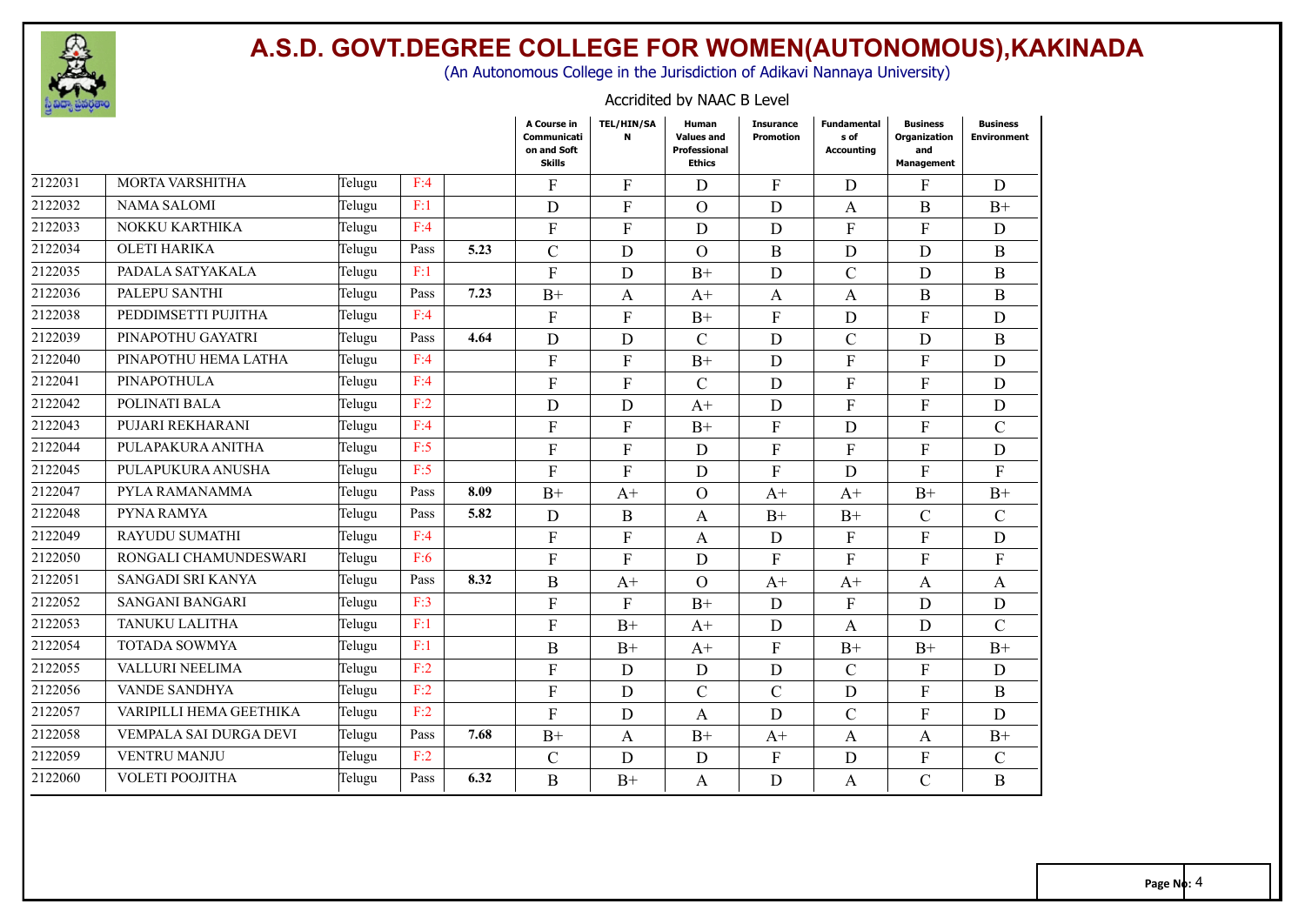# A.S.D. GOVT.DEGREE COLLEGE FOR WOMEN(AUTONOMOUS),KAKINADA

(An Autonomous College in the Jurisdiction of Adikavi Nannaya University)

Accridited by NAAC B Level

| | | | | | A Course in Communication and Soft Skills | TEL/HIN/SAN | Human Values and Professional Ethics | Insurance Promotion | Fundamentals of Accounting | Business Organization and Management | Business Environment |
|---|---|---|---|---|---|---|---|---|---|---|---|
| 2122031 | MORTA VARSHITHA | Telugu | F:4 | | F | F | D | F | D | F | D |
| 2122032 | NAMA SALOMI | Telugu | F:1 | | D | F | O | D | A | B | B+ |
| 2122033 | NOKKU KARTHIKA | Telugu | F:4 | | F | F | D | D | F | F | D |
| 2122034 | OLETI HARIKA | Telugu | Pass | 5.23 | C | D | O | B | D | D | B |
| 2122035 | PADALA SATYAKALA | Telugu | F:1 | | F | D | B+ | D | C | D | B |
| 2122036 | PALEPU SANTHI | Telugu | Pass | 7.23 | B+ | A | A+ | A | A | B | B |
| 2122038 | PEDDIMSETTI PUJITHA | Telugu | F:4 | | F | F | B+ | F | D | F | D |
| 2122039 | PINAPOTHU GAYATRI | Telugu | Pass | 4.64 | D | D | C | D | C | D | B |
| 2122040 | PINAPOTHU HEMA LATHA | Telugu | F:4 | | F | F | B+ | D | F | F | D |
| 2122041 | PINAPOTHULA | Telugu | F:4 | | F | F | C | D | F | F | D |
| 2122042 | POLINATI BALA | Telugu | F:2 | | D | D | A+ | D | F | F | D |
| 2122043 | PUJARI REKHARANI | Telugu | F:4 | | F | F | B+ | F | D | F | C |
| 2122044 | PULAPAKURA ANITHA | Telugu | F:5 | | F | F | D | F | F | F | D |
| 2122045 | PULAPUKURA ANUSHA | Telugu | F:5 | | F | F | D | F | D | F | F |
| 2122047 | PYLA RAMANAMMA | Telugu | Pass | 8.09 | B+ | A+ | O | A+ | A+ | B+ | B+ |
| 2122048 | PYNA RAMYA | Telugu | Pass | 5.82 | D | B | A | B+ | B+ | C | C |
| 2122049 | RAYUDU SUMATHI | Telugu | F:4 | | F | F | A | D | F | F | D |
| 2122050 | RONGALI CHAMUNDESWARI | Telugu | F:6 | | F | F | D | F | F | F | F |
| 2122051 | SANGADI SRI KANYA | Telugu | Pass | 8.32 | B | A+ | O | A+ | A+ | A | A |
| 2122052 | SANGANI BANGARI | Telugu | F:3 | | F | F | B+ | D | F | D | D |
| 2122053 | TANUKU LALITHA | Telugu | F:1 | | F | B+ | A+ | D | A | D | C |
| 2122054 | TOTADA SOWMYA | Telugu | F:1 | | B | B+ | A+ | F | B+ | B+ | B+ |
| 2122055 | VALLURI NEELIMA | Telugu | F:2 | | F | D | D | D | C | F | D |
| 2122056 | VANDE SANDHYA | Telugu | F:2 | | F | D | C | C | D | F | B |
| 2122057 | VARIPILLI HEMA GEETHIKA | Telugu | F:2 | | F | D | A | D | C | F | D |
| 2122058 | VEMPALA SAI DURGA DEVI | Telugu | Pass | 7.68 | B+ | A | B+ | A+ | A | A | B+ |
| 2122059 | VENTRU MANJU | Telugu | F:2 | | C | D | D | F | D | F | C |
| 2122060 | VOLETI POOJITHA | Telugu | Pass | 6.32 | B | B+ | A | D | A | C | B |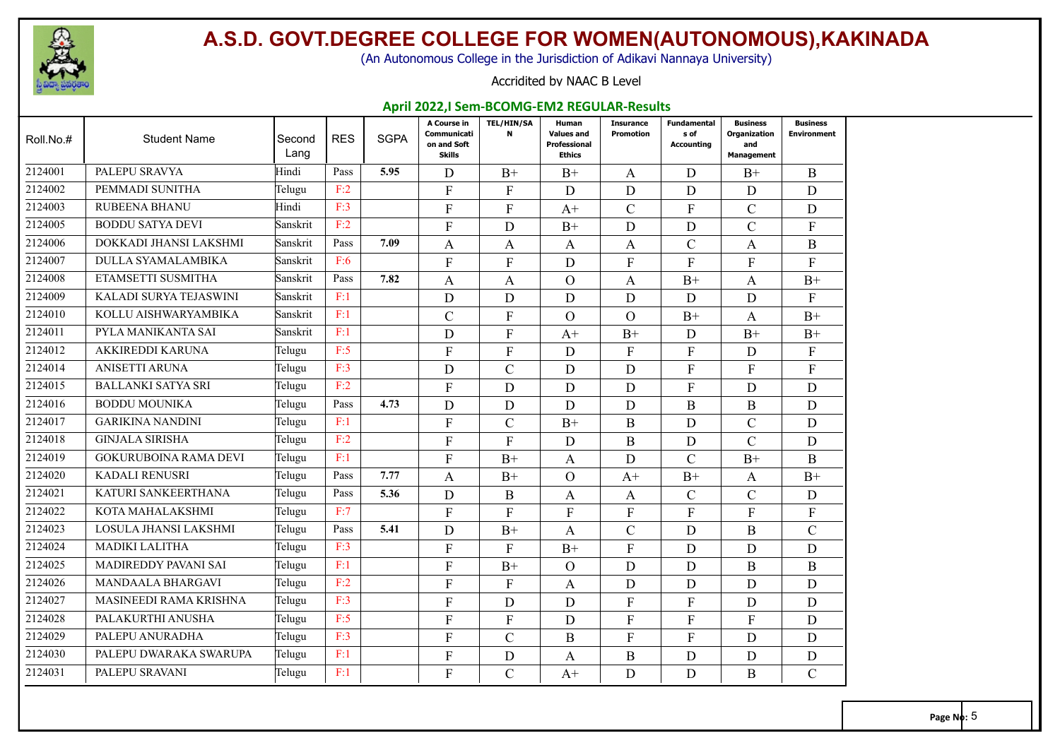# A.S.D. GOVT.DEGREE COLLEGE FOR WOMEN(AUTONOMOUS),KAKINADA

(An Autonomous College in the Jurisdiction of Adikavi Nannaya University)

Accridited by NAAC B Level

## April 2022,I Sem-BCOMG-EM2 REGULAR-Results

| Roll.No.# | Student Name | Second Lang | RES | SGPA | A Course in Communication and Soft Skills | TEL/HIN/SAN | Human Values and Professional Ethics | Insurance Promotion | Fundamentals of Accounting | Business Organization and Management | Business Environment |
|---|---|---|---|---|---|---|---|---|---|---|---|
| 2124001 | PALEPU SRAVYA | Hindi | Pass | 5.95 | D | B+ | B+ | A | D | B+ | B |
| 2124002 | PEMMADI SUNITHA | Telugu | F:2 | | F | F | D | D | D | D | D |
| 2124003 | RUBEENA BHANU | Hindi | F:3 | | F | F | A+ | C | F | C | D |
| 2124005 | BODDU SATYA DEVI | Sanskrit | F:2 | | F | D | B+ | D | D | C | F |
| 2124006 | DOKKADI JHANSI LAKSHMI | Sanskrit | Pass | 7.09 | A | A | A | A | C | A | B |
| 2124007 | DULLA SYAMALAMBIKA | Sanskrit | F:6 | | F | F | D | F | F | F | F |
| 2124008 | ETAMSETTI SUSMITHA | Sanskrit | Pass | 7.82 | A | A | O | A | B+ | A | B+ |
| 2124009 | KALADI SURYA TEJASWINI | Sanskrit | F:1 | | D | D | D | D | D | D | F |
| 2124010 | KOLLU AISHWARYAMBIKA | Sanskrit | F:1 | | C | F | O | O | B+ | A | B+ |
| 2124011 | PYLA MANIKANTA SAI | Sanskrit | F:1 | | D | F | A+ | B+ | D | B+ | B+ |
| 2124012 | AKKIREDDI KARUNA | Telugu | F:5 | | F | F | D | F | F | D | F |
| 2124014 | ANISETTI ARUNA | Telugu | F:3 | | D | C | D | D | F | F | F |
| 2124015 | BALLANKI SATYA SRI | Telugu | F:2 | | F | D | D | D | F | D | D |
| 2124016 | BODDU MOUNIKA | Telugu | Pass | 4.73 | D | D | D | D | B | B | D |
| 2124017 | GARIKINA NANDINI | Telugu | F:1 | | F | C | B+ | B | D | C | D |
| 2124018 | GINJALA SIRISHA | Telugu | F:2 | | F | F | D | B | D | C | D |
| 2124019 | GOKURUBOINA RAMA DEVI | Telugu | F:1 | | F | B+ | A | D | C | B+ | B |
| 2124020 | KADALI RENUSRI | Telugu | Pass | 7.77 | A | B+ | O | A+ | B+ | A | B+ |
| 2124021 | KATURI SANKEERTHANA | Telugu | Pass | 5.36 | D | B | A | A | C | C | D |
| 2124022 | KOTA MAHALAKSHMI | Telugu | F:7 | | F | F | F | F | F | F | F |
| 2124023 | LOSULA JHANSI LAKSHMI | Telugu | Pass | 5.41 | D | B+ | A | C | D | B | C |
| 2124024 | MADIKI LALITHA | Telugu | F:3 | | F | F | B+ | F | D | D | D |
| 2124025 | MADIREDDY PAVANI SAI | Telugu | F:1 | | F | B+ | O | D | D | B | B |
| 2124026 | MANDAALA BHARGAVI | Telugu | F:2 | | F | F | A | D | D | D | D |
| 2124027 | MASINEEDI RAMA KRISHNA | Telugu | F:3 | | F | D | D | F | F | D | D |
| 2124028 | PALAKURTHI ANUSHA | Telugu | F:5 | | F | F | D | F | F | F | D |
| 2124029 | PALEPU ANURADHA | Telugu | F:3 | | F | C | B | F | F | D | D |
| 2124030 | PALEPU DWARAKA SWARUPA | Telugu | F:1 | | F | D | A | B | D | D | D |
| 2124031 | PALEPU SRAVANI | Telugu | F:1 | | F | C | A+ | D | D | B | C |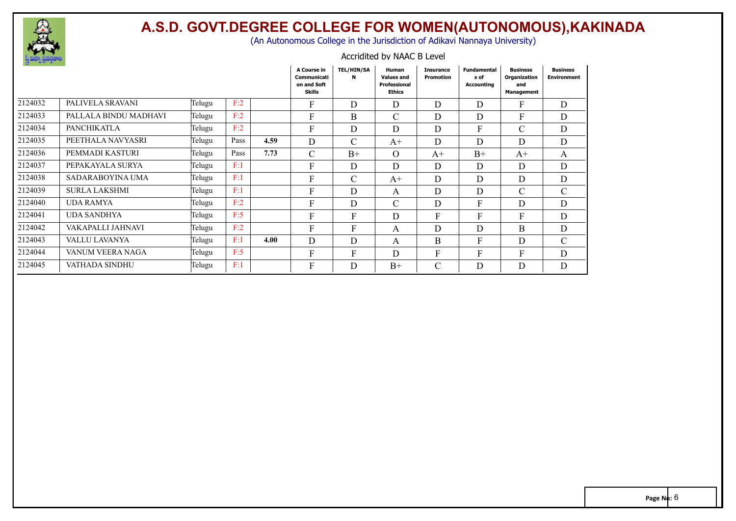# A.S.D. GOVT.DEGREE COLLEGE FOR WOMEN(AUTONOMOUS),KAKINADA

(An Autonomous College in the Jurisdiction of Adikavi Nannaya University)

Accridited by NAAC B Level

| | | | | | A Course in Communication and Soft Skills | TEL/HIN/SAN | Human Values and Professional Ethics | Insurance Promotion | Fundamentals of Accounting | Business Organization and Management | Business Environment |
|---|---|---|---|---|---|---|---|---|---|---|---|
| 2124032 | PALIVELA SRAVANI | Telugu | F:2 | | F | D | D | D | D | F | D |
| 2124033 | PALLALA BINDU MADHAVI | Telugu | F:2 | | F | B | C | D | D | F | D |
| 2124034 | PANCHIKATLA | Telugu | F:2 | | F | D | D | D | F | C | D |
| 2124035 | PEETHALA NAVYASRI | Telugu | Pass | 4.59 | D | C | A+ | D | D | D | D |
| 2124036 | PEMMADI KASTURI | Telugu | Pass | 7.73 | C | B+ | O | A+ | B+ | A+ | A |
| 2124037 | PEPAKAYALA SURYA | Telugu | F:1 | | F | D | D | D | D | D | D |
| 2124038 | SADARABOYINA UMA | Telugu | F:1 | | F | C | A+ | D | D | D | D |
| 2124039 | SURLA LAKSHMI | Telugu | F:1 | | F | D | A | D | D | C | C |
| 2124040 | UDA RAMYA | Telugu | F:2 | | F | D | C | D | F | D | D |
| 2124041 | UDA SANDHYA | Telugu | F:5 | | F | F | D | F | F | F | D |
| 2124042 | VAKAPALLI JAHNAVI | Telugu | F:2 | | F | F | A | D | D | B | D |
| 2124043 | VALLU LAVANYA | Telugu | F:1 | 4.00 | D | D | A | B | F | D | C |
| 2124044 | VANUM VEERA NAGA | Telugu | F:5 | | F | F | D | F | F | F | D |
| 2124045 | VATHADA SINDHU | Telugu | F:1 | | F | D | B+ | C | D | D | D |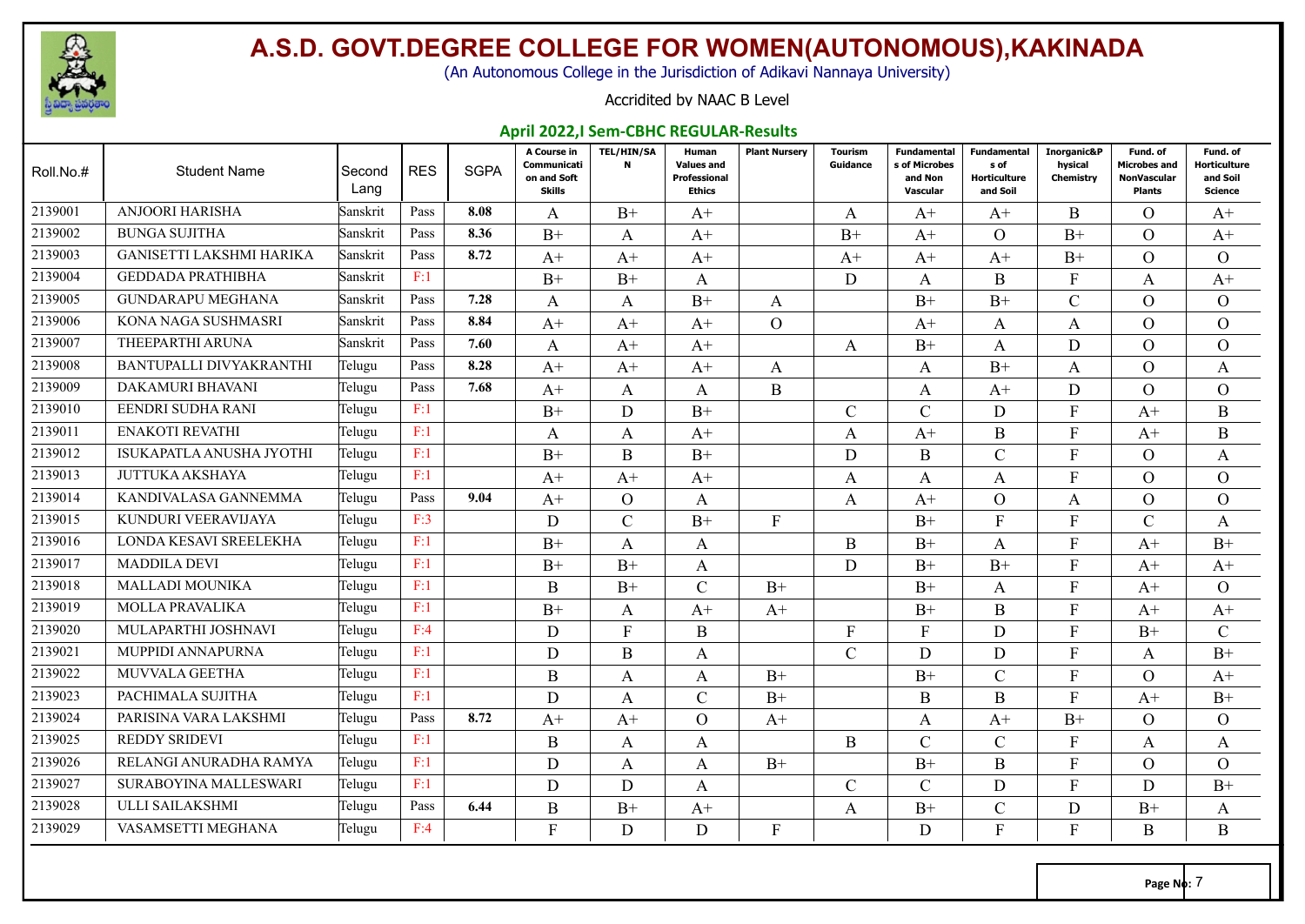# A.S.D. GOVT.DEGREE COLLEGE FOR WOMEN(AUTONOMOUS),KAKINADA

(An Autonomous College in the Jurisdiction of Adikavi Nannaya University)

Accridited by NAAC B Level

**April 2022,I Sem-CBHC REGULAR-Results**

| Roll.No.# | Student Name | Second Lang | RES | SGPA | A Course in Communication and Soft Skills | TEL/HIN/SAN | Human Values and Professional Ethics | Plant Nursery | Tourism Guidance | Fundamentals of Microbes and Non Vascular | Fundamentals of Horticulture and Soil | Inorganic&Physical Chemistry | Fund. of Microbes and NonVascular Plants | Fund. of Horticulture and Soil Science |
|---|---|---|---|---|---|---|---|---|---|---|---|---|---|---|
| 2139001 | ANJOORI HARISHA | Sanskrit | Pass | 8.08 | A | B+ | A+ | | A | A+ | A+ | B | O | A+ |
| 2139002 | BUNGA SUJITHA | Sanskrit | Pass | 8.36 | B+ | A | A+ | | B+ | A+ | O | B+ | O | A+ |
| 2139003 | GANISETTI LAKSHMI HARIKA | Sanskrit | Pass | 8.72 | A+ | A+ | A+ | | A+ | A+ | A+ | B+ | O | O |
| 2139004 | GEDDADA PRATHIBHA | Sanskrit | F:1 | | B+ | B+ | A | | D | A | B | F | A | A+ |
| 2139005 | GUNDARAPU MEGHANA | Sanskrit | Pass | 7.28 | A | A | B+ | A | | B+ | B+ | C | O | O |
| 2139006 | KONA NAGA SUSHMASRI | Sanskrit | Pass | 8.84 | A+ | A+ | A+ | O | | A+ | A | A | O | O |
| 2139007 | THEEPARTHI ARUNA | Sanskrit | Pass | 7.60 | A | A+ | A+ | | A | B+ | A | D | O | O |
| 2139008 | BANTUPALLI DIVYAKRANTHI | Telugu | Pass | 8.28 | A+ | A+ | A+ | A | | A | B+ | A | O | A |
| 2139009 | DAKAMURI BHAVANI | Telugu | Pass | 7.68 | A+ | A | A | B | | A | A+ | D | O | O |
| 2139010 | EENDRI SUDHA RANI | Telugu | F:1 | | B+ | D | B+ | | C | C | D | F | A+ | B |
| 2139011 | ENAKOTI REVATHI | Telugu | F:1 | | A | A | A+ | | A | A+ | B | F | A+ | B |
| 2139012 | ISUKAPATLA ANUSHA JYOTHI | Telugu | F:1 | | B+ | B | B+ | | D | B | C | F | O | A |
| 2139013 | JUTTUKA AKSHAYA | Telugu | F:1 | | A+ | A+ | A+ | | A | A | A | F | O | O |
| 2139014 | KANDIVALASA GANNEMMA | Telugu | Pass | 9.04 | A+ | O | A | | A | A+ | O | A | O | O |
| 2139015 | KUNDURI VEERAVIJAYA | Telugu | F:3 | | D | C | B+ | F | | B+ | F | F | C | A |
| 2139016 | LONDA KESAVI SREELEKHA | Telugu | F:1 | | B+ | A | A | | B | B+ | A | F | A+ | B+ |
| 2139017 | MADDILA DEVI | Telugu | F:1 | | B+ | B+ | A | | D | B+ | B+ | F | A+ | A+ |
| 2139018 | MALLADI MOUNIKA | Telugu | F:1 | | B | B+ | C | B+ | | B+ | A | F | A+ | O |
| 2139019 | MOLLA PRAVALIKA | Telugu | F:1 | | B+ | A | A+ | A+ | | B+ | B | F | A+ | A+ |
| 2139020 | MULAPARTHI JOSHNAVI | Telugu | F:4 | | D | F | B | | F | F | D | F | B+ | C |
| 2139021 | MUPPIDI ANNAPURNA | Telugu | F:1 | | D | B | A | | C | D | D | F | A | B+ |
| 2139022 | MUVVALA GEETHA | Telugu | F:1 | | B | A | A | B+ | | B+ | C | F | O | A+ |
| 2139023 | PACHIMALA SUJITHA | Telugu | F:1 | | D | A | C | B+ | | B | B | F | A+ | B+ |
| 2139024 | PARISINA VARA LAKSHMI | Telugu | Pass | 8.72 | A+ | A+ | O | A+ | | A | A+ | B+ | O | O |
| 2139025 | REDDY SRIDEVI | Telugu | F:1 | | B | A | A | | B | C | C | F | A | A |
| 2139026 | RELANGI ANURADHA RAMYA | Telugu | F:1 | | D | A | A | B+ | | B+ | B | F | O | O |
| 2139027 | SURABOYINA MALLESWARI | Telugu | F:1 | | D | D | A | | C | C | D | F | D | B+ |
| 2139028 | ULLI SAILAKSHMI | Telugu | Pass | 6.44 | B | B+ | A+ | | A | B+ | C | D | B+ | A |
| 2139029 | VASAMSETTI MEGHANA | Telugu | F:4 | | F | D | D | F | | D | F | F | B | B |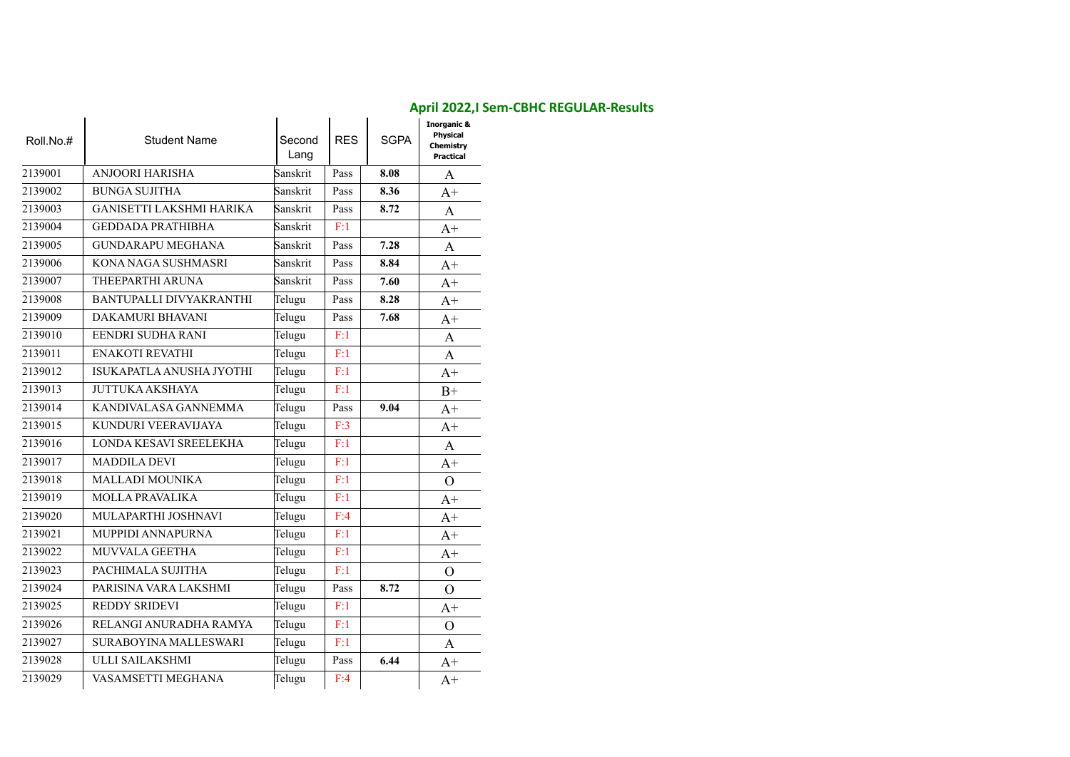## April 2022,I Sem-CBHC REGULAR-Results

| Roll.No.# | Student Name | Second Lang | RES | SGPA | Inorganic & Physical Chemistry Practical |
|---|---|---|---|---|---|
| 2139001 | ANJOORI HARISHA | Sanskrit | Pass | 8.08 | A |
| 2139002 | BUNGA SUJITHA | Sanskrit | Pass | 8.36 | A+ |
| 2139003 | GANISETTI LAKSHMI HARIKA | Sanskrit | Pass | 8.72 | A |
| 2139004 | GEDDADA PRATHIBHA | Sanskrit | F:1 | | A+ |
| 2139005 | GUNDARAPU MEGHANA | Sanskrit | Pass | 7.28 | A |
| 2139006 | KONA NAGA SUSHMASRI | Sanskrit | Pass | 8.84 | A+ |
| 2139007 | THEEPARTHI ARUNA | Sanskrit | Pass | 7.60 | A+ |
| 2139008 | BANTUPALLI DIVYAKRANTHI | Telugu | Pass | 8.28 | A+ |
| 2139009 | DAKAMURI BHAVANI | Telugu | Pass | 7.68 | A+ |
| 2139010 | EENDRI SUDHA RANI | Telugu | F:1 | | A |
| 2139011 | ENAKOTI REVATHI | Telugu | F:1 | | A |
| 2139012 | ISUKAPATLA ANUSHA JYOTHI | Telugu | F:1 | | A+ |
| 2139013 | JUTTUKA AKSHAYA | Telugu | F:1 | | B+ |
| 2139014 | KANDIVALASA GANNEMMA | Telugu | Pass | 9.04 | A+ |
| 2139015 | KUNDURI VEERAVIJAYA | Telugu | F:3 | | A+ |
| 2139016 | LONDA KESAVI SREELEKHA | Telugu | F:1 | | A |
| 2139017 | MADDILA DEVI | Telugu | F:1 | | A+ |
| 2139018 | MALLADI MOUNIKA | Telugu | F:1 | | O |
| 2139019 | MOLLA PRAVALIKA | Telugu | F:1 | | A+ |
| 2139020 | MULAPARTHI JOSHNAVI | Telugu | F:4 | | A+ |
| 2139021 | MUPPIDI ANNAPURNA | Telugu | F:1 | | A+ |
| 2139022 | MUVVALA GEETHA | Telugu | F:1 | | A+ |
| 2139023 | PACHIMALA SUJITHA | Telugu | F:1 | | O |
| 2139024 | PARISINA VARA LAKSHMI | Telugu | Pass | 8.72 | O |
| 2139025 | REDDY SRIDEVI | Telugu | F:1 | | A+ |
| 2139026 | RELANGI ANURADHA RAMYA | Telugu | F:1 | | O |
| 2139027 | SURABOYINA MALLESWARI | Telugu | F:1 | | A |
| 2139028 | ULLI SAILAKSHMI | Telugu | Pass | 6.44 | A+ |
| 2139029 | VASAMSETTI MEGHANA | Telugu | F:4 | | A+ |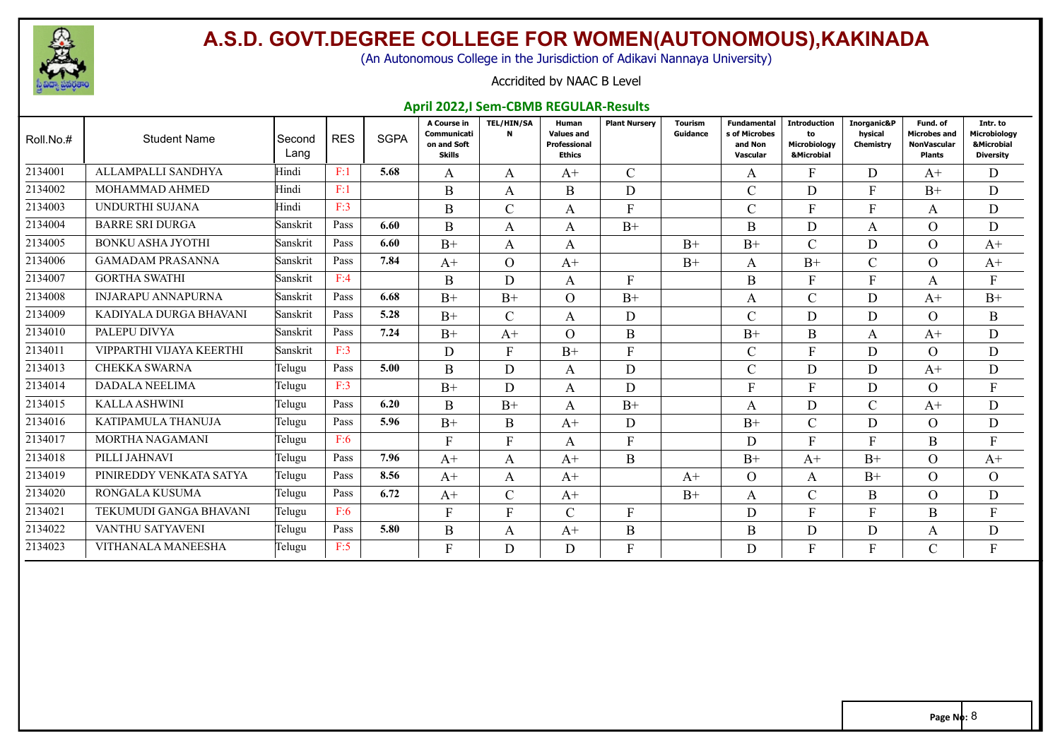# A.S.D. GOVT.DEGREE COLLEGE FOR WOMEN(AUTONOMOUS),KAKINADA

(An Autonomous College in the Jurisdiction of Adikavi Nannaya University)

Accridited by NAAC B Level

## April 2022,I Sem-CBMB REGULAR-Results

| Roll.No.# | Student Name | Second Lang | RES | SGPA | A Course in Communication and Soft Skills | TEL/HIN/SAN | Human Values and Professional Ethics | Plant Nursery | Tourism Guidance | Fundamentals of Microbes and Non Vascular | Introduction to Microbiology &Microbial | Inorganic&Physical Chemistry | Fund. of Microbes and NonVascular Plants | Intr. to Microbiology &Microbial Diversity |
|---|---|---|---|---|---|---|---|---|---|---|---|---|---|---|
| 2134001 | ALLAMPALLI SANDHYA | Hindi | F:1 | 5.68 | A | A | A+ | C | | A | F | D | A+ | D |
| 2134002 | MOHAMMAD AHMED | Hindi | F:1 | | B | A | B | D | | C | D | F | B+ | D |
| 2134003 | UNDURTHI SUJANA | Hindi | F:3 | | B | C | A | F | | C | F | F | A | D |
| 2134004 | BARRE SRI DURGA | Sanskrit | Pass | 6.60 | B | A | A | B+ | | B | D | A | O | D |
| 2134005 | BONKU ASHA JYOTHI | Sanskrit | Pass | 6.60 | B+ | A | A | | B+ | B+ | C | D | O | A+ |
| 2134006 | GAMADAM PRASANNA | Sanskrit | Pass | 7.84 | A+ | O | A+ | | B+ | A | B+ | C | O | A+ |
| 2134007 | GORTHA SWATHI | Sanskrit | F:4 | | B | D | A | F | | B | F | F | A | F |
| 2134008 | INJARAPU ANNAPURNA | Sanskrit | Pass | 6.68 | B+ | B+ | O | B+ | | A | C | D | A+ | B+ |
| 2134009 | KADIYALA DURGA BHAVANI | Sanskrit | Pass | 5.28 | B+ | C | A | D | | C | D | D | O | B |
| 2134010 | PALEPU DIVYA | Sanskrit | Pass | 7.24 | B+ | A+ | O | B | | B+ | B | A | A+ | D |
| 2134011 | VIPPARTHI VIJAYA KEERTHI | Sanskrit | F:3 | | D | F | B+ | F | | C | F | D | O | D |
| 2134013 | CHEKKA SWARNA | Telugu | Pass | 5.00 | B | D | A | D | | C | D | D | A+ | D |
| 2134014 | DADALA NEELIMA | Telugu | F:3 | | B+ | D | A | D | | F | F | D | O | F |
| 2134015 | KALLA ASHWINI | Telugu | Pass | 6.20 | B | B+ | A | B+ | | A | D | C | A+ | D |
| 2134016 | KATIPAMULA THANUJA | Telugu | Pass | 5.96 | B+ | B | A+ | D | | B+ | C | D | O | D |
| 2134017 | MORTHA NAGAMANI | Telugu | F:6 | | F | F | A | F | | D | F | F | B | F |
| 2134018 | PILLI JAHNAVI | Telugu | Pass | 7.96 | A+ | A | A+ | B | | B+ | A+ | B+ | O | A+ |
| 2134019 | PINIREDDY VENKATA SATYA | Telugu | Pass | 8.56 | A+ | A | A+ | | A+ | O | A | B+ | O | O |
| 2134020 | RONGALA KUSUMA | Telugu | Pass | 6.72 | A+ | C | A+ | | B+ | A | C | B | O | D |
| 2134021 | TEKUMUDI GANGA BHAVANI | Telugu | F:6 | | F | F | C | F | | D | F | F | B | F |
| 2134022 | VANTHU SATYAVENI | Telugu | Pass | 5.80 | B | A | A+ | B | | B | D | D | A | D |
| 2134023 | VITHANALA MANEESHA | Telugu | F:5 | | F | D | D | F | | D | F | F | C | F |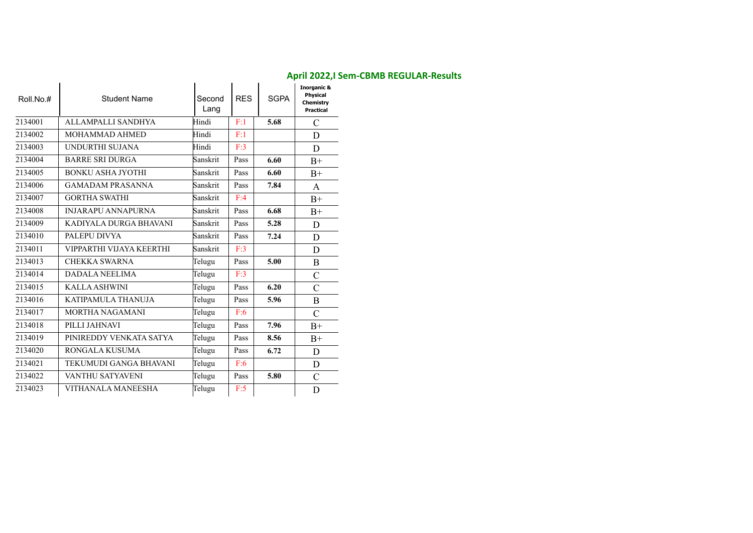## April 2022,I Sem-CBMB REGULAR-Results

| Roll.No.# | Student Name | Second Lang | RES | SGPA | Inorganic & Physical Chemistry Practical |
|---|---|---|---|---|---|
| 2134001 | ALLAMPALLI SANDHYA | Hindi | F:1 | **5.68** | C |
| 2134002 | MOHAMMAD AHMED | Hindi | F:1 | | D |
| 2134003 | UNDURTHI SUJANA | Hindi | F:3 | | D |
| 2134004 | BARRE SRI DURGA | Sanskrit | Pass | **6.60** | B+ |
| 2134005 | BONKU ASHA JYOTHI | Sanskrit | Pass | **6.60** | B+ |
| 2134006 | GAMADAM PRASANNA | Sanskrit | Pass | **7.84** | A |
| 2134007 | GORTHA SWATHI | Sanskrit | F:4 | | B+ |
| 2134008 | INJARAPU ANNAPURNA | Sanskrit | Pass | **6.68** | B+ |
| 2134009 | KADIYALA DURGA BHAVANI | Sanskrit | Pass | **5.28** | D |
| 2134010 | PALEPU DIVYA | Sanskrit | Pass | **7.24** | D |
| 2134011 | VIPPARTHI VIJAYA KEERTHI | Sanskrit | F:3 | | D |
| 2134013 | CHEKKA SWARNA | Telugu | Pass | **5.00** | B |
| 2134014 | DADALA NEELIMA | Telugu | F:3 | | C |
| 2134015 | KALLA ASHWINI | Telugu | Pass | **6.20** | C |
| 2134016 | KATIPAMULA THANUJA | Telugu | Pass | **5.96** | B |
| 2134017 | MORTHA NAGAMANI | Telugu | F:6 | | C |
| 2134018 | PILLI JAHNAVI | Telugu | Pass | **7.96** | B+ |
| 2134019 | PINIREDDY VENKATA SATYA | Telugu | Pass | **8.56** | B+ |
| 2134020 | RONGALA KUSUMA | Telugu | Pass | **6.72** | D |
| 2134021 | TEKUMUDI GANGA BHAVANI | Telugu | F:6 | | D |
| 2134022 | VANTHU SATYAVENI | Telugu | Pass | **5.80** | C |
| 2134023 | VITHANALA MANEESHA | Telugu | F:5 | | D |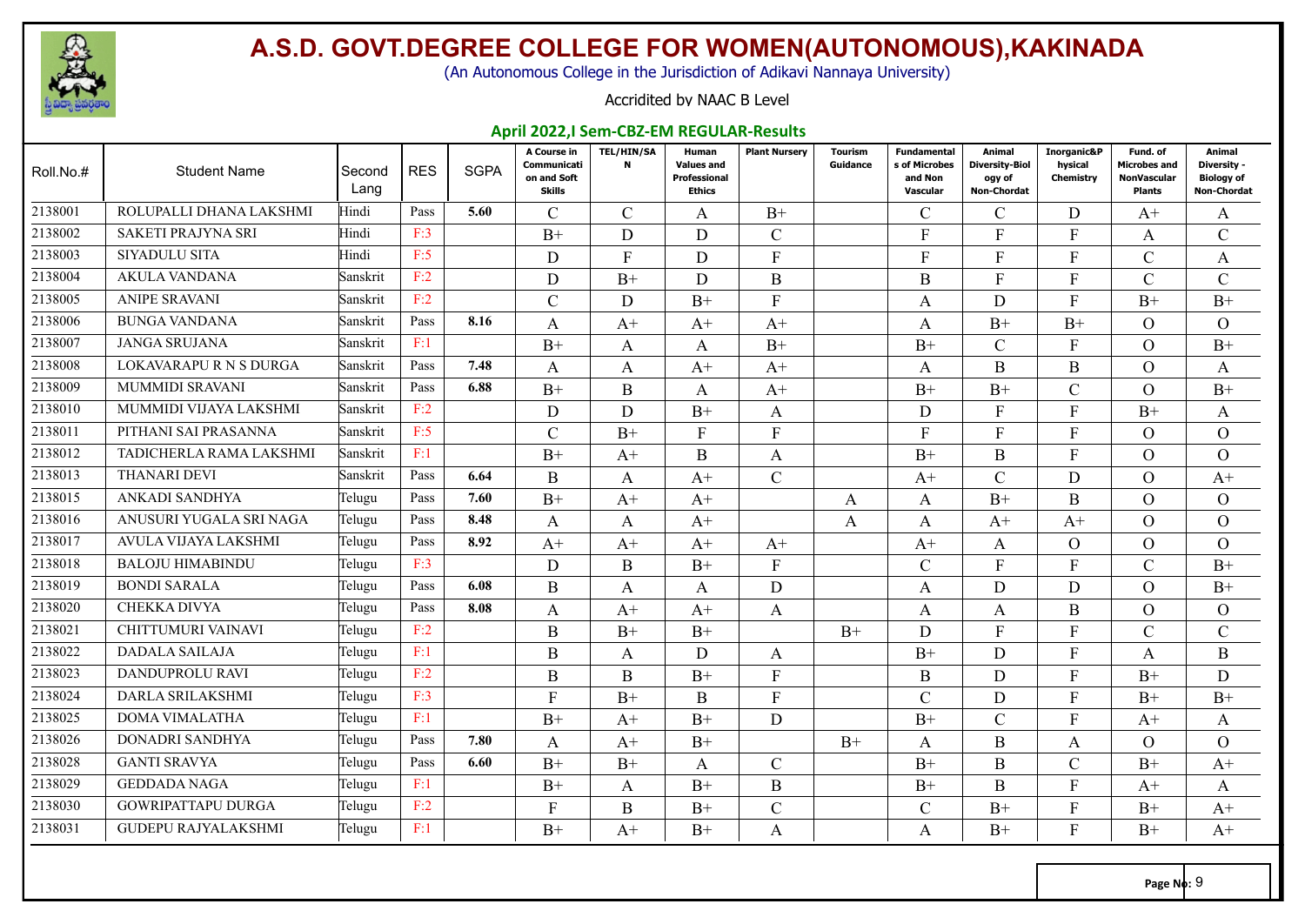# A.S.D. GOVT.DEGREE COLLEGE FOR WOMEN(AUTONOMOUS),KAKINADA

(An Autonomous College in the Jurisdiction of Adikavi Nannaya University)

Accridited by NAAC B Level

**April 2022,I Sem-CBZ-EM REGULAR-Results**

| Roll.No.# | Student Name | Second Lang | RES | SGPA | A Course in Communication and Soft Skills | TEL/HIN/SAN | Human Values and Professional Ethics | Plant Nursery | Tourism Guidance | Fundamentals of Microbes and Non Vascular | Animal Diversity-Biology of Non-Chordat | Inorganic&Physical Chemistry | Fund. of Microbes and NonVascular Plants | Animal Diversity - Biology of Non-Chordat |
|---|---|---|---|---|---|---|---|---|---|---|---|---|---|---|
| 2138001 | ROLUPALLI DHANA LAKSHMI | Hindi | Pass | 5.60 | C | C | A | B+ | | C | C | D | A+ | A |
| 2138002 | SAKETI PRAJYNA SRI | Hindi | F:3 | | B+ | D | D | C | | F | F | F | A | C |
| 2138003 | SIYADULU SITA | Hindi | F:5 | | D | F | D | F | | F | F | F | C | A |
| 2138004 | AKULA VANDANA | Sanskrit | F:2 | | D | B+ | D | B | | B | F | F | C | C |
| 2138005 | ANIPE SRAVANI | Sanskrit | F:2 | | C | D | B+ | F | | A | D | F | B+ | B+ |
| 2138006 | BUNGA VANDANA | Sanskrit | Pass | 8.16 | A | A+ | A+ | A+ | | A | B+ | B+ | O | O |
| 2138007 | JANGA SRUJANA | Sanskrit | F:1 | | B+ | A | A | B+ | | B+ | C | F | O | B+ |
| 2138008 | LOKAVARAPU R N S DURGA | Sanskrit | Pass | 7.48 | A | A | A+ | A+ | | A | B | B | O | A |
| 2138009 | MUMMIDI SRAVANI | Sanskrit | Pass | 6.88 | B+ | B | A | A+ | | B+ | B+ | C | O | B+ |
| 2138010 | MUMMIDI VIJAYA LAKSHMI | Sanskrit | F:2 | | D | D | B+ | A | | D | F | F | B+ | A |
| 2138011 | PITHANI SAI PRASANNA | Sanskrit | F:5 | | C | B+ | F | F | | F | F | F | O | O |
| 2138012 | TADICHERLA RAMA LAKSHMI | Sanskrit | F:1 | | B+ | A+ | B | A | | B+ | B | F | O | O |
| 2138013 | THANARI DEVI | Sanskrit | Pass | 6.64 | B | A | A+ | C | | A+ | C | D | O | A+ |
| 2138015 | ANKADI SANDHYA | Telugu | Pass | 7.60 | B+ | A+ | A+ | | A | A | B+ | B | O | O |
| 2138016 | ANUSURI YUGALA SRI NAGA | Telugu | Pass | 8.48 | A | A | A+ | | A | A | A+ | A+ | O | O |
| 2138017 | AVULA VIJAYA LAKSHMI | Telugu | Pass | 8.92 | A+ | A+ | A+ | A+ | | A+ | A | O | O | O |
| 2138018 | BALOJU HIMABINDU | Telugu | F:3 | | D | B | B+ | F | | C | F | F | C | B+ |
| 2138019 | BONDI SARALA | Telugu | Pass | 6.08 | B | A | A | D | | A | D | D | O | B+ |
| 2138020 | CHEKKA DIVYA | Telugu | Pass | 8.08 | A | A+ | A+ | A | | A | A | B | O | O |
| 2138021 | CHITTUMURI VAINAVI | Telugu | F:2 | | B | B+ | B+ | | B+ | D | F | F | C | C |
| 2138022 | DADALA SAILAJA | Telugu | F:1 | | B | A | D | A | | B+ | D | F | A | B |
| 2138023 | DANDUPROLU RAVI | Telugu | F:2 | | B | B | B+ | F | | B | D | F | B+ | D |
| 2138024 | DARLA SRILAKSHMI | Telugu | F:3 | | F | B+ | B | F | | C | D | F | B+ | B+ |
| 2138025 | DOMA VIMALATHA | Telugu | F:1 | | B+ | A+ | B+ | D | | B+ | C | F | A+ | A |
| 2138026 | DONADRI SANDHYA | Telugu | Pass | 7.80 | A | A+ | B+ | | B+ | A | B | A | O | O |
| 2138028 | GANTI SRAVYA | Telugu | Pass | 6.60 | B+ | B+ | A | C | | B+ | B | C | B+ | A+ |
| 2138029 | GEDDADA NAGA | Telugu | F:1 | | B+ | A | B+ | B | | B+ | B | F | A+ | A |
| 2138030 | GOWRIPATTAPU DURGA | Telugu | F:2 | | F | B | B+ | C | | C | B+ | F | B+ | A+ |
| 2138031 | GUDEPU RAJYALAKSHMI | Telugu | F:1 | | B+ | A+ | B+ | A | | A | B+ | F | B+ | A+ |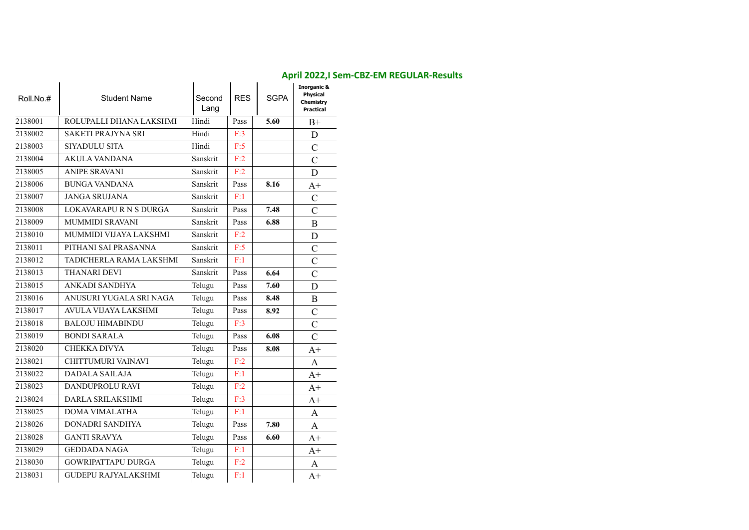## April 2022,I Sem-CBZ-EM REGULAR-Results

| Roll.No.# | Student Name | Second Lang | RES | SGPA | Inorganic & Physical Chemistry Practical |
|---|---|---|---|---|---|
| 2138001 | ROLUPALLI DHANA LAKSHMI | Hindi | Pass | **5.60** | B+ |
| 2138002 | SAKETI PRAJYNA SRI | Hindi | F:3 | | D |
| 2138003 | SIYADULU SITA | Hindi | F:5 | | C |
| 2138004 | AKULA VANDANA | Sanskrit | F:2 | | C |
| 2138005 | ANIPE SRAVANI | Sanskrit | F:2 | | D |
| 2138006 | BUNGA VANDANA | Sanskrit | Pass | **8.16** | A+ |
| 2138007 | JANGA SRUJANA | Sanskrit | F:1 | | C |
| 2138008 | LOKAVARAPU R N S DURGA | Sanskrit | Pass | **7.48** | C |
| 2138009 | MUMMIDI SRAVANI | Sanskrit | Pass | **6.88** | B |
| 2138010 | MUMMIDI VIJAYA LAKSHMI | Sanskrit | F:2 | | D |
| 2138011 | PITHANI SAI PRASANNA | Sanskrit | F:5 | | C |
| 2138012 | TADICHERLA RAMA LAKSHMI | Sanskrit | F:1 | | C |
| 2138013 | THANARI DEVI | Sanskrit | Pass | **6.64** | C |
| 2138015 | ANKADI SANDHYA | Telugu | Pass | **7.60** | D |
| 2138016 | ANUSURI YUGALA SRI NAGA | Telugu | Pass | **8.48** | B |
| 2138017 | AVULA VIJAYA LAKSHMI | Telugu | Pass | **8.92** | C |
| 2138018 | BALOJU HIMABINDU | Telugu | F:3 | | C |
| 2138019 | BONDI SARALA | Telugu | Pass | **6.08** | C |
| 2138020 | CHEKKA DIVYA | Telugu | Pass | **8.08** | A+ |
| 2138021 | CHITTUMURI VAINAVI | Telugu | F:2 | | A |
| 2138022 | DADALA SAILAJA | Telugu | F:1 | | A+ |
| 2138023 | DANDUPROLU RAVI | Telugu | F:2 | | A+ |
| 2138024 | DARLA SRILAKSHMI | Telugu | F:3 | | A+ |
| 2138025 | DOMA VIMALATHA | Telugu | F:1 | | A |
| 2138026 | DONADRI SANDHYA | Telugu | Pass | **7.80** | A |
| 2138028 | GANTI SRAVYA | Telugu | Pass | **6.60** | A+ |
| 2138029 | GEDDADA NAGA | Telugu | F:1 | | A+ |
| 2138030 | GOWRIPATTAPU DURGA | Telugu | F:2 | | A |
| 2138031 | GUDEPU RAJYALAKSHMI | Telugu | F:1 | | A+ |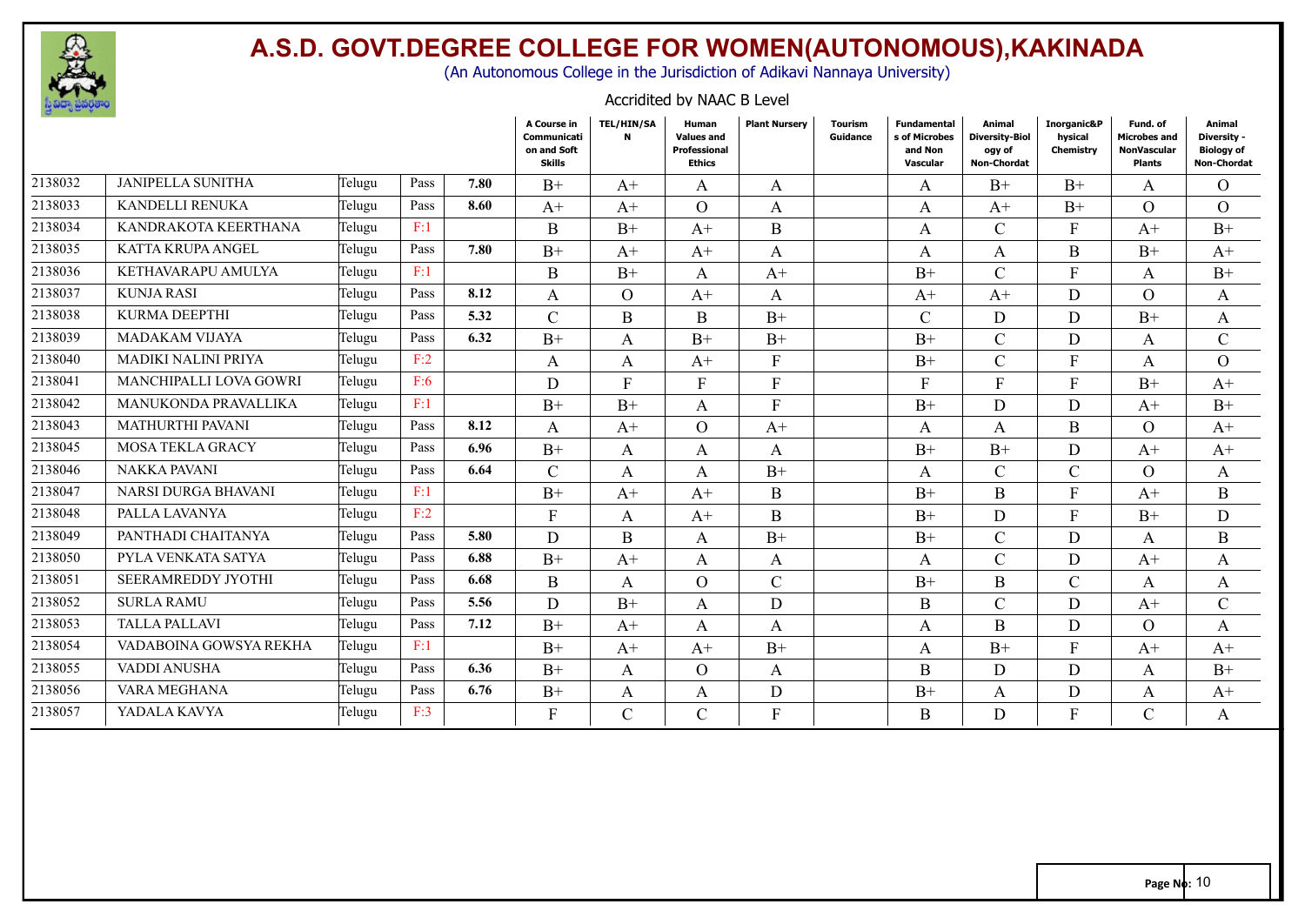# A.S.D. GOVT.DEGREE COLLEGE FOR WOMEN(AUTONOMOUS),KAKINADA

(An Autonomous College in the Jurisdiction of Adikavi Nannaya University)

Accridited by NAAC B Level

| | | | | | A Course in Communication and Soft Skills | TEL/HIN/SAN | Human Values and Professional Ethics | Plant Nursery | Tourism Guidance | Fundamentals of Microbes and Non Vascular | Animal Diversity-Biology of Non-Chordat | Inorganic&Physical Chemistry | Fund. of Microbes and NonVascular Plants | Animal Diversity - Biology of Non-Chordat |
|---|---|---|---|---|---|---|---|---|---|---|---|---|---|---|
| 2138032 | JANIPELLA SUNITHA | Telugu | Pass | 7.80 | B+ | A+ | A | A | | A | B+ | B+ | A | O |
| 2138033 | KANDELLI RENUKA | Telugu | Pass | 8.60 | A+ | A+ | O | A | | A | A+ | B+ | O | O |
| 2138034 | KANDRAKOTA KEERTHANA | Telugu | F:1 | | B | B+ | A+ | B | | A | C | F | A+ | B+ |
| 2138035 | KATTA KRUPA ANGEL | Telugu | Pass | 7.80 | B+ | A+ | A+ | A | | A | A | B | B+ | A+ |
| 2138036 | KETHAVARAPU AMULYA | Telugu | F:1 | | B | B+ | A | A+ | | B+ | C | F | A | B+ |
| 2138037 | KUNJA RASI | Telugu | Pass | 8.12 | A | O | A+ | A | | A+ | A+ | D | O | A |
| 2138038 | KURMA DEEPTHI | Telugu | Pass | 5.32 | C | B | B | B+ | | C | D | D | B+ | A |
| 2138039 | MADAKAM VIJAYA | Telugu | Pass | 6.32 | B+ | A | B+ | B+ | | B+ | C | D | A | C |
| 2138040 | MADIKI NALINI PRIYA | Telugu | F:2 | | A | A | A+ | F | | B+ | C | F | A | O |
| 2138041 | MANCHIPALLI LOVA GOWRI | Telugu | F:6 | | D | F | F | F | | F | F | F | B+ | A+ |
| 2138042 | MANUKONDA PRAVALLIKA | Telugu | F:1 | | B+ | B+ | A | F | | B+ | D | D | A+ | B+ |
| 2138043 | MATHURTHI PAVANI | Telugu | Pass | 8.12 | A | A+ | O | A+ | | A | A | B | O | A+ |
| 2138045 | MOSA TEKLA GRACY | Telugu | Pass | 6.96 | B+ | A | A | A | | B+ | B+ | D | A+ | A+ |
| 2138046 | NAKKA PAVANI | Telugu | Pass | 6.64 | C | A | A | B+ | | A | C | C | O | A |
| 2138047 | NARSI DURGA BHAVANI | Telugu | F:1 | | B+ | A+ | A+ | B | | B+ | B | F | A+ | B |
| 2138048 | PALLA LAVANYA | Telugu | F:2 | | F | A | A+ | B | | B+ | D | F | B+ | D |
| 2138049 | PANTHADI CHAITANYA | Telugu | Pass | 5.80 | D | B | A | B+ | | B+ | C | D | A | B |
| 2138050 | PYLA VENKATA SATYA | Telugu | Pass | 6.88 | B+ | A+ | A | A | | A | C | D | A+ | A |
| 2138051 | SEERAMREDDY JYOTHI | Telugu | Pass | 6.68 | B | A | O | C | | B+ | B | C | A | A |
| 2138052 | SURLA RAMU | Telugu | Pass | 5.56 | D | B+ | A | D | | B | C | D | A+ | C |
| 2138053 | TALLA PALLAVI | Telugu | Pass | 7.12 | B+ | A+ | A | A | | A | B | D | O | A |
| 2138054 | VADABOINA GOWSYA REKHA | Telugu | F:1 | | B+ | A+ | A+ | B+ | | A | B+ | F | A+ | A+ |
| 2138055 | VADDI ANUSHA | Telugu | Pass | 6.36 | B+ | A | O | A | | B | D | D | A | B+ |
| 2138056 | VARA MEGHANA | Telugu | Pass | 6.76 | B+ | A | A | D | | B+ | A | D | A | A+ |
| 2138057 | YADALA KAVYA | Telugu | F:3 | | F | C | C | F | | B | D | F | C | A |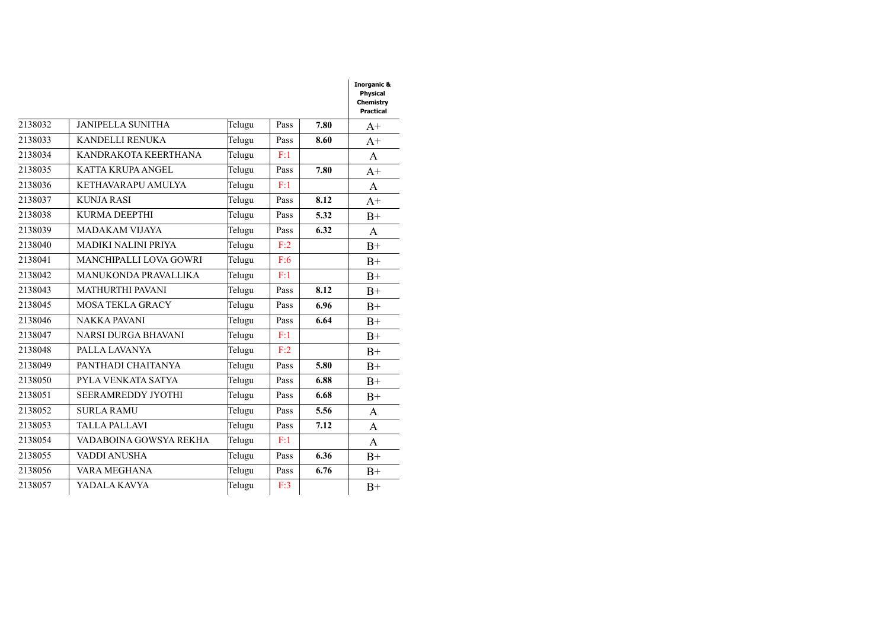| | | | | | Inorganic & Physical Chemistry Practical |
|---|---|---|---|---|---|
| 2138032 | JANIPELLA SUNITHA | Telugu | Pass | **7.80** | A+ |
| 2138033 | KANDELLI RENUKA | Telugu | Pass | **8.60** | A+ |
| 2138034 | KANDRAKOTA KEERTHANA | Telugu | F:1 | | A |
| 2138035 | KATTA KRUPA ANGEL | Telugu | Pass | **7.80** | A+ |
| 2138036 | KETHAVARAPU AMULYA | Telugu | F:1 | | A |
| 2138037 | KUNJA RASI | Telugu | Pass | **8.12** | A+ |
| 2138038 | KURMA DEEPTHI | Telugu | Pass | **5.32** | B+ |
| 2138039 | MADAKAM VIJAYA | Telugu | Pass | **6.32** | A |
| 2138040 | MADIKI NALINI PRIYA | Telugu | F:2 | | B+ |
| 2138041 | MANCHIPALLI LOVA GOWRI | Telugu | F:6 | | B+ |
| 2138042 | MANUKONDA PRAVALLIKA | Telugu | F:1 | | B+ |
| 2138043 | MATHURTHI PAVANI | Telugu | Pass | **8.12** | B+ |
| 2138045 | MOSA TEKLA GRACY | Telugu | Pass | **6.96** | B+ |
| 2138046 | NAKKA PAVANI | Telugu | Pass | **6.64** | B+ |
| 2138047 | NARSI DURGA BHAVANI | Telugu | F:1 | | B+ |
| 2138048 | PALLA LAVANYA | Telugu | F:2 | | B+ |
| 2138049 | PANTHADI CHAITANYA | Telugu | Pass | **5.80** | B+ |
| 2138050 | PYLA VENKATA SATYA | Telugu | Pass | **6.88** | B+ |
| 2138051 | SEERAMREDDY JYOTHI | Telugu | Pass | **6.68** | B+ |
| 2138052 | SURLA RAMU | Telugu | Pass | **5.56** | A |
| 2138053 | TALLA PALLAVI | Telugu | Pass | **7.12** | A |
| 2138054 | VADABOINA GOWSYA REKHA | Telugu | F:1 | | A |
| 2138055 | VADDI ANUSHA | Telugu | Pass | **6.36** | B+ |
| 2138056 | VARA MEGHANA | Telugu | Pass | **6.76** | B+ |
| 2138057 | YADALA KAVYA | Telugu | F:3 | | B+ |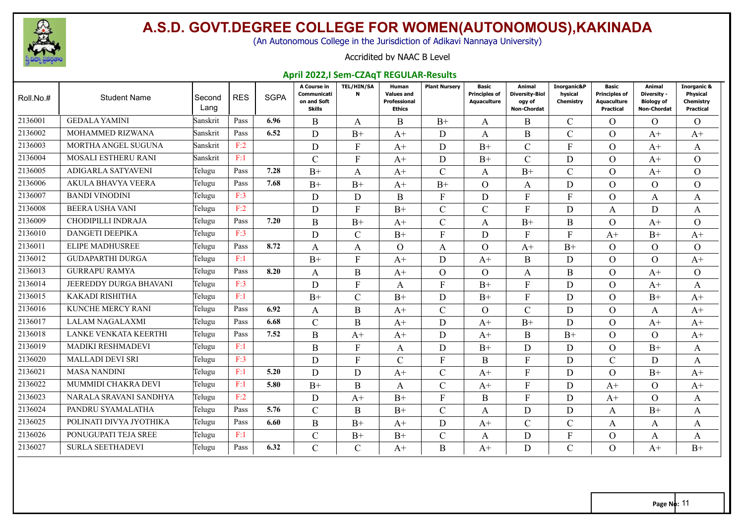# A.S.D. GOVT.DEGREE COLLEGE FOR WOMEN(AUTONOMOUS),KAKINADA

(An Autonomous College in the Jurisdiction of Adikavi Nannaya University)

Accridited by NAAC B Level

## April 2022,I Sem-CZAqT REGULAR-Results

| Roll.No.# | Student Name | Second Lang | RES | SGPA | A Course in Communication and Soft Skills | TEL/HIN/SAN | Human Values and Professional Ethics | Plant Nursery | Basic Principles of Aquaculture | Animal Diversity-Biology of Non-Chordat | Inorganic&Physical Chemistry | Basic Principles of Aquaculture Practical | Animal Diversity - Biology of Non-Chordat | Inorganic & Physical Chemistry Practical |
|---|---|---|---|---|---|---|---|---|---|---|---|---|---|---|
| 2136001 | GEDALA YAMINI | Sanskrit | Pass | 6.96 | B | A | B | B+ | A | B | C | O | O | O |
| 2136002 | MOHAMMED RIZWANA | Sanskrit | Pass | 6.52 | D | B+ | A+ | D | A | B | C | O | A+ | A+ |
| 2136003 | MORTHA ANGEL SUGUNA | Sanskrit | F:2 | | D | F | A+ | D | B+ | C | F | O | A+ | A |
| 2136004 | MOSALI ESTHERU RANI | Sanskrit | F:1 | | C | F | A+ | D | B+ | C | D | O | A+ | O |
| 2136005 | ADIGARLA SATYAVENI | Telugu | Pass | 7.28 | B+ | A | A+ | C | A | B+ | C | O | A+ | O |
| 2136006 | AKULA BHAVYA VEERA | Telugu | Pass | 7.68 | B+ | B+ | A+ | B+ | O | A | D | O | O | O |
| 2136007 | BANDI VINODINI | Telugu | F:3 | | D | D | B | F | D | F | F | O | A | A |
| 2136008 | BEERA USHA VANI | Telugu | F:2 | | D | F | B+ | C | C | F | D | A | D | A |
| 2136009 | CHODIPILLI INDRAJA | Telugu | Pass | 7.20 | B | B+ | A+ | C | A | B+ | B | O | A+ | O |
| 2136010 | DANGETI DEEPIKA | Telugu | F:3 | | D | C | B+ | F | D | F | F | A+ | B+ | A+ |
| 2136011 | ELIPE MADHUSREE | Telugu | Pass | 8.72 | A | A | O | A | O | A+ | B+ | O | O | O |
| 2136012 | GUDAPARTHI DURGA | Telugu | F:1 | | B+ | F | A+ | D | A+ | B | D | O | O | A+ |
| 2136013 | GURRAPU RAMYA | Telugu | Pass | 8.20 | A | B | A+ | O | O | A | B | O | A+ | O |
| 2136014 | JEEREDDY DURGA BHAVANI | Telugu | F:3 | | D | F | A | F | B+ | F | D | O | A+ | A |
| 2136015 | KAKADI RISHITHA | Telugu | F:1 | | B+ | C | B+ | D | B+ | F | D | O | B+ | A+ |
| 2136016 | KUNCHE MERCY RANI | Telugu | Pass | 6.92 | A | B | A+ | C | O | C | D | O | A | A+ |
| 2136017 | LALAM NAGALAXMI | Telugu | Pass | 6.68 | C | B | A+ | D | A+ | B+ | D | O | A+ | A+ |
| 2136018 | LANKE VENKATA KEERTHI | Telugu | Pass | 7.52 | B | A+ | A+ | D | A+ | B | B+ | O | O | A+ |
| 2136019 | MADIKI RESHMADEVI | Telugu | F:1 | | B | F | A | D | B+ | D | D | O | B+ | A |
| 2136020 | MALLADI DEVI SRI | Telugu | F:3 | | D | F | C | F | B | F | D | C | D | A |
| 2136021 | MASA NANDINI | Telugu | F:1 | 5.20 | D | D | A+ | C | A+ | F | D | O | B+ | A+ |
| 2136022 | MUMMIDI CHAKRA DEVI | Telugu | F:1 | 5.80 | B+ | B | A | C | A+ | F | D | A+ | O | A+ |
| 2136023 | NARALA SRAVANI SANDHYA | Telugu | F:2 | | D | A+ | B+ | F | B | F | D | A+ | O | A |
| 2136024 | PANDRU SYAMALATHA | Telugu | Pass | 5.76 | C | B | B+ | C | A | D | D | A | B+ | A |
| 2136025 | POLINATI DIVYA JYOTHIKA | Telugu | Pass | 6.60 | B | B+ | A+ | D | A+ | C | C | A | A | A |
| 2136026 | PONUGUPATI TEJA SREE | Telugu | F:1 | | C | B+ | B+ | C | A | D | F | O | A | A |
| 2136027 | SURLA SEETHADEVI | Telugu | Pass | 6.32 | C | C | A+ | B | A+ | D | C | O | A+ | B+ |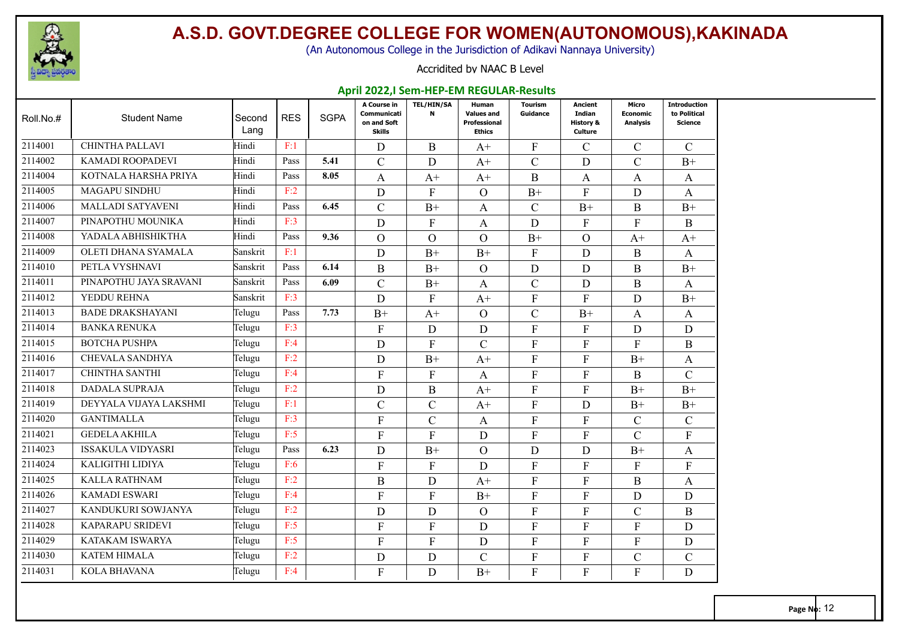# A.S.D. GOVT.DEGREE COLLEGE FOR WOMEN(AUTONOMOUS),KAKINADA

(An Autonomous College in the Jurisdiction of Adikavi Nannaya University)

Accridited by NAAC B Level

## April 2022,I Sem-HEP-EM REGULAR-Results

| Roll.No.# | Student Name | Second Lang | RES | SGPA | A Course in Communication and Soft Skills | TEL/HIN/SAN | Human Values and Professional Ethics | Tourism Guidance | Ancient Indian History & Culture | Micro Economic Analysis | Introduction to Political Science |
|---|---|---|---|---|---|---|---|---|---|---|---|
| 2114001 | CHINTHA PALLAVI | Hindi | F:1 | | D | B | A+ | F | C | C | C |
| 2114002 | KAMADI ROOPADEVI | Hindi | Pass | 5.41 | C | D | A+ | C | D | C | B+ |
| 2114004 | KOTNALA HARSHA PRIYA | Hindi | Pass | 8.05 | A | A+ | A+ | B | A | A | A |
| 2114005 | MAGAPU SINDHU | Hindi | F:2 | | D | F | O | B+ | F | D | A |
| 2114006 | MALLADI SATYAVENI | Hindi | Pass | 6.45 | C | B+ | A | C | B+ | B | B+ |
| 2114007 | PINAPOTHU MOUNIKA | Hindi | F:3 | | D | F | A | D | F | F | B |
| 2114008 | YADALA ABHISHIKTHA | Hindi | Pass | 9.36 | O | O | O | B+ | O | A+ | A+ |
| 2114009 | OLETI DHANA SYAMALA | Sanskrit | F:1 | | D | B+ | B+ | F | D | B | A |
| 2114010 | PETLA VYSHNAVI | Sanskrit | Pass | 6.14 | B | B+ | O | D | D | B | B+ |
| 2114011 | PINAPOTHU JAYA SRAVANI | Sanskrit | Pass | 6.09 | C | B+ | A | C | D | B | A |
| 2114012 | YEDDU REHNA | Sanskrit | F:3 | | D | F | A+ | F | F | D | B+ |
| 2114013 | BADE DRAKSHAYANI | Telugu | Pass | 7.73 | B+ | A+ | O | C | B+ | A | A |
| 2114014 | BANKA RENUKA | Telugu | F:3 | | F | D | D | F | F | D | D |
| 2114015 | BOTCHA PUSHPA | Telugu | F:4 | | D | F | C | F | F | F | B |
| 2114016 | CHEVALA SANDHYA | Telugu | F:2 | | D | B+ | A+ | F | F | B+ | A |
| 2114017 | CHINTHA SANTHI | Telugu | F:4 | | F | F | A | F | F | B | C |
| 2114018 | DADALA SUPRAJA | Telugu | F:2 | | D | B | A+ | F | F | B+ | B+ |
| 2114019 | DEYYALA VIJAYA LAKSHMI | Telugu | F:1 | | C | C | A+ | F | D | B+ | B+ |
| 2114020 | GANTIMALLA | Telugu | F:3 | | F | C | A | F | F | C | C |
| 2114021 | GEDELA AKHILA | Telugu | F:5 | | F | F | D | F | F | C | F |
| 2114023 | ISSAKULA VIDYASRI | Telugu | Pass | 6.23 | D | B+ | O | D | D | B+ | A |
| 2114024 | KALIGITHI LIDIYA | Telugu | F:6 | | F | F | D | F | F | F | F |
| 2114025 | KALLA RATHNAM | Telugu | F:2 | | B | D | A+ | F | F | B | A |
| 2114026 | KAMADI ESWARI | Telugu | F:4 | | F | F | B+ | F | F | D | D |
| 2114027 | KANDUKURI SOWJANYA | Telugu | F:2 | | D | D | O | F | F | C | B |
| 2114028 | KAPARAPU SRIDEVI | Telugu | F:5 | | F | F | D | F | F | F | D |
| 2114029 | KATAKAM ISWARYA | Telugu | F:5 | | F | F | D | F | F | F | D |
| 2114030 | KATEM HIMALA | Telugu | F:2 | | D | D | C | F | F | C | C |
| 2114031 | KOLA BHAVANA | Telugu | F:4 | | F | D | B+ | F | F | F | D |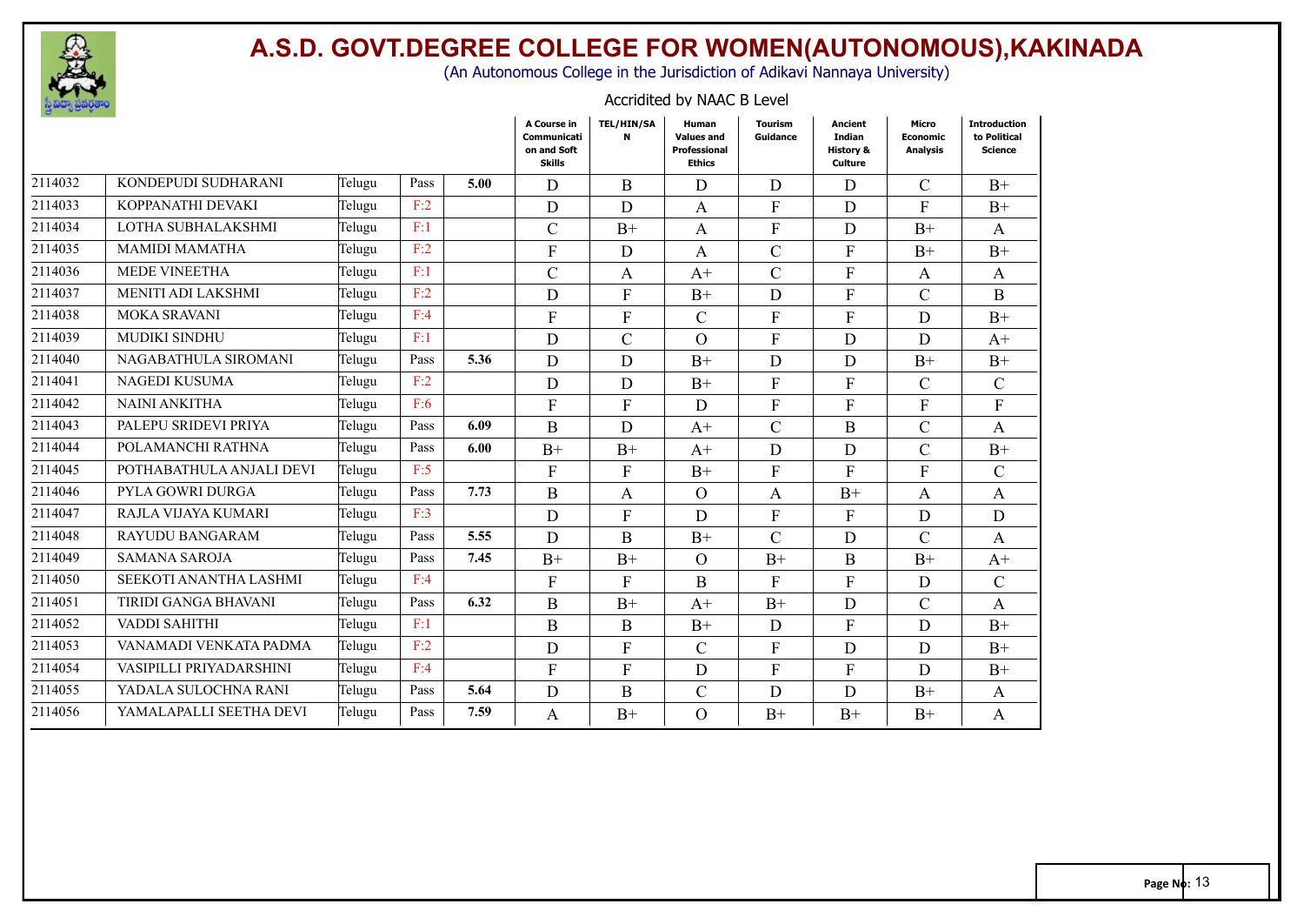# A.S.D. GOVT.DEGREE COLLEGE FOR WOMEN(AUTONOMOUS),KAKINADA

(An Autonomous College in the Jurisdiction of Adikavi Nannaya University)

Accridited by NAAC B Level

| | | | | | A Course in Communication and Soft Skills | TEL/HIN/SAN | Human Values and Professional Ethics | Tourism Guidance | Ancient Indian History & Culture | Micro Economic Analysis | Introduction to Political Science |
|---|---|---|---|---|---|---|---|---|---|---|---|
| 2114032 | KONDEPUDI SUDHARANI | Telugu | Pass | 5.00 | D | B | D | D | D | C | B+ |
| 2114033 | KOPPANATHI DEVAKI | Telugu | F:2 | | D | D | A | F | D | F | B+ |
| 2114034 | LOTHA SUBHALAKSHMI | Telugu | F:1 | | C | B+ | A | F | D | B+ | A |
| 2114035 | MAMIDI MAMATHA | Telugu | F:2 | | F | D | A | C | F | B+ | B+ |
| 2114036 | MEDE VINEETHA | Telugu | F:1 | | C | A | A+ | C | F | A | A |
| 2114037 | MENITI ADI LAKSHMI | Telugu | F:2 | | D | F | B+ | D | F | C | B |
| 2114038 | MOKA SRAVANI | Telugu | F:4 | | F | F | C | F | F | D | B+ |
| 2114039 | MUDIKI SINDHU | Telugu | F:1 | | D | C | O | F | D | D | A+ |
| 2114040 | NAGABATHULA SIROMANI | Telugu | Pass | 5.36 | D | D | B+ | D | D | B+ | B+ |
| 2114041 | NAGEDI KUSUMA | Telugu | F:2 | | D | D | B+ | F | F | C | C |
| 2114042 | NAINI ANKITHA | Telugu | F:6 | | F | F | D | F | F | F | F |
| 2114043 | PALEPU SRIDEVI PRIYA | Telugu | Pass | 6.09 | B | D | A+ | C | B | C | A |
| 2114044 | POLAMANCHI RATHNA | Telugu | Pass | 6.00 | B+ | B+ | A+ | D | D | C | B+ |
| 2114045 | POTHABATHULA ANJALI DEVI | Telugu | F:5 | | F | F | B+ | F | F | F | C |
| 2114046 | PYLA GOWRI DURGA | Telugu | Pass | 7.73 | B | A | O | A | B+ | A | A |
| 2114047 | RAJLA VIJAYA KUMARI | Telugu | F:3 | | D | F | D | F | F | D | D |
| 2114048 | RAYUDU BANGARAM | Telugu | Pass | 5.55 | D | B | B+ | C | D | C | A |
| 2114049 | SAMANA SAROJA | Telugu | Pass | 7.45 | B+ | B+ | O | B+ | B | B+ | A+ |
| 2114050 | SEEKOTI ANANTHA LASHMI | Telugu | F:4 | | F | F | B | F | F | D | C |
| 2114051 | TIRIDI GANGA BHAVANI | Telugu | Pass | 6.32 | B | B+ | A+ | B+ | D | C | A |
| 2114052 | VADDI SAHITHI | Telugu | F:1 | | B | B | B+ | D | F | D | B+ |
| 2114053 | VANAMADI VENKATA PADMA | Telugu | F:2 | | D | F | C | F | D | D | B+ |
| 2114054 | VASIPILLI PRIYADARSHINI | Telugu | F:4 | | F | F | D | F | F | D | B+ |
| 2114055 | YADALA SULOCHNA RANI | Telugu | Pass | 5.64 | D | B | C | D | D | B+ | A |
| 2114056 | YAMALAPALLI SEETHA DEVI | Telugu | Pass | 7.59 | A | B+ | O | B+ | B+ | B+ | A |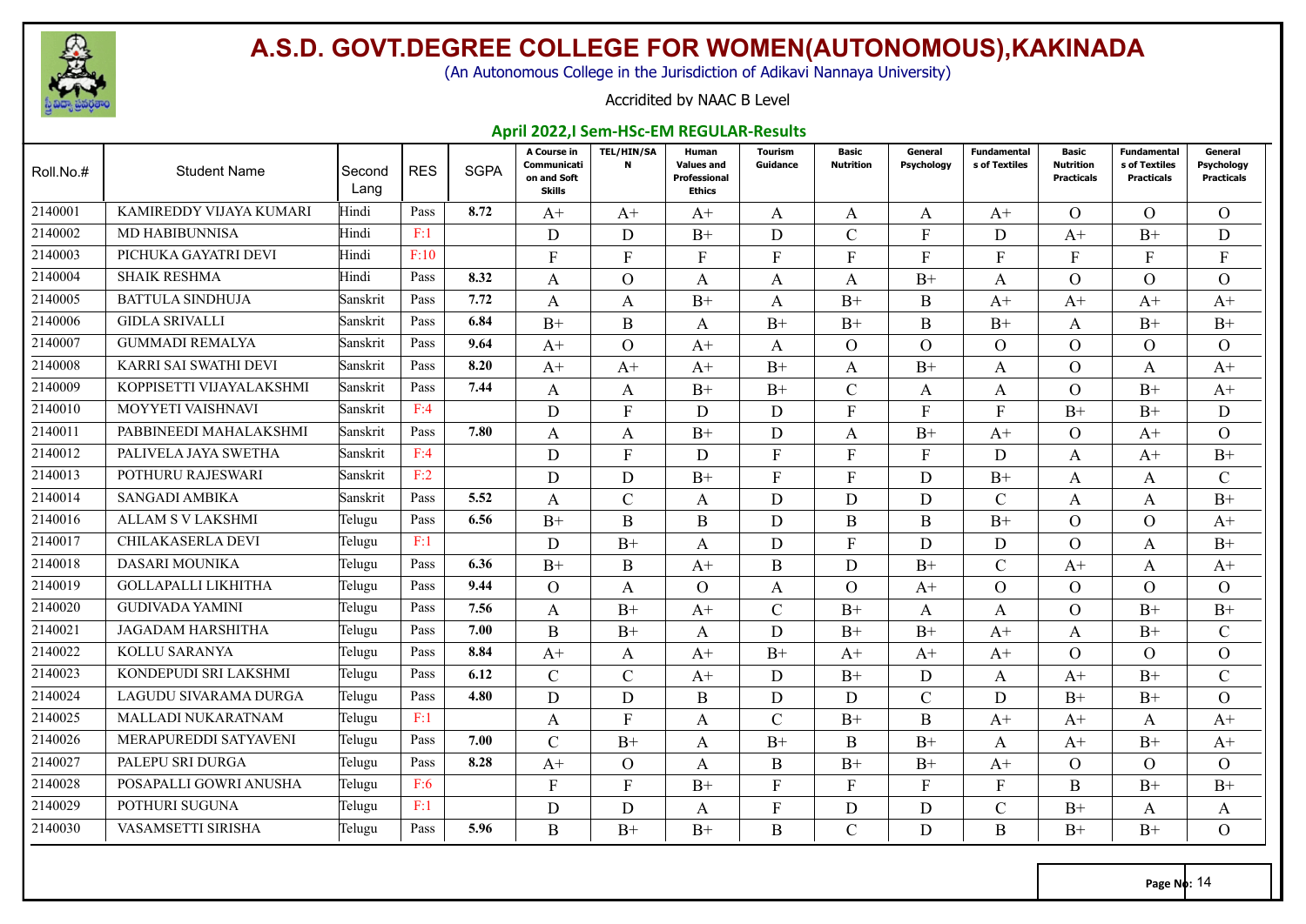# A.S.D. GOVT.DEGREE COLLEGE FOR WOMEN(AUTONOMOUS),KAKINADA

(An Autonomous College in the Jurisdiction of Adikavi Nannaya University)

Accridited by NAAC B Level

## April 2022,I Sem-HSc-EM REGULAR-Results

| Roll.No.# | Student Name | Second Lang | RES | SGPA | A Course in Communication and Soft Skills | TEL/HIN/SAN | Human Values and Professional Ethics | Tourism Guidance | Basic Nutrition | General Psychology | Fundamentals of Textiles | Basic Nutrition Practicals | Fundamentals of Textiles Practicals | General Psychology Practicals |
|---|---|---|---|---|---|---|---|---|---|---|---|---|---|---|
| 2140001 | KAMIREDDY VIJAYA KUMARI | Hindi | Pass | 8.72 | A+ | A+ | A+ | A | A | A | A+ | O | O | O |
| 2140002 | MD HABIBUNNISA | Hindi | F:1 | | D | D | B+ | D | C | F | D | A+ | B+ | D |
| 2140003 | PICHUKA GAYATRI DEVI | Hindi | F:10 | | F | F | F | F | F | F | F | F | F | F |
| 2140004 | SHAIK RESHMA | Hindi | Pass | 8.32 | A | O | A | A | A | B+ | A | O | O | O |
| 2140005 | BATTULA SINDHUJA | Sanskrit | Pass | 7.72 | A | A | B+ | A | B+ | B | A+ | A+ | A+ | A+ |
| 2140006 | GIDLA SRIVALLI | Sanskrit | Pass | 6.84 | B+ | B | A | B+ | B+ | B | B+ | A | B+ | B+ |
| 2140007 | GUMMADI REMALYA | Sanskrit | Pass | 9.64 | A+ | O | A+ | A | O | O | O | O | O | O |
| 2140008 | KARRI SAI SWATHI DEVI | Sanskrit | Pass | 8.20 | A+ | A+ | A+ | B+ | A | B+ | A | O | A | A+ |
| 2140009 | KOPPISETTI VIJAYALAKSHMI | Sanskrit | Pass | 7.44 | A | A | B+ | B+ | C | A | A | O | B+ | A+ |
| 2140010 | MOYYETI VAISHNAVI | Sanskrit | F:4 | | D | F | D | D | F | F | F | B+ | B+ | D |
| 2140011 | PABBINEEDI MAHALAKSHMI | Sanskrit | Pass | 7.80 | A | A | B+ | D | A | B+ | A+ | O | A+ | O |
| 2140012 | PALIVELA JAYA SWETHA | Sanskrit | F:4 | | D | F | D | F | F | F | D | A | A+ | B+ |
| 2140013 | POTHURU RAJESWARI | Sanskrit | F:2 | | D | D | B+ | F | F | D | B+ | A | A | C |
| 2140014 | SANGADI AMBIKA | Sanskrit | Pass | 5.52 | A | C | A | D | D | D | C | A | A | B+ |
| 2140016 | ALLAM S V LAKSHMI | Telugu | Pass | 6.56 | B+ | B | B | D | B | B | B+ | O | O | A+ |
| 2140017 | CHILAKASERLA DEVI | Telugu | F:1 | | D | B+ | A | D | F | D | D | O | A | B+ |
| 2140018 | DASARI MOUNIKA | Telugu | Pass | 6.36 | B+ | B | A+ | B | D | B+ | C | A+ | A | A+ |
| 2140019 | GOLLAPALLI LIKHITHA | Telugu | Pass | 9.44 | O | A | O | A | O | A+ | O | O | O | O |
| 2140020 | GUDIVADA YAMINI | Telugu | Pass | 7.56 | A | B+ | A+ | C | B+ | A | A | O | B+ | B+ |
| 2140021 | JAGADAM HARSHITHA | Telugu | Pass | 7.00 | B | B+ | A | D | B+ | B+ | A+ | A | B+ | C |
| 2140022 | KOLLU SARANYA | Telugu | Pass | 8.84 | A+ | A | A+ | B+ | A+ | A+ | A+ | O | O | O |
| 2140023 | KONDEPUDI SRI LAKSHMI | Telugu | Pass | 6.12 | C | C | A+ | D | B+ | D | A | A+ | B+ | C |
| 2140024 | LAGUDU SIVARAMA DURGA | Telugu | Pass | 4.80 | D | D | B | D | D | C | D | B+ | B+ | O |
| 2140025 | MALLADI NUKARATNAM | Telugu | F:1 | | A | F | A | C | B+ | B | A+ | A+ | A | A+ |
| 2140026 | MERAPUREDDI SATYAVENI | Telugu | Pass | 7.00 | C | B+ | A | B+ | B | B+ | A | A+ | B+ | A+ |
| 2140027 | PALEPU SRI DURGA | Telugu | Pass | 8.28 | A+ | O | A | B | B+ | B+ | A+ | O | O | O |
| 2140028 | POSAPALLI GOWRI ANUSHA | Telugu | F:6 | | F | F | B+ | F | F | F | F | B | B+ | B+ |
| 2140029 | POTHURI SUGUNA | Telugu | F:1 | | D | D | A | F | D | D | C | B+ | A | A |
| 2140030 | VASAMSETTI SIRISHA | Telugu | Pass | 5.96 | B | B+ | B+ | B | C | D | B | B+ | B+ | O |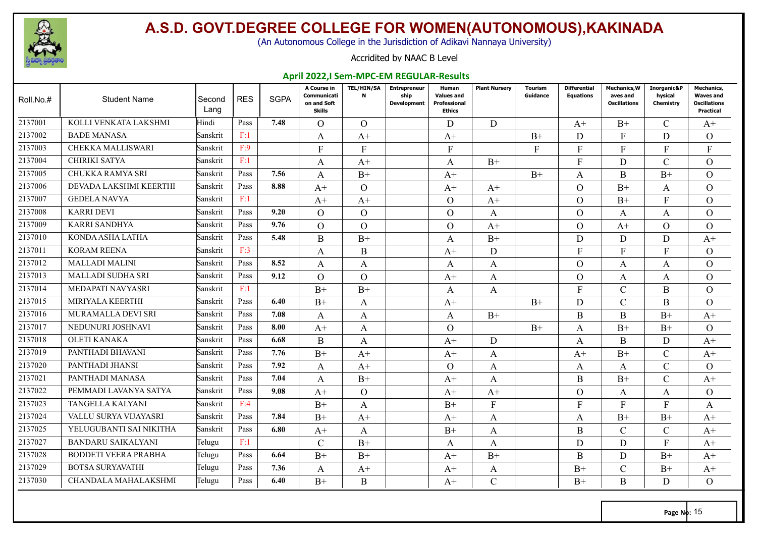# A.S.D. GOVT.DEGREE COLLEGE FOR WOMEN(AUTONOMOUS),KAKINADA

(An Autonomous College in the Jurisdiction of Adikavi Nannaya University)

Accridited by NAAC B Level

## April 2022,I Sem-MPC-EM REGULAR-Results

| Roll.No.# | Student Name | Second Lang | RES | SGPA | A Course in Communication and Soft Skills | TEL/HIN/SAN | Entrepreneurship Development | Human Values and Professional Ethics | Plant Nursery | Tourism Guidance | Differential Equations | Mechanics,Waves and Oscillations | Inorganic&Physical Chemistry | Mechanics, Waves and Oscillations Practical |
|---|---|---|---|---|---|---|---|---|---|---|---|---|---|---|
| 2137001 | KOLLI VENKATA LAKSHMI | Hindi | Pass | 7.48 | O | O | | D | D | | A+ | B+ | C | A+ |
| 2137002 | BADE MANASA | Sanskrit | F:1 | | A | A+ | | A+ | | B+ | D | F | D | O |
| 2137003 | CHEKKA MALLISWARI | Sanskrit | F:9 | | F | F | | F | | F | F | F | F | F |
| 2137004 | CHIRIKI SATYA | Sanskrit | F:1 | | A | A+ | | A | B+ | | F | D | C | O |
| 2137005 | CHUKKA RAMYA SRI | Sanskrit | Pass | 7.56 | A | B+ | | A+ | | B+ | A | B | B+ | O |
| 2137006 | DEVADA LAKSHMI KEERTHI | Sanskrit | Pass | 8.88 | A+ | O | | A+ | A+ | | O | B+ | A | O |
| 2137007 | GEDELA NAVYA | Sanskrit | F:1 | | A+ | A+ | | O | A+ | | O | B+ | F | O |
| 2137008 | KARRI DEVI | Sanskrit | Pass | 9.20 | O | O | | O | A | | O | A | A | O |
| 2137009 | KARRI SANDHYA | Sanskrit | Pass | 9.76 | O | O | | O | A+ | | O | A+ | O | O |
| 2137010 | KONDA ASHA LATHA | Sanskrit | Pass | 5.48 | B | B+ | | A | B+ | | D | D | D | A+ |
| 2137011 | KORAM REENA | Sanskrit | F:3 | | A | B | | A+ | D | | F | F | F | O |
| 2137012 | MALLADI MALINI | Sanskrit | Pass | 8.52 | A | A | | A | A | | O | A | A | O |
| 2137013 | MALLADI SUDHA SRI | Sanskrit | Pass | 9.12 | O | O | | A+ | A | | O | A | A | O |
| 2137014 | MEDAPATI NAVYASRI | Sanskrit | F:1 | | B+ | B+ | | A | A | | F | C | B | O |
| 2137015 | MIRIYALA KEERTHI | Sanskrit | Pass | 6.40 | B+ | A | | A+ | | B+ | D | C | B | O |
| 2137016 | MURAMALLA DEVI SRI | Sanskrit | Pass | 7.08 | A | A | | A | B+ | | B | B | B+ | A+ |
| 2137017 | NEDUNURI JOSHNAVI | Sanskrit | Pass | 8.00 | A+ | A | | O | | B+ | A | B+ | B+ | O |
| 2137018 | OLETI KANAKA | Sanskrit | Pass | 6.68 | B | A | | A+ | D | | A | B | D | A+ |
| 2137019 | PANTHADI BHAVANI | Sanskrit | Pass | 7.76 | B+ | A+ | | A+ | A | | A+ | B+ | C | A+ |
| 2137020 | PANTHADI JHANSI | Sanskrit | Pass | 7.92 | A | A+ | | O | A | | A | A | C | O |
| 2137021 | PANTHADI MANASA | Sanskrit | Pass | 7.04 | A | B+ | | A+ | A | | B | B+ | C | A+ |
| 2137022 | PEMMADI LAVANYA SATYA | Sanskrit | Pass | 9.08 | A+ | O | | A+ | A+ | | O | A | A | O |
| 2137023 | TANGELLA KALYANI | Sanskrit | F:4 | | B+ | A | | B+ | F | | F | F | F | A |
| 2137024 | VALLU SURYA VIJAYASRI | Sanskrit | Pass | 7.84 | B+ | A+ | | A+ | A | | A | B+ | B+ | A+ |
| 2137025 | YELUGUBANTI SAI NIKITHA | Sanskrit | Pass | 6.80 | A+ | A | | B+ | A | | B | C | C | A+ |
| 2137027 | BANDARU SAIKALYANI | Telugu | F:1 | | C | B+ | | A | A | | D | D | F | A+ |
| 2137028 | BODDETI VEERA PRABHA | Telugu | Pass | 6.64 | B+ | B+ | | A+ | B+ | | B | D | B+ | A+ |
| 2137029 | BOTSA SURYAVATHI | Telugu | Pass | 7.36 | A | A+ | | A+ | A | | B+ | C | B+ | A+ |
| 2137030 | CHANDALA MAHALAKSHMI | Telugu | Pass | 6.40 | B+ | B | | A+ | C | | B+ | B | D | O |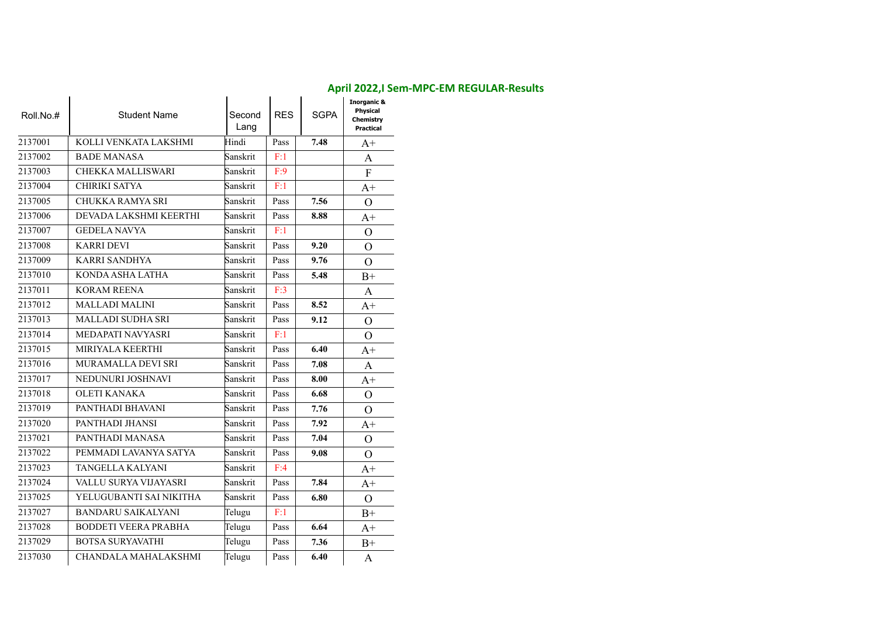## April 2022,I Sem-MPC-EM REGULAR-Results

| Roll.No.# | Student Name | Second Lang | RES | SGPA | Inorganic & Physical Chemistry Practical |
|---|---|---|---|---|---|
| 2137001 | KOLLI VENKATA LAKSHMI | Hindi | Pass | **7.48** | A+ |
| 2137002 | BADE MANASA | Sanskrit | F:1 | | A |
| 2137003 | CHEKKA MALLISWARI | Sanskrit | F:9 | | F |
| 2137004 | CHIRIKI SATYA | Sanskrit | F:1 | | A+ |
| 2137005 | CHUKKA RAMYA SRI | Sanskrit | Pass | **7.56** | O |
| 2137006 | DEVADA LAKSHMI KEERTHI | Sanskrit | Pass | **8.88** | A+ |
| 2137007 | GEDELA NAVYA | Sanskrit | F:1 | | O |
| 2137008 | KARRI DEVI | Sanskrit | Pass | **9.20** | O |
| 2137009 | KARRI SANDHYA | Sanskrit | Pass | **9.76** | O |
| 2137010 | KONDA ASHA LATHA | Sanskrit | Pass | **5.48** | B+ |
| 2137011 | KORAM REENA | Sanskrit | F:3 | | A |
| 2137012 | MALLADI MALINI | Sanskrit | Pass | **8.52** | A+ |
| 2137013 | MALLADI SUDHA SRI | Sanskrit | Pass | **9.12** | O |
| 2137014 | MEDAPATI NAVYASRI | Sanskrit | F:1 | | O |
| 2137015 | MIRIYALA KEERTHI | Sanskrit | Pass | **6.40** | A+ |
| 2137016 | MURAMALLA DEVI SRI | Sanskrit | Pass | **7.08** | A |
| 2137017 | NEDUNURI JOSHNAVI | Sanskrit | Pass | **8.00** | A+ |
| 2137018 | OLETI KANAKA | Sanskrit | Pass | **6.68** | O |
| 2137019 | PANTHADI BHAVANI | Sanskrit | Pass | **7.76** | O |
| 2137020 | PANTHADI JHANSI | Sanskrit | Pass | **7.92** | A+ |
| 2137021 | PANTHADI MANASA | Sanskrit | Pass | **7.04** | O |
| 2137022 | PEMMADI LAVANYA SATYA | Sanskrit | Pass | **9.08** | O |
| 2137023 | TANGELLA KALYANI | Sanskrit | F:4 | | A+ |
| 2137024 | VALLU SURYA VIJAYASRI | Sanskrit | Pass | **7.84** | A+ |
| 2137025 | YELUGUBANTI SAI NIKITHA | Sanskrit | Pass | **6.80** | O |
| 2137027 | BANDARU SAIKALYANI | Telugu | F:1 | | B+ |
| 2137028 | BODDETI VEERA PRABHA | Telugu | Pass | **6.64** | A+ |
| 2137029 | BOTSA SURYAVATHI | Telugu | Pass | **7.36** | B+ |
| 2137030 | CHANDALA MAHALAKSHMI | Telugu | Pass | **6.40** | A |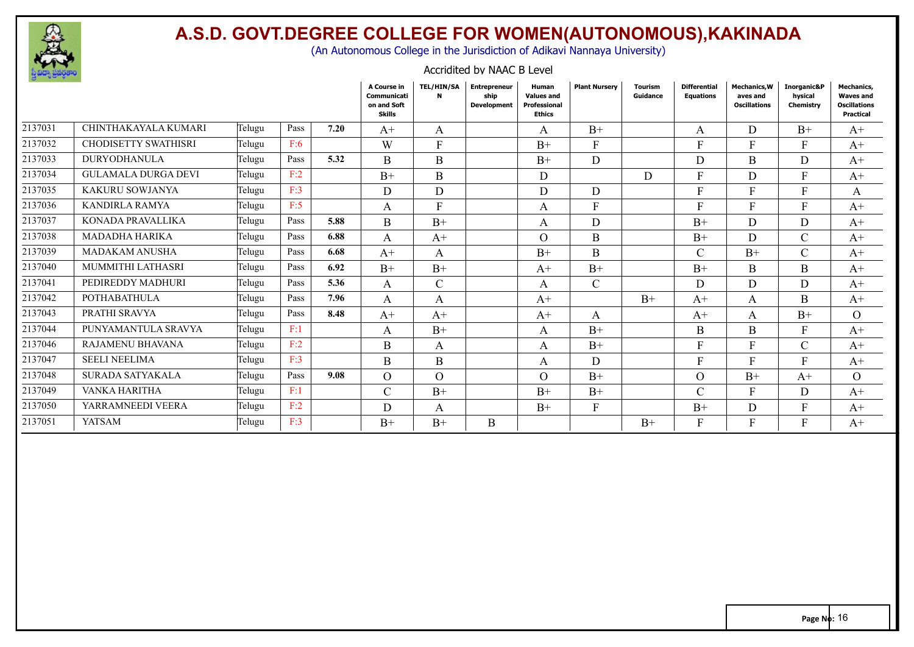# A.S.D. GOVT.DEGREE COLLEGE FOR WOMEN(AUTONOMOUS),KAKINADA

(An Autonomous College in the Jurisdiction of Adikavi Nannaya University)

Accridited by NAAC B Level

| | | | | | A Course in Communication and Soft Skills | TEL/HIN/SAN | Entrepreneurship Development | Human Values and Professional Ethics | Plant Nursery | Tourism Guidance | Differential Equations | Mechanics,Waves and Oscillations | Inorganic&Physical Chemistry | Mechanics, Waves and Oscillations Practical |
|---|---|---|---|---|---|---|---|---|---|---|---|---|---|---|
| 2137031 | CHINTHAKAYALA KUMARI | Telugu | Pass | 7.20 | A+ | A | | A | B+ | | A | D | B+ | A+ |
| 2137032 | CHODISETTY SWATHISRI | Telugu | F:6 | | W | F | | B+ | F | | F | F | F | A+ |
| 2137033 | DURYODHANULA | Telugu | Pass | 5.32 | B | B | | B+ | D | | D | B | D | A+ |
| 2137034 | GULAMALA DURGA DEVI | Telugu | F:2 | | B+ | B | | D | | D | F | D | F | A+ |
| 2137035 | KAKURU SOWJANYA | Telugu | F:3 | | D | D | | D | D | | F | F | F | A |
| 2137036 | KANDIRLA RAMYA | Telugu | F:5 | | A | F | | A | F | | F | F | F | A+ |
| 2137037 | KONADA PRAVALLIKA | Telugu | Pass | 5.88 | B | B+ | | A | D | | B+ | D | D | A+ |
| 2137038 | MADADHA HARIKA | Telugu | Pass | 6.88 | A | A+ | | O | B | | B+ | D | C | A+ |
| 2137039 | MADAKAM ANUSHA | Telugu | Pass | 6.68 | A+ | A | | B+ | B | | C | B+ | C | A+ |
| 2137040 | MUMMITHI LATHASRI | Telugu | Pass | 6.92 | B+ | B+ | | A+ | B+ | | B+ | B | B | A+ |
| 2137041 | PEDIREDDY MADHURI | Telugu | Pass | 5.36 | A | C | | A | C | | D | D | D | A+ |
| 2137042 | POTHABATHULA | Telugu | Pass | 7.96 | A | A | | A+ | | B+ | A+ | A | B | A+ |
| 2137043 | PRATHI SRAVYA | Telugu | Pass | 8.48 | A+ | A+ | | A+ | A | | A+ | A | B+ | O |
| 2137044 | PUNYAMANTULA SRAVYA | Telugu | F:1 | | A | B+ | | A | B+ | | B | B | F | A+ |
| 2137046 | RAJAMENU BHAVANA | Telugu | F:2 | | B | A | | A | B+ | | F | F | C | A+ |
| 2137047 | SEELI NEELIMA | Telugu | F:3 | | B | B | | A | D | | F | F | F | A+ |
| 2137048 | SURADA SATYAKALA | Telugu | Pass | 9.08 | O | O | | O | B+ | | O | B+ | A+ | O |
| 2137049 | VANKA HARITHA | Telugu | F:1 | | C | B+ | | B+ | B+ | | C | F | D | A+ |
| 2137050 | YARRAMNEEDI VEERA | Telugu | F:2 | | D | A | | B+ | F | | B+ | D | F | A+ |
| 2137051 | YATSAM | Telugu | F:3 | | B+ | B+ | B | | | B+ | F | F | F | A+ |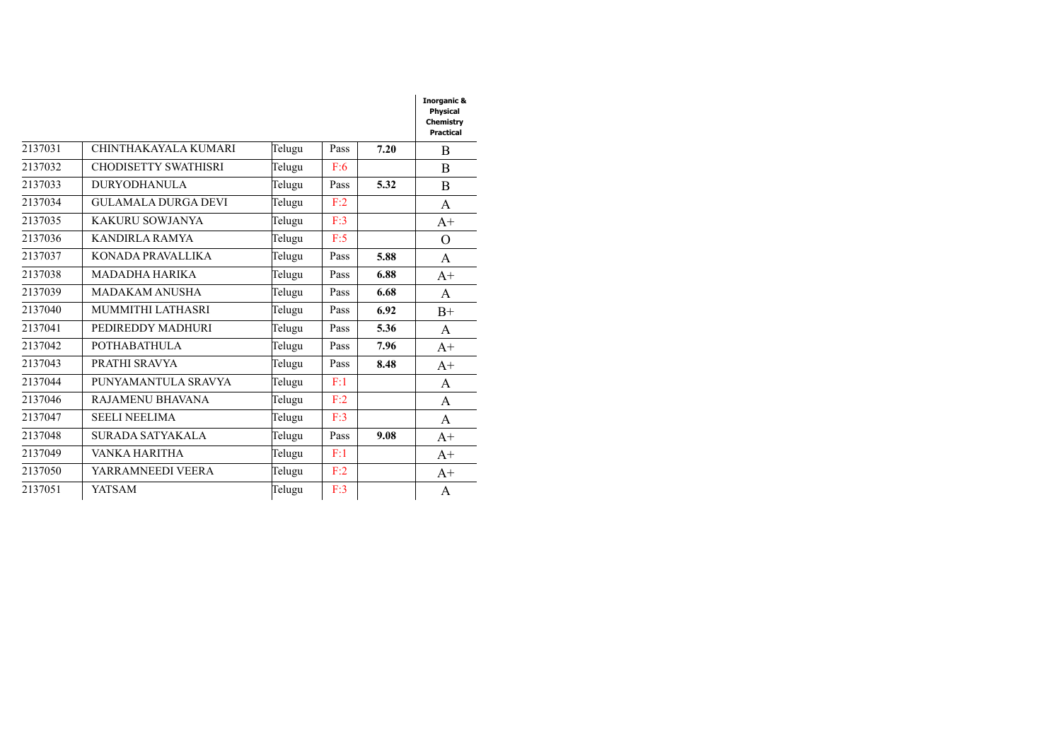| | | | | | Inorganic & Physical Chemistry Practical |
|---|---|---|---|---|---|
| 2137031 | CHINTHAKAYALA KUMARI | Telugu | Pass | **7.20** | B |
| 2137032 | CHODISETTY SWATHISRI | Telugu | F:6 | | B |
| 2137033 | DURYODHANULA | Telugu | Pass | **5.32** | B |
| 2137034 | GULAMALA DURGA DEVI | Telugu | F:2 | | A |
| 2137035 | KAKURU SOWJANYA | Telugu | F:3 | | A+ |
| 2137036 | KANDIRLA RAMYA | Telugu | F:5 | | O |
| 2137037 | KONADA PRAVALLIKA | Telugu | Pass | **5.88** | A |
| 2137038 | MADADHA HARIKA | Telugu | Pass | **6.88** | A+ |
| 2137039 | MADAKAM ANUSHA | Telugu | Pass | **6.68** | A |
| 2137040 | MUMMITHI LATHASRI | Telugu | Pass | **6.92** | B+ |
| 2137041 | PEDIREDDY MADHURI | Telugu | Pass | **5.36** | A |
| 2137042 | POTHABATHULA | Telugu | Pass | **7.96** | A+ |
| 2137043 | PRATHI SRAVYA | Telugu | Pass | **8.48** | A+ |
| 2137044 | PUNYAMANTULA SRAVYA | Telugu | F:1 | | A |
| 2137046 | RAJAMENU BHAVANA | Telugu | F:2 | | A |
| 2137047 | SEELI NEELIMA | Telugu | F:3 | | A |
| 2137048 | SURADA SATYAKALA | Telugu | Pass | **9.08** | A+ |
| 2137049 | VANKA HARITHA | Telugu | F:1 | | A+ |
| 2137050 | YARRAMNEEDI VEERA | Telugu | F:2 | | A+ |
| 2137051 | YATSAM | Telugu | F:3 | | A |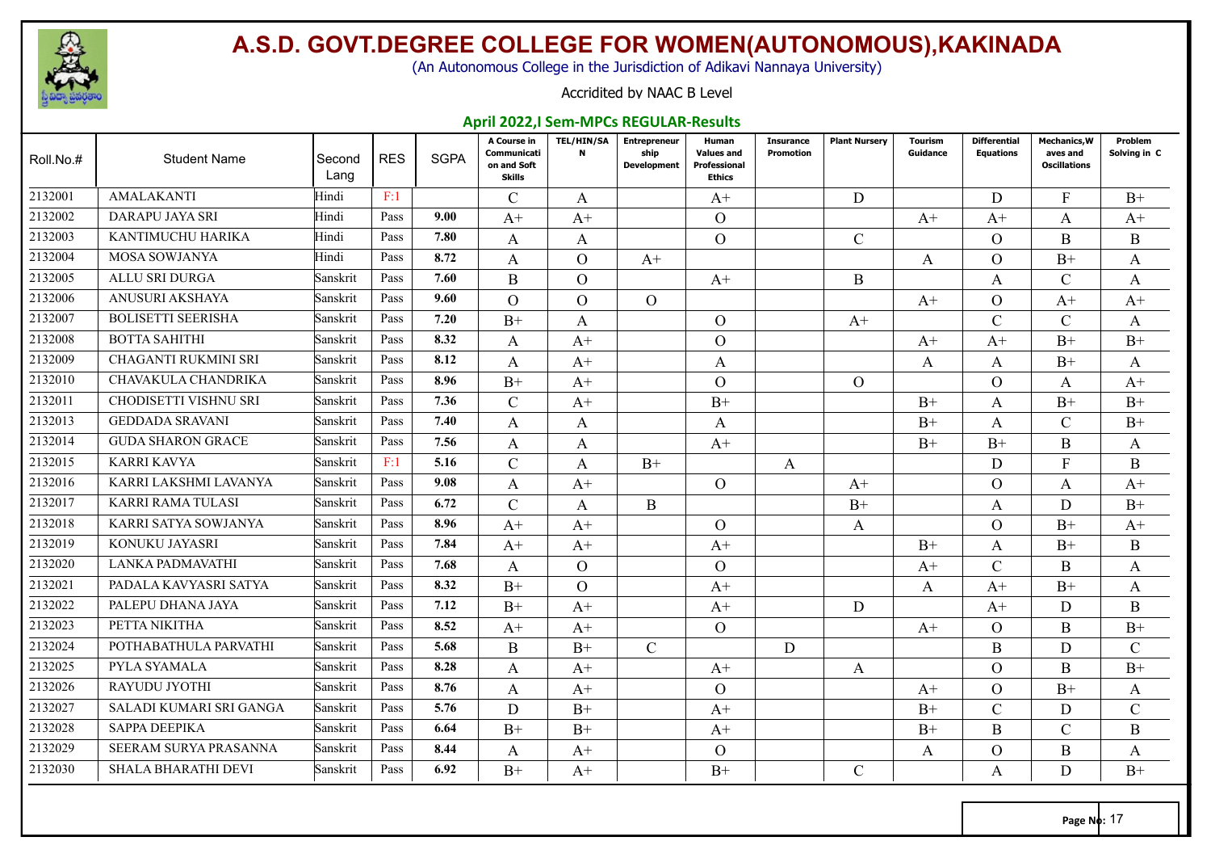# A.S.D. GOVT.DEGREE COLLEGE FOR WOMEN(AUTONOMOUS),KAKINADA

(An Autonomous College in the Jurisdiction of Adikavi Nannaya University)

Accridited by NAAC B Level

**April 2022,I Sem-MPCs REGULAR-Results**

| Roll.No.# | Student Name | Second Lang | RES | SGPA | A Course in Communication and Soft Skills | TEL/HIN/SAN | Entrepreneurship Development | Human Values and Professional Ethics | Insurance Promotion | Plant Nursery | Tourism Guidance | Differential Equations | Mechanics,Waves and Oscillations | Problem Solving in C |
|---|---|---|---|---|---|---|---|---|---|---|---|---|---|---|
| 2132001 | AMALAKANTI | Hindi | F:1 | | C | A | | A+ | | D | | D | F | B+ |
| 2132002 | DARAPU JAYA SRI | Hindi | Pass | 9.00 | A+ | A+ | | O | | | A+ | A+ | A | A+ |
| 2132003 | KANTIMUCHU HARIKA | Hindi | Pass | 7.80 | A | A | | O | | C | | O | B | B |
| 2132004 | MOSA SOWJANYA | Hindi | Pass | 8.72 | A | O | A+ | | | | A | O | B+ | A |
| 2132005 | ALLU SRI DURGA | Sanskrit | Pass | 7.60 | B | O | | A+ | | B | | A | C | A |
| 2132006 | ANUSURI AKSHAYA | Sanskrit | Pass | 9.60 | O | O | O | | | | A+ | O | A+ | A+ |
| 2132007 | BOLISETTI SEERISHA | Sanskrit | Pass | 7.20 | B+ | A | | O | | A+ | | C | C | A |
| 2132008 | BOTTA SAHITHI | Sanskrit | Pass | 8.32 | A | A+ | | O | | | A+ | A+ | B+ | B+ |
| 2132009 | CHAGANTI RUKMINI SRI | Sanskrit | Pass | 8.12 | A | A+ | | A | | | A | A | B+ | A |
| 2132010 | CHAVAKULA CHANDRIKA | Sanskrit | Pass | 8.96 | B+ | A+ | | O | | O | | O | A | A+ |
| 2132011 | CHODISETTI VISHNU SRI | Sanskrit | Pass | 7.36 | C | A+ | | B+ | | | B+ | A | B+ | B+ |
| 2132013 | GEDDADA SRAVANI | Sanskrit | Pass | 7.40 | A | A | | A | | | B+ | A | C | B+ |
| 2132014 | GUDA SHARON GRACE | Sanskrit | Pass | 7.56 | A | A | | A+ | | | B+ | B+ | B | A |
| 2132015 | KARRI KAVYA | Sanskrit | F:1 | 5.16 | C | A | B+ | | A | | | D | F | B |
| 2132016 | KARRI LAKSHMI LAVANYA | Sanskrit | Pass | 9.08 | A | A+ | | O | | A+ | | O | A | A+ |
| 2132017 | KARRI RAMA TULASI | Sanskrit | Pass | 6.72 | C | A | B | | | B+ | | A | D | B+ |
| 2132018 | KARRI SATYA SOWJANYA | Sanskrit | Pass | 8.96 | A+ | A+ | | O | | A | | O | B+ | A+ |
| 2132019 | KONUKU JAYASRI | Sanskrit | Pass | 7.84 | A+ | A+ | | A+ | | | B+ | A | B+ | B |
| 2132020 | LANKA PADMAVATHI | Sanskrit | Pass | 7.68 | A | O | | O | | | A+ | C | B | A |
| 2132021 | PADALA KAVYASRI SATYA | Sanskrit | Pass | 8.32 | B+ | O | | A+ | | | A | A+ | B+ | A |
| 2132022 | PALEPU DHANA JAYA | Sanskrit | Pass | 7.12 | B+ | A+ | | A+ | | D | | A+ | D | B |
| 2132023 | PETTA NIKITHA | Sanskrit | Pass | 8.52 | A+ | A+ | | O | | | A+ | O | B | B+ |
| 2132024 | POTHABATHULA PARVATHI | Sanskrit | Pass | 5.68 | B | B+ | C | | D | | | B | D | C |
| 2132025 | PYLA SYAMALA | Sanskrit | Pass | 8.28 | A | A+ | | A+ | | A | | O | B | B+ |
| 2132026 | RAYUDU JYOTHI | Sanskrit | Pass | 8.76 | A | A+ | | O | | | A+ | O | B+ | A |
| 2132027 | SALADI KUMARI SRI GANGA | Sanskrit | Pass | 5.76 | D | B+ | | A+ | | | B+ | C | D | C |
| 2132028 | SAPPA DEEPIKA | Sanskrit | Pass | 6.64 | B+ | B+ | | A+ | | | B+ | B | C | B |
| 2132029 | SEERAM SURYA PRASANNA | Sanskrit | Pass | 8.44 | A | A+ | | O | | | A | O | B | A |
| 2132030 | SHALA BHARATHI DEVI | Sanskrit | Pass | 6.92 | B+ | A+ | | B+ | | C | | A | D | B+ |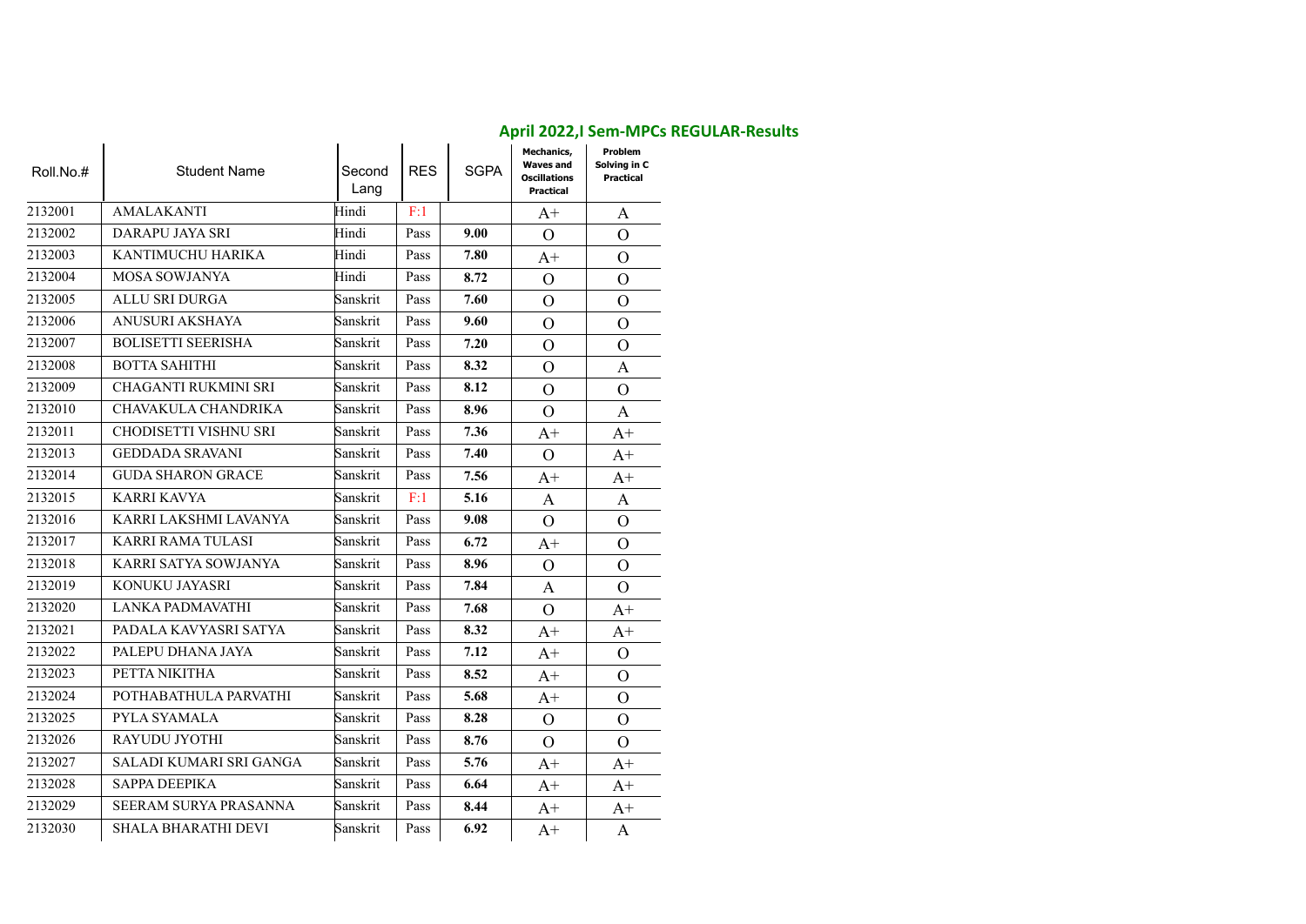## April 2022,I Sem-MPCs REGULAR-Results

| Roll.No.# | Student Name | Second Lang | RES | SGPA | Mechanics, Waves and Oscillations Practical | Problem Solving in C Practical |
|---|---|---|---|---|---|---|
| 2132001 | AMALAKANTI | Hindi | F:1 | | A+ | A |
| 2132002 | DARAPU JAYA SRI | Hindi | Pass | **9.00** | O | O |
| 2132003 | KANTIMUCHU HARIKA | Hindi | Pass | **7.80** | A+ | O |
| 2132004 | MOSA SOWJANYA | Hindi | Pass | **8.72** | O | O |
| 2132005 | ALLU SRI DURGA | Sanskrit | Pass | **7.60** | O | O |
| 2132006 | ANUSURI AKSHAYA | Sanskrit | Pass | **9.60** | O | O |
| 2132007 | BOLISETTI SEERISHA | Sanskrit | Pass | **7.20** | O | O |
| 2132008 | BOTTA SAHITHI | Sanskrit | Pass | **8.32** | O | A |
| 2132009 | CHAGANTI RUKMINI SRI | Sanskrit | Pass | **8.12** | O | O |
| 2132010 | CHAVAKULA CHANDRIKA | Sanskrit | Pass | **8.96** | O | A |
| 2132011 | CHODISETTI VISHNU SRI | Sanskrit | Pass | **7.36** | A+ | A+ |
| 2132013 | GEDDADA SRAVANI | Sanskrit | Pass | **7.40** | O | A+ |
| 2132014 | GUDA SHARON GRACE | Sanskrit | Pass | **7.56** | A+ | A+ |
| 2132015 | KARRI KAVYA | Sanskrit | F:1 | **5.16** | A | A |
| 2132016 | KARRI LAKSHMI LAVANYA | Sanskrit | Pass | **9.08** | O | O |
| 2132017 | KARRI RAMA TULASI | Sanskrit | Pass | **6.72** | A+ | O |
| 2132018 | KARRI SATYA SOWJANYA | Sanskrit | Pass | **8.96** | O | O |
| 2132019 | KONUKU JAYASRI | Sanskrit | Pass | **7.84** | A | O |
| 2132020 | LANKA PADMAVATHI | Sanskrit | Pass | **7.68** | O | A+ |
| 2132021 | PADALA KAVYASRI SATYA | Sanskrit | Pass | **8.32** | A+ | A+ |
| 2132022 | PALEPU DHANA JAYA | Sanskrit | Pass | **7.12** | A+ | O |
| 2132023 | PETTA NIKITHA | Sanskrit | Pass | **8.52** | A+ | O |
| 2132024 | POTHABATHULA PARVATHI | Sanskrit | Pass | **5.68** | A+ | O |
| 2132025 | PYLA SYAMALA | Sanskrit | Pass | **8.28** | O | O |
| 2132026 | RAYUDU JYOTHI | Sanskrit | Pass | **8.76** | O | O |
| 2132027 | SALADI KUMARI SRI GANGA | Sanskrit | Pass | **5.76** | A+ | A+ |
| 2132028 | SAPPA DEEPIKA | Sanskrit | Pass | **6.64** | A+ | A+ |
| 2132029 | SEERAM SURYA PRASANNA | Sanskrit | Pass | **8.44** | A+ | A+ |
| 2132030 | SHALA BHARATHI DEVI | Sanskrit | Pass | **6.92** | A+ | A |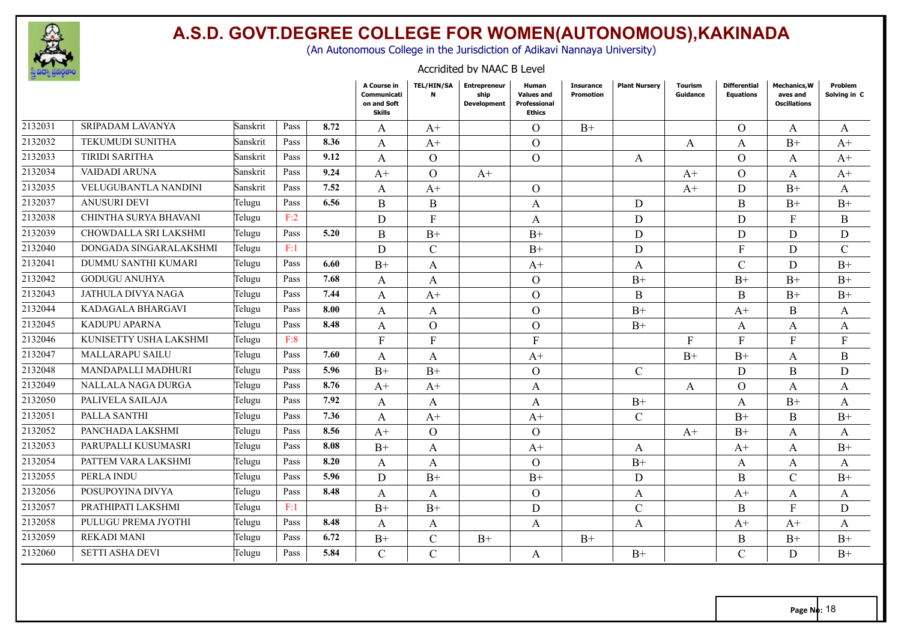# A.S.D. GOVT.DEGREE COLLEGE FOR WOMEN(AUTONOMOUS),KAKINADA

(An Autonomous College in the Jurisdiction of Adikavi Nannaya University)

Accridited by NAAC B Level

| | | | | | A Course in Communication and Soft Skills | TEL/HIN/SAN | Entrepreneurship Development | Human Values and Professional Ethics | Insurance Promotion | Plant Nursery | Tourism Guidance | Differential Equations | Mechanics,Waves and Oscillations | Problem Solving in C |
|---|---|---|---|---|---|---|---|---|---|---|---|---|---|---|
| 2132031 | SRIPADAM LAVANYA | Sanskrit | Pass | 8.72 | A | A+ | | O | B+ | | | O | A | A |
| 2132032 | TEKUMUDI SUNITHA | Sanskrit | Pass | 8.36 | A | A+ | | O | | | A | A | B+ | A+ |
| 2132033 | TIRIDI SARITHA | Sanskrit | Pass | 9.12 | A | O | | O | | A | | O | A | A+ |
| 2132034 | VAIDADI ARUNA | Sanskrit | Pass | 9.24 | A+ | O | A+ | | | | A+ | O | A | A+ |
| 2132035 | VELUGUBANTLA NANDINI | Sanskrit | Pass | 7.52 | A | A+ | | O | | | A+ | D | B+ | A |
| 2132037 | ANUSURI DEVI | Telugu | Pass | 6.56 | B | B | | A | | D | | B | B+ | B+ |
| 2132038 | CHINTHA SURYA BHAVANI | Telugu | F:2 | | D | F | | A | | D | | D | F | B |
| 2132039 | CHOWDALLA SRI LAKSHMI | Telugu | Pass | 5.20 | B | B+ | | B+ | | D | | D | D | D |
| 2132040 | DONGADA SINGARALAKSHMI | Telugu | F:1 | | D | C | | B+ | | D | | F | D | C |
| 2132041 | DUMMU SANTHI KUMARI | Telugu | Pass | 6.60 | B+ | A | | A+ | | A | | C | D | B+ |
| 2132042 | GODUGU ANUHYA | Telugu | Pass | 7.68 | A | A | | O | | B+ | | B+ | B+ | B+ |
| 2132043 | JATHULA DIVYA NAGA | Telugu | Pass | 7.44 | A | A+ | | O | | B | | B | B+ | B+ |
| 2132044 | KADAGALA BHARGAVI | Telugu | Pass | 8.00 | A | A | | O | | B+ | | A+ | B | A |
| 2132045 | KADUPU APARNA | Telugu | Pass | 8.48 | A | O | | O | | B+ | | A | A | A |
| 2132046 | KUNISETTY USHA LAKSHMI | Telugu | F:8 | | F | F | | F | | | F | F | F | F |
| 2132047 | MALLARAPU SAILU | Telugu | Pass | 7.60 | A | A | | A+ | | | B+ | B+ | A | B |
| 2132048 | MANDAPALLI MADHURI | Telugu | Pass | 5.96 | B+ | B+ | | O | | C | | D | B | D |
| 2132049 | NALLALA NAGA DURGA | Telugu | Pass | 8.76 | A+ | A+ | | A | | | A | O | A | A |
| 2132050 | PALIVELA SAILAJA | Telugu | Pass | 7.92 | A | A | | A | | B+ | | A | B+ | A |
| 2132051 | PALLA SANTHI | Telugu | Pass | 7.36 | A | A+ | | A+ | | C | | B+ | B | B+ |
| 2132052 | PANCHADA LAKSHMI | Telugu | Pass | 8.56 | A+ | O | | O | | | A+ | B+ | A | A |
| 2132053 | PARUPALLI KUSUMASRI | Telugu | Pass | 8.08 | B+ | A | | A+ | | A | | A+ | A | B+ |
| 2132054 | PATTEM VARA LAKSHMI | Telugu | Pass | 8.20 | A | A | | O | | B+ | | A | A | A |
| 2132055 | PERLA INDU | Telugu | Pass | 5.96 | D | B+ | | B+ | | D | | B | C | B+ |
| 2132056 | POSUPOYINA DIVYA | Telugu | Pass | 8.48 | A | A | | O | | A | | A+ | A | A |
| 2132057 | PRATHIPATI LAKSHMI | Telugu | F:1 | | B+ | B+ | | D | | C | | B | F | D |
| 2132058 | PULUGU PREMA JYOTHI | Telugu | Pass | 8.48 | A | A | | A | | A | | A+ | A+ | A |
| 2132059 | REKADI MANI | Telugu | Pass | 6.72 | B+ | C | B+ | | B+ | | | B | B+ | B+ |
| 2132060 | SETTI ASHA DEVI | Telugu | Pass | 5.84 | C | C | | A | | B+ | | C | D | B+ |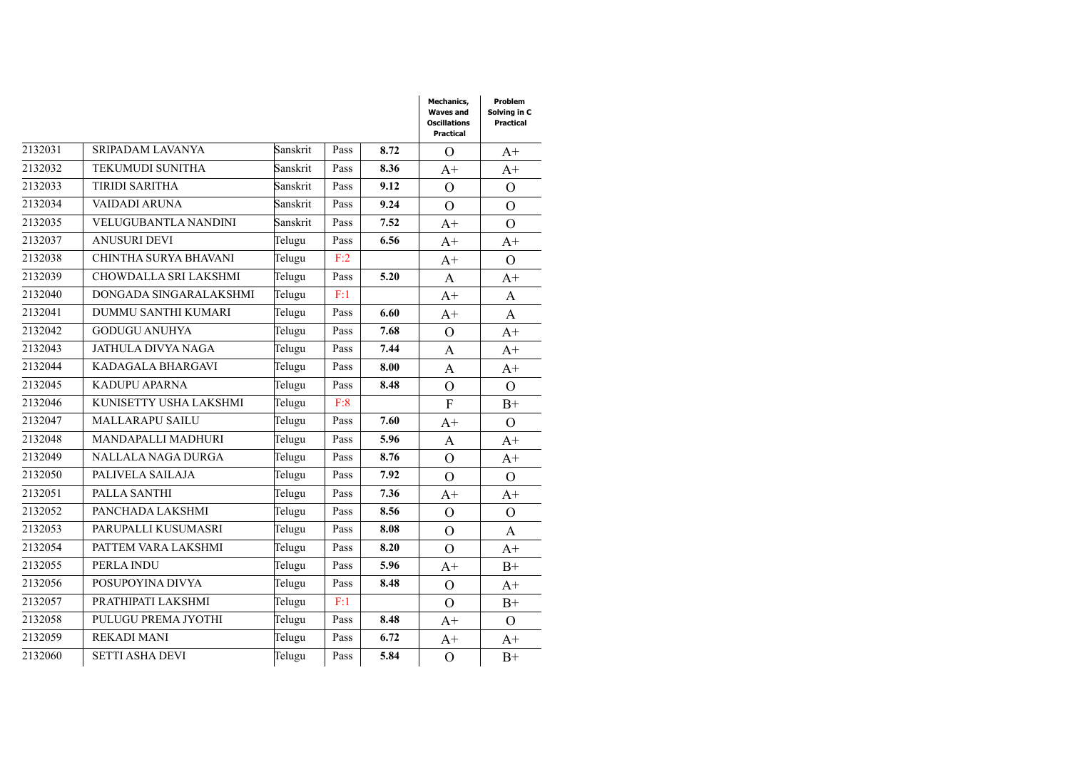| | | | | | Mechanics, Waves and Oscillations Practical | Problem Solving in C Practical |
|---|---|---|---|---|---|---|
| 2132031 | SRIPADAM LAVANYA | Sanskrit | Pass | **8.72** | O | A+ |
| 2132032 | TEKUMUDI SUNITHA | Sanskrit | Pass | **8.36** | A+ | A+ |
| 2132033 | TIRIDI SARITHA | Sanskrit | Pass | **9.12** | O | O |
| 2132034 | VAIDADI ARUNA | Sanskrit | Pass | **9.24** | O | O |
| 2132035 | VELUGUBANTLA NANDINI | Sanskrit | Pass | **7.52** | A+ | O |
| 2132037 | ANUSURI DEVI | Telugu | Pass | **6.56** | A+ | A+ |
| 2132038 | CHINTHA SURYA BHAVANI | Telugu | F:2 | | A+ | O |
| 2132039 | CHOWDALLA SRI LAKSHMI | Telugu | Pass | **5.20** | A | A+ |
| 2132040 | DONGADA SINGARALAKSHMI | Telugu | F:1 | | A+ | A |
| 2132041 | DUMMU SANTHI KUMARI | Telugu | Pass | **6.60** | A+ | A |
| 2132042 | GODUGU ANUHYA | Telugu | Pass | **7.68** | O | A+ |
| 2132043 | JATHULA DIVYA NAGA | Telugu | Pass | **7.44** | A | A+ |
| 2132044 | KADAGALA BHARGAVI | Telugu | Pass | **8.00** | A | A+ |
| 2132045 | KADUPU APARNA | Telugu | Pass | **8.48** | O | O |
| 2132046 | KUNISETTY USHA LAKSHMI | Telugu | F:8 | | F | B+ |
| 2132047 | MALLARAPU SAILU | Telugu | Pass | **7.60** | A+ | O |
| 2132048 | MANDAPALLI MADHURI | Telugu | Pass | **5.96** | A | A+ |
| 2132049 | NALLALA NAGA DURGA | Telugu | Pass | **8.76** | O | A+ |
| 2132050 | PALIVELA SAILAJA | Telugu | Pass | **7.92** | O | O |
| 2132051 | PALLA SANTHI | Telugu | Pass | **7.36** | A+ | A+ |
| 2132052 | PANCHADA LAKSHMI | Telugu | Pass | **8.56** | O | O |
| 2132053 | PARUPALLI KUSUMASRI | Telugu | Pass | **8.08** | O | A |
| 2132054 | PATTEM VARA LAKSHMI | Telugu | Pass | **8.20** | O | A+ |
| 2132055 | PERLA INDU | Telugu | Pass | **5.96** | A+ | B+ |
| 2132056 | POSUPOYINA DIVYA | Telugu | Pass | **8.48** | O | A+ |
| 2132057 | PRATHIPATI LAKSHMI | Telugu | F:1 | | O | B+ |
| 2132058 | PULUGU PREMA JYOTHI | Telugu | Pass | **8.48** | A+ | O |
| 2132059 | REKADI MANI | Telugu | Pass | **6.72** | A+ | A+ |
| 2132060 | SETTI ASHA DEVI | Telugu | Pass | **5.84** | O | B+ |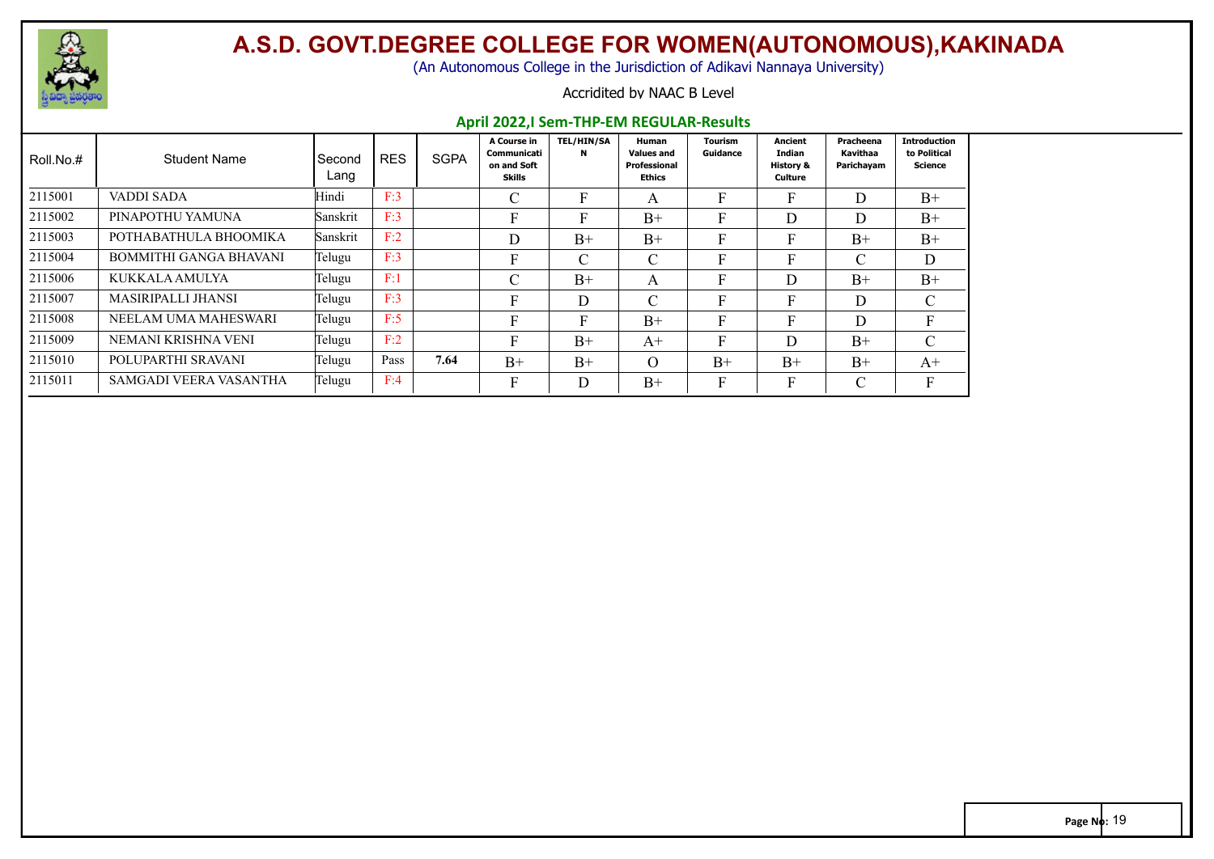# A.S.D. GOVT.DEGREE COLLEGE FOR WOMEN(AUTONOMOUS),KAKINADA

(An Autonomous College in the Jurisdiction of Adikavi Nannaya University)

Accridited by NAAC B Level

## April 2022,I Sem-THP-EM REGULAR-Results

| Roll.No.# | Student Name | Second Lang | RES | SGPA | A Course in Communication and Soft Skills | TEL/HIN/SAN | Human Values and Professional Ethics | Tourism Guidance | Ancient Indian History & Culture | Pracheena Kavithaa Parichayam | Introduction to Political Science |
|---|---|---|---|---|---|---|---|---|---|---|---|
| 2115001 | VADDI SADA | Hindi | F:3 | | C | F | A | F | F | D | B+ |
| 2115002 | PINAPOTHU YAMUNA | Sanskrit | F:3 | | F | F | B+ | F | D | D | B+ |
| 2115003 | POTHABATHULA BHOOMIKA | Sanskrit | F:2 | | D | B+ | B+ | F | F | B+ | B+ |
| 2115004 | BOMMITHI GANGA BHAVANI | Telugu | F:3 | | F | C | C | F | F | C | D |
| 2115006 | KUKKALA AMULYA | Telugu | F:1 | | C | B+ | A | F | D | B+ | B+ |
| 2115007 | MASIRIPALLI JHANSI | Telugu | F:3 | | F | D | C | F | F | D | C |
| 2115008 | NEELAM UMA MAHESWARI | Telugu | F:5 | | F | F | B+ | F | F | D | F |
| 2115009 | NEMANI KRISHNA VENI | Telugu | F:2 | | F | B+ | A+ | F | D | B+ | C |
| 2115010 | POLUPARTHI SRAVANI | Telugu | Pass | 7.64 | B+ | B+ | O | B+ | B+ | B+ | A+ |
| 2115011 | SAMGADI VEERA VASANTHA | Telugu | F:4 | | F | D | B+ | F | F | C | F |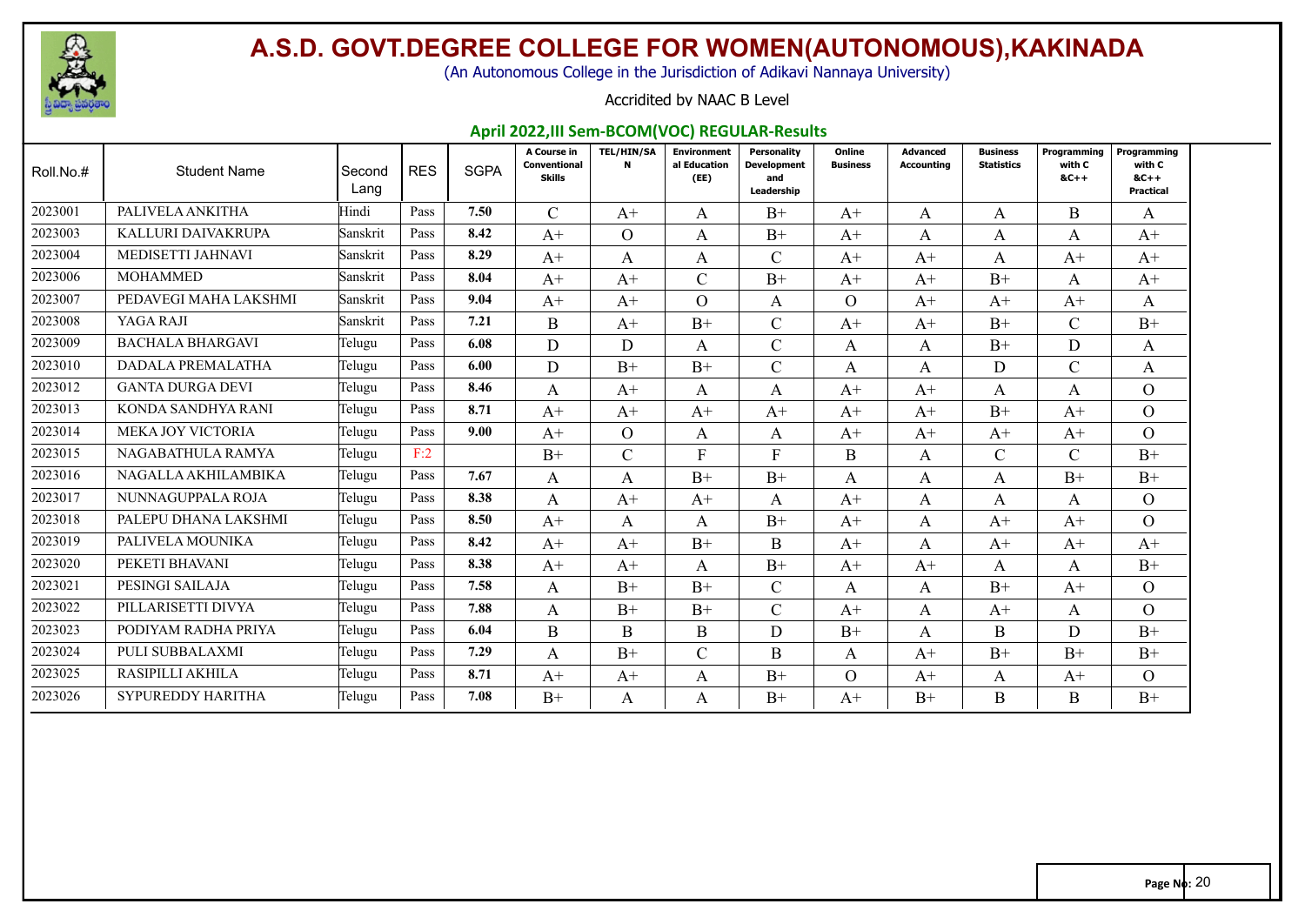# A.S.D. GOVT.DEGREE COLLEGE FOR WOMEN(AUTONOMOUS),KAKINADA

(An Autonomous College in the Jurisdiction of Adikavi Nannaya University)

Accridited by NAAC B Level

## April 2022,III Sem-BCOM(VOC) REGULAR-Results

| Roll.No.# | Student Name | Second Lang | RES | SGPA | A Course in Conventional Skills | TEL/HIN/SAN | Environmental Education (EE) | Personality Development and Leadership | Online Business | Advanced Accounting | Business Statistics | Programming with C &C++ | Programming with C &C++ Practical |
|---|---|---|---|---|---|---|---|---|---|---|---|---|---|
| 2023001 | PALIVELA ANKITHA | Hindi | Pass | 7.50 | C | A+ | A | B+ | A+ | A | A | B | A |
| 2023003 | KALLURI DAIVAKRUPA | Sanskrit | Pass | 8.42 | A+ | O | A | B+ | A+ | A | A | A | A+ |
| 2023004 | MEDISETTI JAHNAVI | Sanskrit | Pass | 8.29 | A+ | A | A | C | A+ | A+ | A | A+ | A+ |
| 2023006 | MOHAMMED | Sanskrit | Pass | 8.04 | A+ | A+ | C | B+ | A+ | A+ | B+ | A | A+ |
| 2023007 | PEDAVEGI MAHA LAKSHMI | Sanskrit | Pass | 9.04 | A+ | A+ | O | A | O | A+ | A+ | A+ | A |
| 2023008 | YAGA RAJI | Sanskrit | Pass | 7.21 | B | A+ | B+ | C | A+ | A+ | B+ | C | B+ |
| 2023009 | BACHALA BHARGAVI | Telugu | Pass | 6.08 | D | D | A | C | A | A | B+ | D | A |
| 2023010 | DADALA PREMALATHA | Telugu | Pass | 6.00 | D | B+ | B+ | C | A | A | D | C | A |
| 2023012 | GANTA DURGA DEVI | Telugu | Pass | 8.46 | A | A+ | A | A | A+ | A+ | A | A | O |
| 2023013 | KONDA SANDHYA RANI | Telugu | Pass | 8.71 | A+ | A+ | A+ | A+ | A+ | A+ | B+ | A+ | O |
| 2023014 | MEKA JOY VICTORIA | Telugu | Pass | 9.00 | A+ | O | A | A | A+ | A+ | A+ | A+ | O |
| 2023015 | NAGABATHULA RAMYA | Telugu | F:2 | | B+ | C | F | F | B | A | C | C | B+ |
| 2023016 | NAGALLA AKHILAMBIKA | Telugu | Pass | 7.67 | A | A | B+ | B+ | A | A | A | B+ | B+ |
| 2023017 | NUNNAGUPPALA ROJA | Telugu | Pass | 8.38 | A | A+ | A+ | A | A+ | A | A | A | O |
| 2023018 | PALEPU DHANA LAKSHMI | Telugu | Pass | 8.50 | A+ | A | A | B+ | A+ | A | A+ | A+ | O |
| 2023019 | PALIVELA MOUNIKA | Telugu | Pass | 8.42 | A+ | A+ | B+ | B | A+ | A | A+ | A+ | A+ |
| 2023020 | PEKETI BHAVANI | Telugu | Pass | 8.38 | A+ | A+ | A | B+ | A+ | A+ | A | A | B+ |
| 2023021 | PESINGI SAILAJA | Telugu | Pass | 7.58 | A | B+ | B+ | C | A | A | B+ | A+ | O |
| 2023022 | PILLARISETTI DIVYA | Telugu | Pass | 7.88 | A | B+ | B+ | C | A+ | A | A+ | A | O |
| 2023023 | PODIYAM RADHA PRIYA | Telugu | Pass | 6.04 | B | B | B | D | B+ | A | B | D | B+ |
| 2023024 | PULI SUBBALAXMI | Telugu | Pass | 7.29 | A | B+ | C | B | A | A+ | B+ | B+ | B+ |
| 2023025 | RASIPILLI AKHILA | Telugu | Pass | 8.71 | A+ | A+ | A | B+ | O | A+ | A | A+ | O |
| 2023026 | SYPUREDDY HARITHA | Telugu | Pass | 7.08 | B+ | A | A | B+ | A+ | B+ | B | B | B+ |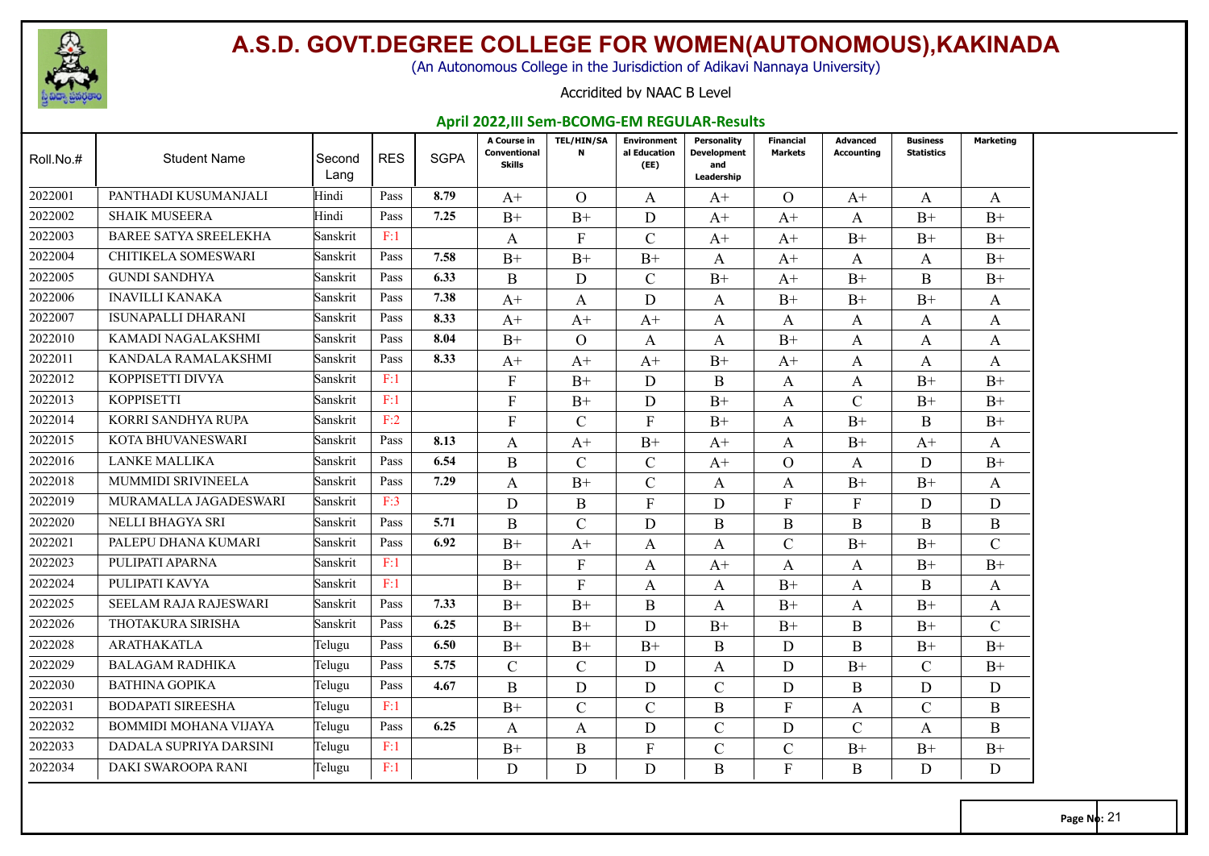# A.S.D. GOVT.DEGREE COLLEGE FOR WOMEN(AUTONOMOUS),KAKINADA

(An Autonomous College in the Jurisdiction of Adikavi Nannaya University)

Accridited by NAAC B Level

## April 2022,III Sem-BCOMG-EM REGULAR-Results

| Roll.No.# | Student Name | Second Lang | RES | SGPA | A Course in Conventional Skills | TEL/HIN/SAN | Environmental Education (EE) | Personality Development and Leadership | Financial Markets | Advanced Accounting | Business Statistics | Marketing |
|---|---|---|---|---|---|---|---|---|---|---|---|---|
| 2022001 | PANTHADI KUSUMANJALI | Hindi | Pass | 8.79 | A+ | O | A | A+ | O | A+ | A | A |
| 2022002 | SHAIK MUSEERA | Hindi | Pass | 7.25 | B+ | B+ | D | A+ | A+ | A | B+ | B+ |
| 2022003 | BAREE SATYA SREELEKHA | Sanskrit | F:1 | | A | F | C | A+ | A+ | B+ | B+ | B+ |
| 2022004 | CHITIKELA SOMESWARI | Sanskrit | Pass | 7.58 | B+ | B+ | B+ | A | A+ | A | A | B+ |
| 2022005 | GUNDI SANDHYA | Sanskrit | Pass | 6.33 | B | D | C | B+ | A+ | B+ | B | B+ |
| 2022006 | INAVILLI KANAKA | Sanskrit | Pass | 7.38 | A+ | A | D | A | B+ | B+ | B+ | A |
| 2022007 | ISUNAPALLI DHARANI | Sanskrit | Pass | 8.33 | A+ | A+ | A+ | A | A | A | A | A |
| 2022010 | KAMADI NAGALAKSHMI | Sanskrit | Pass | 8.04 | B+ | O | A | A | B+ | A | A | A |
| 2022011 | KANDALA RAMALAKSHMI | Sanskrit | Pass | 8.33 | A+ | A+ | A+ | B+ | A+ | A | A | A |
| 2022012 | KOPPISETTI DIVYA | Sanskrit | F:1 | | F | B+ | D | B | A | A | B+ | B+ |
| 2022013 | KOPPISETTI | Sanskrit | F:1 | | F | B+ | D | B+ | A | C | B+ | B+ |
| 2022014 | KORRI SANDHYA RUPA | Sanskrit | F:2 | | F | C | F | B+ | A | B+ | B | B+ |
| 2022015 | KOTA BHUVANESWARI | Sanskrit | Pass | 8.13 | A | A+ | B+ | A+ | A | B+ | A+ | A |
| 2022016 | LANKE MALLIKA | Sanskrit | Pass | 6.54 | B | C | C | A+ | O | A | D | B+ |
| 2022018 | MUMMIDI SRIVINEELA | Sanskrit | Pass | 7.29 | A | B+ | C | A | A | B+ | B+ | A |
| 2022019 | MURAMALLA JAGADESWARI | Sanskrit | F:3 | | D | B | F | D | F | F | D | D |
| 2022020 | NELLI BHAGYA SRI | Sanskrit | Pass | 5.71 | B | C | D | B | B | B | B | B |
| 2022021 | PALEPU DHANA KUMARI | Sanskrit | Pass | 6.92 | B+ | A+ | A | A | C | B+ | B+ | C |
| 2022023 | PULIPATI APARNA | Sanskrit | F:1 | | B+ | F | A | A+ | A | A | B+ | B+ |
| 2022024 | PULIPATI KAVYA | Sanskrit | F:1 | | B+ | F | A | A | B+ | A | B | A |
| 2022025 | SEELAM RAJA RAJESWARI | Sanskrit | Pass | 7.33 | B+ | B+ | B | A | B+ | A | B+ | A |
| 2022026 | THOTAKURA SIRISHA | Sanskrit | Pass | 6.25 | B+ | B+ | D | B+ | B+ | B | B+ | C |
| 2022028 | ARATHAKATLA | Telugu | Pass | 6.50 | B+ | B+ | B+ | B | D | B | B+ | B+ |
| 2022029 | BALAGAM RADHIKA | Telugu | Pass | 5.75 | C | C | D | A | D | B+ | C | B+ |
| 2022030 | BATHINA GOPIKA | Telugu | Pass | 4.67 | B | D | D | C | D | B | D | D |
| 2022031 | BODAPATI SIREESHA | Telugu | F:1 | | B+ | C | C | B | F | A | C | B |
| 2022032 | BOMMIDI MOHANA VIJAYA | Telugu | Pass | 6.25 | A | A | D | C | D | C | A | B |
| 2022033 | DADALA SUPRIYA DARSINI | Telugu | F:1 | | B+ | B | F | C | C | B+ | B+ | B+ |
| 2022034 | DAKI SWAROOPA RANI | Telugu | F:1 | | D | D | D | B | F | B | D | D |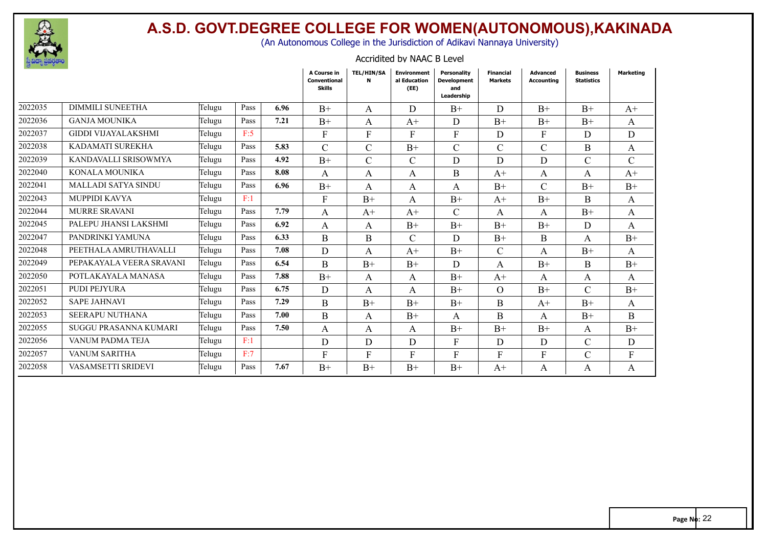# A.S.D. GOVT.DEGREE COLLEGE FOR WOMEN(AUTONOMOUS),KAKINADA

(An Autonomous College in the Jurisdiction of Adikavi Nannaya University)

Accridited by NAAC B Level

| | | | | | A Course in Conventional Skills | TEL/HIN/SAN | Environmental Education (EE) | Personality Development and Leadership | Financial Markets | Advanced Accounting | Business Statistics | Marketing |
|---|---|---|---|---|---|---|---|---|---|---|---|---|
| 2022035 | DIMMILI SUNEETHA | Telugu | Pass | 6.96 | B+ | A | D | B+ | D | B+ | B+ | A+ |
| 2022036 | GANJA MOUNIKA | Telugu | Pass | 7.21 | B+ | A | A+ | D | B+ | B+ | B+ | A |
| 2022037 | GIDDI VIJAYALAKSHMI | Telugu | F:5 | | F | F | F | F | D | F | D | D |
| 2022038 | KADAMATI SUREKHA | Telugu | Pass | 5.83 | C | C | B+ | C | C | C | B | A |
| 2022039 | KANDAVALLI SRISOWMYA | Telugu | Pass | 4.92 | B+ | C | C | D | D | D | C | C |
| 2022040 | KONALA MOUNIKA | Telugu | Pass | 8.08 | A | A | A | B | A+ | A | A | A+ |
| 2022041 | MALLADI SATYA SINDU | Telugu | Pass | 6.96 | B+ | A | A | A | B+ | C | B+ | B+ |
| 2022043 | MUPPIDI KAVYA | Telugu | F:1 | | F | B+ | A | B+ | A+ | B+ | B | A |
| 2022044 | MURRE SRAVANI | Telugu | Pass | 7.79 | A | A+ | A+ | C | A | A | B+ | A |
| 2022045 | PALEPU JHANSI LAKSHMI | Telugu | Pass | 6.92 | A | A | B+ | B+ | B+ | B+ | D | A |
| 2022047 | PANDRINKI YAMUNA | Telugu | Pass | 6.33 | B | B | C | D | B+ | B | A | B+ |
| 2022048 | PEETHALA AMRUTHAVALLI | Telugu | Pass | 7.08 | D | A | A+ | B+ | C | A | B+ | A |
| 2022049 | PEPAKAYALA VEERA SRAVANI | Telugu | Pass | 6.54 | B | B+ | B+ | D | A | B+ | B | B+ |
| 2022050 | POTLAKAYALA MANASA | Telugu | Pass | 7.88 | B+ | A | A | B+ | A+ | A | A | A |
| 2022051 | PUDI PEJYURA | Telugu | Pass | 6.75 | D | A | A | B+ | O | B+ | C | B+ |
| 2022052 | SAPE JAHNAVI | Telugu | Pass | 7.29 | B | B+ | B+ | B+ | B | A+ | B+ | A |
| 2022053 | SEERAPU NUTHANA | Telugu | Pass | 7.00 | B | A | B+ | A | B | A | B+ | B |
| 2022055 | SUGGU PRASANNA KUMARI | Telugu | Pass | 7.50 | A | A | A | B+ | B+ | B+ | A | B+ |
| 2022056 | VANUM PADMA TEJA | Telugu | F:1 | | D | D | D | F | D | D | C | D |
| 2022057 | VANUM SARITHA | Telugu | F:7 | | F | F | F | F | F | F | C | F |
| 2022058 | VASAMSETTI SRIDEVI | Telugu | Pass | 7.67 | B+ | B+ | B+ | B+ | A+ | A | A | A |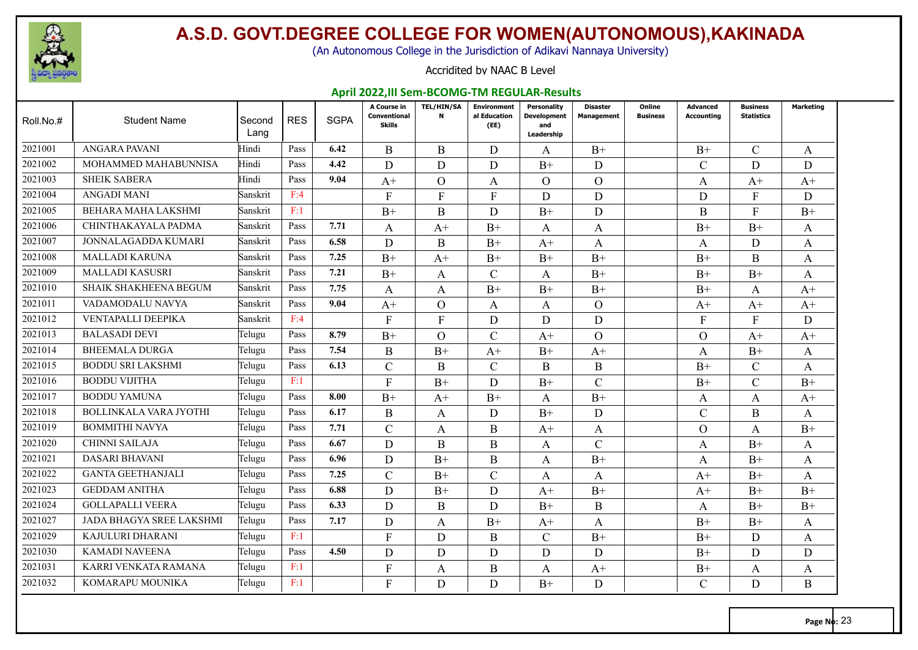# A.S.D. GOVT.DEGREE COLLEGE FOR WOMEN(AUTONOMOUS),KAKINADA

(An Autonomous College in the Jurisdiction of Adikavi Nannaya University)

Accridited by NAAC B Level

## April 2022,III Sem-BCOMG-TM REGULAR-Results

| Roll.No.# | Student Name | Second Lang | RES | SGPA | A Course in Conventional Skills | TEL/HIN/SAN | Environmental Education (EE) | Personality Development and Leadership | Disaster Management | Online Business | Advanced Accounting | Business Statistics | Marketing |
|---|---|---|---|---|---|---|---|---|---|---|---|---|---|
| 2021001 | ANGARA PAVANI | Hindi | Pass | 6.42 | B | B | D | A | B+ | | B+ | C | A |
| 2021002 | MOHAMMED MAHABUNNISA | Hindi | Pass | 4.42 | D | D | D | B+ | D | | C | D | D |
| 2021003 | SHEIK SABERA | Hindi | Pass | 9.04 | A+ | O | A | O | O | | A | A+ | A+ |
| 2021004 | ANGADI MANI | Sanskrit | F:4 | | F | F | F | D | D | | D | F | D |
| 2021005 | BEHARA MAHA LAKSHMI | Sanskrit | F:1 | | B+ | B | D | B+ | D | | B | F | B+ |
| 2021006 | CHINTHAKAYALA PADMA | Sanskrit | Pass | 7.71 | A | A+ | B+ | A | A | | B+ | B+ | A |
| 2021007 | JONNALAGADDA KUMARI | Sanskrit | Pass | 6.58 | D | B | B+ | A+ | A | | A | D | A |
| 2021008 | MALLADI KARUNA | Sanskrit | Pass | 7.25 | B+ | A+ | B+ | B+ | B+ | | B+ | B | A |
| 2021009 | MALLADI KASUSRI | Sanskrit | Pass | 7.21 | B+ | A | C | A | B+ | | B+ | B+ | A |
| 2021010 | SHAIK SHAKHEENA BEGUM | Sanskrit | Pass | 7.75 | A | A | B+ | B+ | B+ | | B+ | A | A+ |
| 2021011 | VADAMODALU NAVYA | Sanskrit | Pass | 9.04 | A+ | O | A | A | O | | A+ | A+ | A+ |
| 2021012 | VENTAPALLI DEEPIKA | Sanskrit | F:4 | | F | F | D | D | D | | F | F | D |
| 2021013 | BALASADI DEVI | Telugu | Pass | 8.79 | B+ | O | C | A+ | O | | O | A+ | A+ |
| 2021014 | BHEEMALA DURGA | Telugu | Pass | 7.54 | B | B+ | A+ | B+ | A+ | | A | B+ | A |
| 2021015 | BODDU SRI LAKSHMI | Telugu | Pass | 6.13 | C | B | C | B | B | | B+ | C | A |
| 2021016 | BODDU VIJITHA | Telugu | F:1 | | F | B+ | D | B+ | C | | B+ | C | B+ |
| 2021017 | BODDU YAMUNA | Telugu | Pass | 8.00 | B+ | A+ | B+ | A | B+ | | A | A | A+ |
| 2021018 | BOLLINKALA VARA JYOTHI | Telugu | Pass | 6.17 | B | A | D | B+ | D | | C | B | A |
| 2021019 | BOMMITHI NAVYA | Telugu | Pass | 7.71 | C | A | B | A+ | A | | O | A | B+ |
| 2021020 | CHINNI SAILAJA | Telugu | Pass | 6.67 | D | B | B | A | C | | A | B+ | A |
| 2021021 | DASARI BHAVANI | Telugu | Pass | 6.96 | D | B+ | B | A | B+ | | A | B+ | A |
| 2021022 | GANTA GEETHANJALI | Telugu | Pass | 7.25 | C | B+ | C | A | A | | A+ | B+ | A |
| 2021023 | GEDDAM ANITHA | Telugu | Pass | 6.88 | D | B+ | D | A+ | B+ | | A+ | B+ | B+ |
| 2021024 | GOLLAPALLI VEERA | Telugu | Pass | 6.33 | D | B | D | B+ | B | | A | B+ | B+ |
| 2021027 | JADA BHAGYA SREE LAKSHMI | Telugu | Pass | 7.17 | D | A | B+ | A+ | A | | B+ | B+ | A |
| 2021029 | KAJULURI DHARANI | Telugu | F:1 | | F | D | B | C | B+ | | B+ | D | A |
| 2021030 | KAMADI NAVEENA | Telugu | Pass | 4.50 | D | D | D | D | D | | B+ | D | D |
| 2021031 | KARRI VENKATA RAMANA | Telugu | F:1 | | F | A | B | A | A+ | | B+ | A | A |
| 2021032 | KOMARAPU MOUNIKA | Telugu | F:1 | | F | D | D | B+ | D | | C | D | B |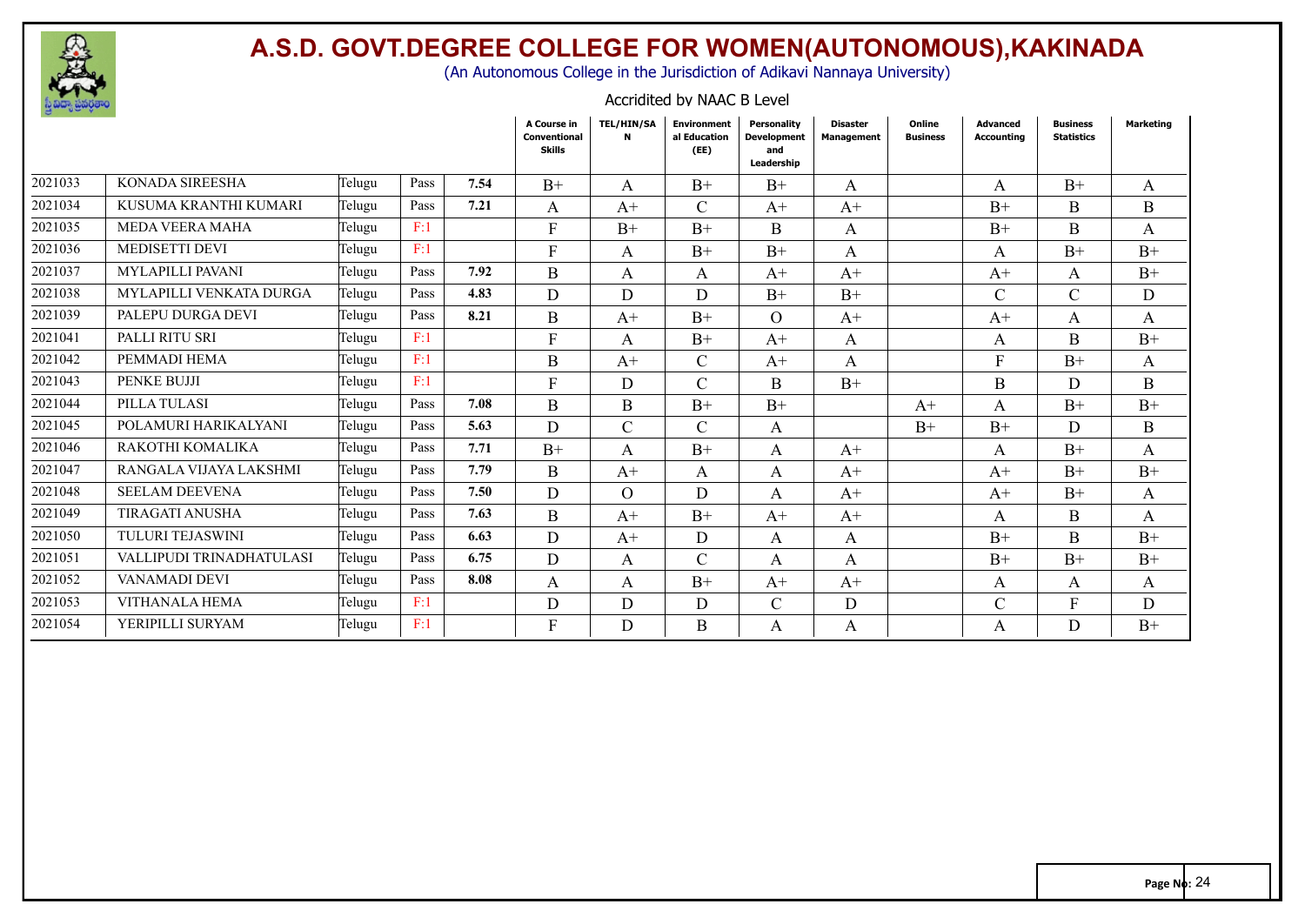# A.S.D. GOVT.DEGREE COLLEGE FOR WOMEN(AUTONOMOUS),KAKINADA

(An Autonomous College in the Jurisdiction of Adikavi Nannaya University)

Accridited by NAAC B Level

| | | | | | A Course in Conventional Skills | TEL/HIN/SAN | Environmental Education (EE) | Personality Development and Leadership | Disaster Management | Online Business | Advanced Accounting | Business Statistics | Marketing |
|---|---|---|---|---|---|---|---|---|---|---|---|---|---|
| 2021033 | KONADA SIREESHA | Telugu | Pass | 7.54 | B+ | A | B+ | B+ | A | | A | B+ | A |
| 2021034 | KUSUMA KRANTHI KUMARI | Telugu | Pass | 7.21 | A | A+ | C | A+ | A+ | | B+ | B | B |
| 2021035 | MEDA VEERA MAHA | Telugu | F:1 | | F | B+ | B+ | B | A | | B+ | B | A |
| 2021036 | MEDISETTI DEVI | Telugu | F:1 | | F | A | B+ | B+ | A | | A | B+ | B+ |
| 2021037 | MYLAPILLI PAVANI | Telugu | Pass | 7.92 | B | A | A | A+ | A+ | | A+ | A | B+ |
| 2021038 | MYLAPILLI VENKATA DURGA | Telugu | Pass | 4.83 | D | D | D | B+ | B+ | | C | C | D |
| 2021039 | PALEPU DURGA DEVI | Telugu | Pass | 8.21 | B | A+ | B+ | O | A+ | | A+ | A | A |
| 2021041 | PALLI RITU SRI | Telugu | F:1 | | F | A | B+ | A+ | A | | A | B | B+ |
| 2021042 | PEMMADI HEMA | Telugu | F:1 | | B | A+ | C | A+ | A | | F | B+ | A |
| 2021043 | PENKE BUJJI | Telugu | F:1 | | F | D | C | B | B+ | | B | D | B |
| 2021044 | PILLA TULASI | Telugu | Pass | 7.08 | B | B | B+ | B+ | | A+ | A | B+ | B+ |
| 2021045 | POLAMURI HARIKALYANI | Telugu | Pass | 5.63 | D | C | C | A | | B+ | B+ | D | B |
| 2021046 | RAKOTHI KOMALIKA | Telugu | Pass | 7.71 | B+ | A | B+ | A | A+ | | A | B+ | A |
| 2021047 | RANGALA VIJAYA LAKSHMI | Telugu | Pass | 7.79 | B | A+ | A | A | A+ | | A+ | B+ | B+ |
| 2021048 | SEELAM DEEVENA | Telugu | Pass | 7.50 | D | O | D | A | A+ | | A+ | B+ | A |
| 2021049 | TIRAGATI ANUSHA | Telugu | Pass | 7.63 | B | A+ | B+ | A+ | A+ | | A | B | A |
| 2021050 | TULURI TEJASWINI | Telugu | Pass | 6.63 | D | A+ | D | A | A | | B+ | B | B+ |
| 2021051 | VALLIPUDI TRINADHATULASI | Telugu | Pass | 6.75 | D | A | C | A | A | | B+ | B+ | B+ |
| 2021052 | VANAMADI DEVI | Telugu | Pass | 8.08 | A | A | B+ | A+ | A+ | | A | A | A |
| 2021053 | VITHANALA HEMA | Telugu | F:1 | | D | D | D | C | D | | C | F | D |
| 2021054 | YERIPILLI SURYAM | Telugu | F:1 | | F | D | B | A | A | | A | D | B+ |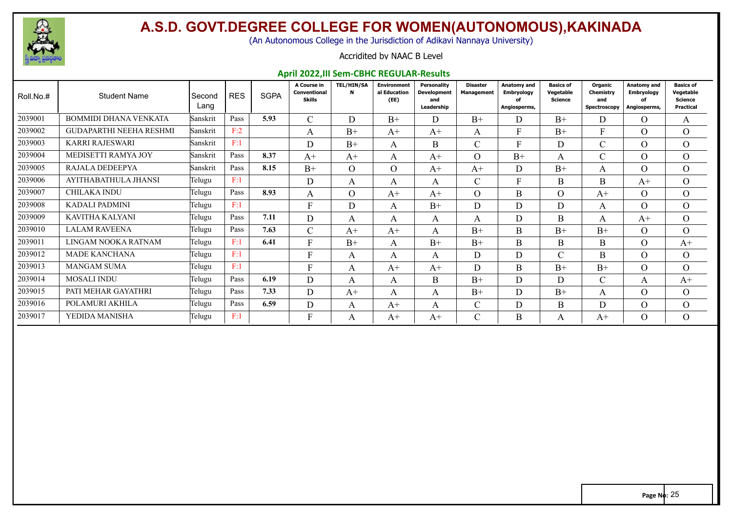# A.S.D. GOVT.DEGREE COLLEGE FOR WOMEN(AUTONOMOUS),KAKINADA

(An Autonomous College in the Jurisdiction of Adikavi Nannaya University)

Accridited by NAAC B Level

## April 2022,III Sem-CBHC REGULAR-Results

| Roll.No.# | Student Name | Second Lang | RES | SGPA | A Course in Conventional Skills | TEL/HIN/SAN | Environmental Education (EE) | Personality Development and Leadership | Disaster Management | Anatomy and Embryology of Angiosperms, | Basics of Vegetable Science | Organic Chemistry and Spectroscopy | Anatomy and Embryology of Angiosperms, | Basics of Vegetable Science Practical |
|---|---|---|---|---|---|---|---|---|---|---|---|---|---|---|
| 2039001 | BOMMIDI DHANA VENKATA | Sanskrit | Pass | 5.93 | C | D | B+ | D | B+ | D | B+ | D | O | A |
| 2039002 | GUDAPARTHI NEEHA RESHMI | Sanskrit | F:2 | | A | B+ | A+ | A+ | A | F | B+ | F | O | O |
| 2039003 | KARRI RAJESWARI | Sanskrit | F:1 | | D | B+ | A | B | C | F | D | C | O | O |
| 2039004 | MEDISETTI RAMYA JOY | Sanskrit | Pass | 8.37 | A+ | A+ | A | A+ | O | B+ | A | C | O | O |
| 2039005 | RAJALA DEDEEPYA | Sanskrit | Pass | 8.15 | B+ | O | O | A+ | A+ | D | B+ | A | O | O |
| 2039006 | AYITHABATHULA JHANSI | Telugu | F:1 | | D | A | A | A | C | F | B | B | A+ | O |
| 2039007 | CHILAKA INDU | Telugu | Pass | 8.93 | A | O | A+ | A+ | O | B | O | A+ | O | O |
| 2039008 | KADALI PADMINI | Telugu | F:1 | | F | D | A | B+ | D | D | D | A | O | O |
| 2039009 | KAVITHA KALYANI | Telugu | Pass | 7.11 | D | A | A | A | A | D | B | A | A+ | O |
| 2039010 | LALAM RAVEENA | Telugu | Pass | 7.63 | C | A+ | A+ | A | B+ | B | B+ | B+ | O | O |
| 2039011 | LINGAM NOOKA RATNAM | Telugu | F:1 | 6.41 | F | B+ | A | B+ | B+ | B | B | B | O | A+ |
| 2039012 | MADE KANCHANA | Telugu | F:1 | | F | A | A | A | D | D | C | B | O | O |
| 2039013 | MANGAM SUMA | Telugu | F:1 | | F | A | A+ | A+ | D | B | B+ | B+ | O | O |
| 2039014 | MOSALI INDU | Telugu | Pass | 6.19 | D | A | A | B | B+ | D | D | C | A | A+ |
| 2039015 | PATI MEHAR GAYATHRI | Telugu | Pass | 7.33 | D | A+ | A | A | B+ | D | B+ | A | O | O |
| 2039016 | POLAMURI AKHILA | Telugu | Pass | 6.59 | D | A | A+ | A | C | D | B | D | O | O |
| 2039017 | YEDIDA MANISHA | Telugu | F:1 | | F | A | A+ | A+ | C | B | A | A+ | O | O |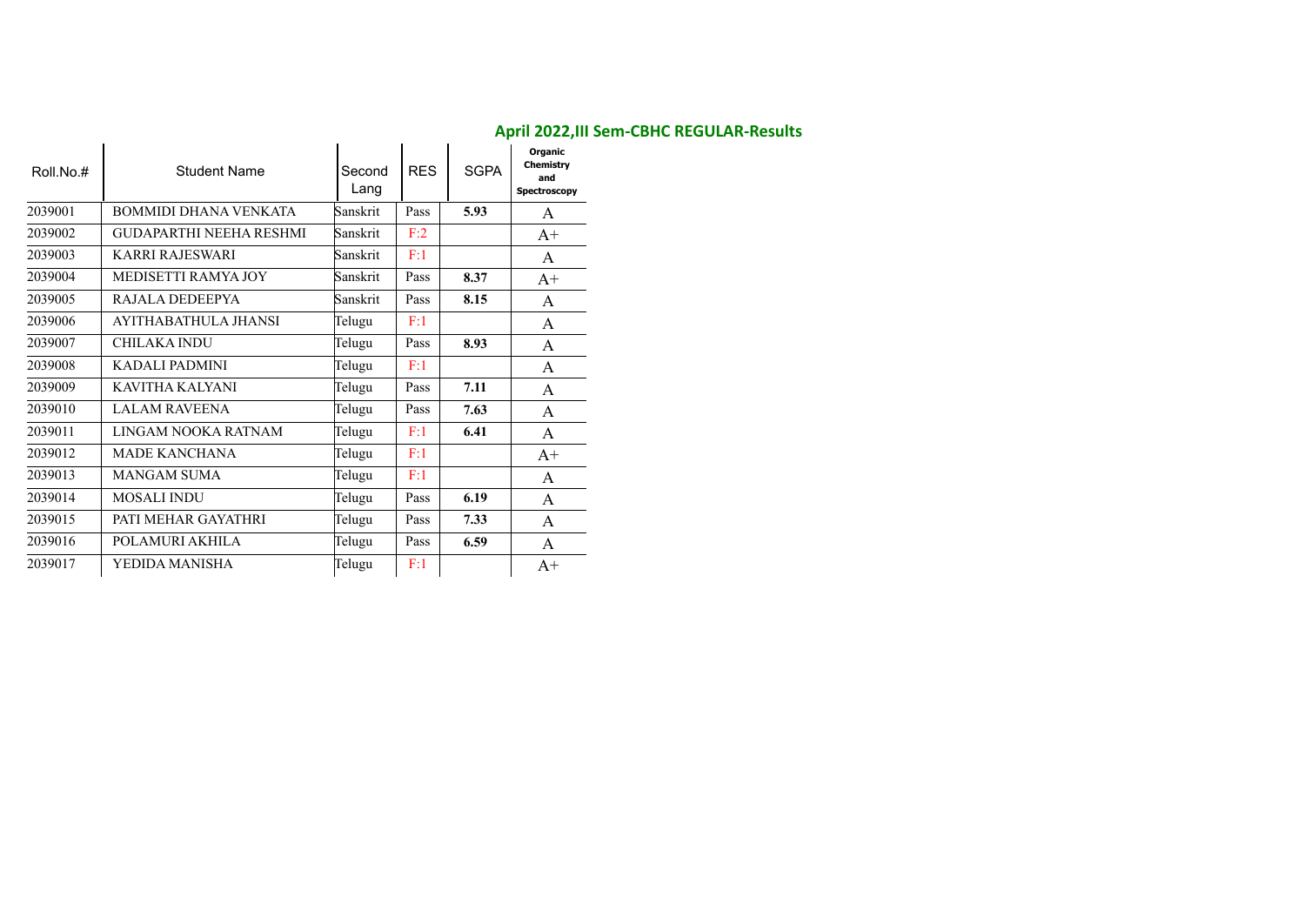## April 2022,III Sem-CBHC REGULAR-Results

| Roll.No.# | Student Name | Second Lang | RES | SGPA | Organic Chemistry and Spectroscopy |
|---|---|---|---|---|---|
| 2039001 | BOMMIDI DHANA VENKATA | Sanskrit | Pass | **5.93** | A |
| 2039002 | GUDAPARTHI NEEHA RESHMI | Sanskrit | F:2 | | A+ |
| 2039003 | KARRI RAJESWARI | Sanskrit | F:1 | | A |
| 2039004 | MEDISETTI RAMYA JOY | Sanskrit | Pass | **8.37** | A+ |
| 2039005 | RAJALA DEDEEPYA | Sanskrit | Pass | **8.15** | A |
| 2039006 | AYITHABATHULA JHANSI | Telugu | F:1 | | A |
| 2039007 | CHILAKA INDU | Telugu | Pass | **8.93** | A |
| 2039008 | KADALI PADMINI | Telugu | F:1 | | A |
| 2039009 | KAVITHA KALYANI | Telugu | Pass | **7.11** | A |
| 2039010 | LALAM RAVEENA | Telugu | Pass | **7.63** | A |
| 2039011 | LINGAM NOOKA RATNAM | Telugu | F:1 | **6.41** | A |
| 2039012 | MADE KANCHANA | Telugu | F:1 | | A+ |
| 2039013 | MANGAM SUMA | Telugu | F:1 | | A |
| 2039014 | MOSALI INDU | Telugu | Pass | **6.19** | A |
| 2039015 | PATI MEHAR GAYATHRI | Telugu | Pass | **7.33** | A |
| 2039016 | POLAMURI AKHILA | Telugu | Pass | **6.59** | A |
| 2039017 | YEDIDA MANISHA | Telugu | F:1 | | A+ |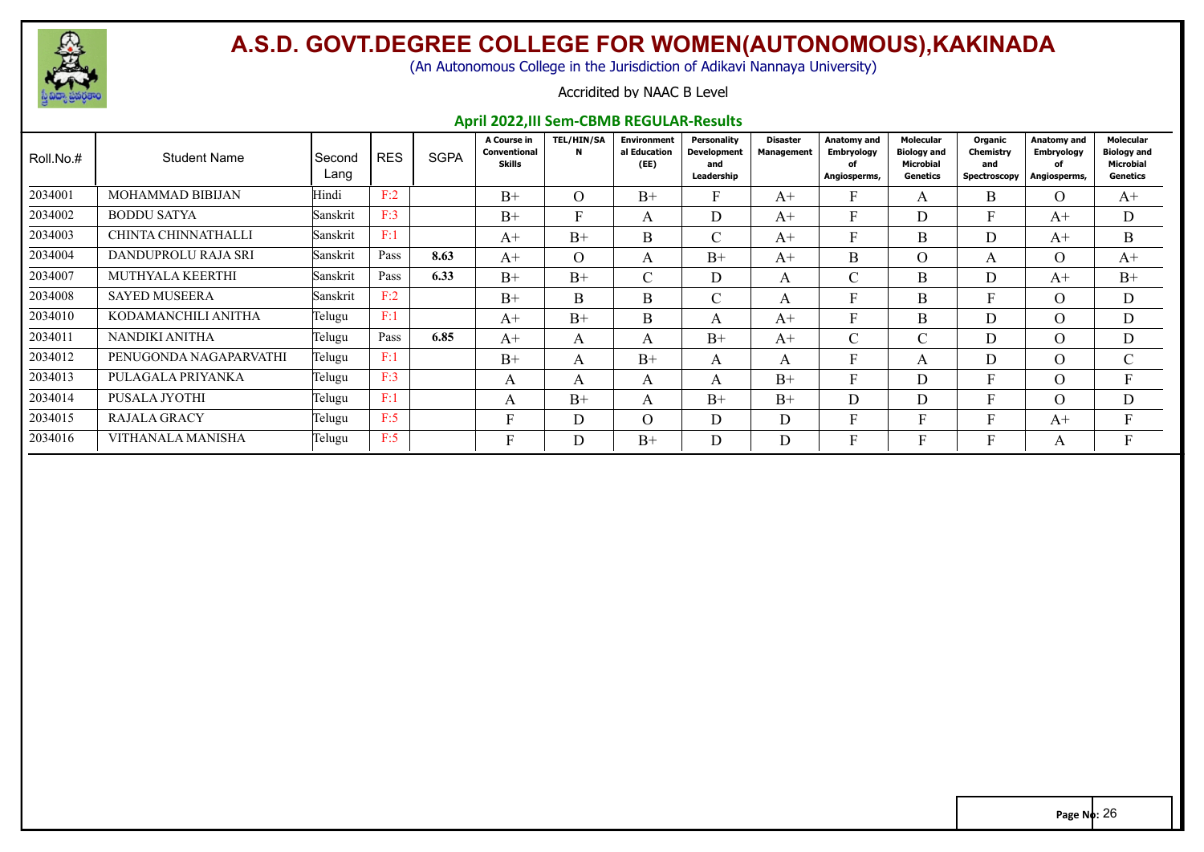# A.S.D. GOVT.DEGREE COLLEGE FOR WOMEN(AUTONOMOUS),KAKINADA

(An Autonomous College in the Jurisdiction of Adikavi Nannaya University)

Accridited by NAAC B Level

## April 2022,III Sem-CBMB REGULAR-Results

| Roll.No.# | Student Name | Second Lang | RES | SGPA | A Course in Conventional Skills | TEL/HIN/SAN | Environmental Education (EE) | Personality Development and Leadership | Disaster Management | Anatomy and Embryology of Angiosperms, | Molecular Biology and Microbial Genetics | Organic Chemistry and Spectroscopy | Anatomy and Embryology of Angiosperms, | Molecular Biology and Microbial Genetics |
|---|---|---|---|---|---|---|---|---|---|---|---|---|---|---|
| 2034001 | MOHAMMAD BIBIJAN | Hindi | F:2 | | B+ | O | B+ | F | A+ | F | A | B | O | A+ |
| 2034002 | BODDU SATYA | Sanskrit | F:3 | | B+ | F | A | D | A+ | F | D | F | A+ | D |
| 2034003 | CHINTA CHINNATHALLI | Sanskrit | F:1 | | A+ | B+ | B | C | A+ | F | B | D | A+ | B |
| 2034004 | DANDUPROLU RAJA SRI | Sanskrit | Pass | 8.63 | A+ | O | A | B+ | A+ | B | O | A | O | A+ |
| 2034007 | MUTHYALA KEERTHI | Sanskrit | Pass | 6.33 | B+ | B+ | C | D | A | C | B | D | A+ | B+ |
| 2034008 | SAYED MUSEERA | Sanskrit | F:2 | | B+ | B | B | C | A | F | B | F | O | D |
| 2034010 | KODAMANCHILI ANITHA | Telugu | F:1 | | A+ | B+ | B | A | A+ | F | B | D | O | D |
| 2034011 | NANDIKI ANITHA | Telugu | Pass | 6.85 | A+ | A | A | B+ | A+ | C | C | D | O | D |
| 2034012 | PENUGONDA NAGAPARVATHI | Telugu | F:1 | | B+ | A | B+ | A | A | F | A | D | O | C |
| 2034013 | PULAGALA PRIYANKA | Telugu | F:3 | | A | A | A | A | B+ | F | D | F | O | F |
| 2034014 | PUSALA JYOTHI | Telugu | F:1 | | A | B+ | A | B+ | B+ | D | D | F | O | D |
| 2034015 | RAJALA GRACY | Telugu | F:5 | | F | D | O | D | D | F | F | F | A+ | F |
| 2034016 | VITHANALA MANISHA | Telugu | F:5 | | F | D | B+ | D | D | F | F | F | A | F |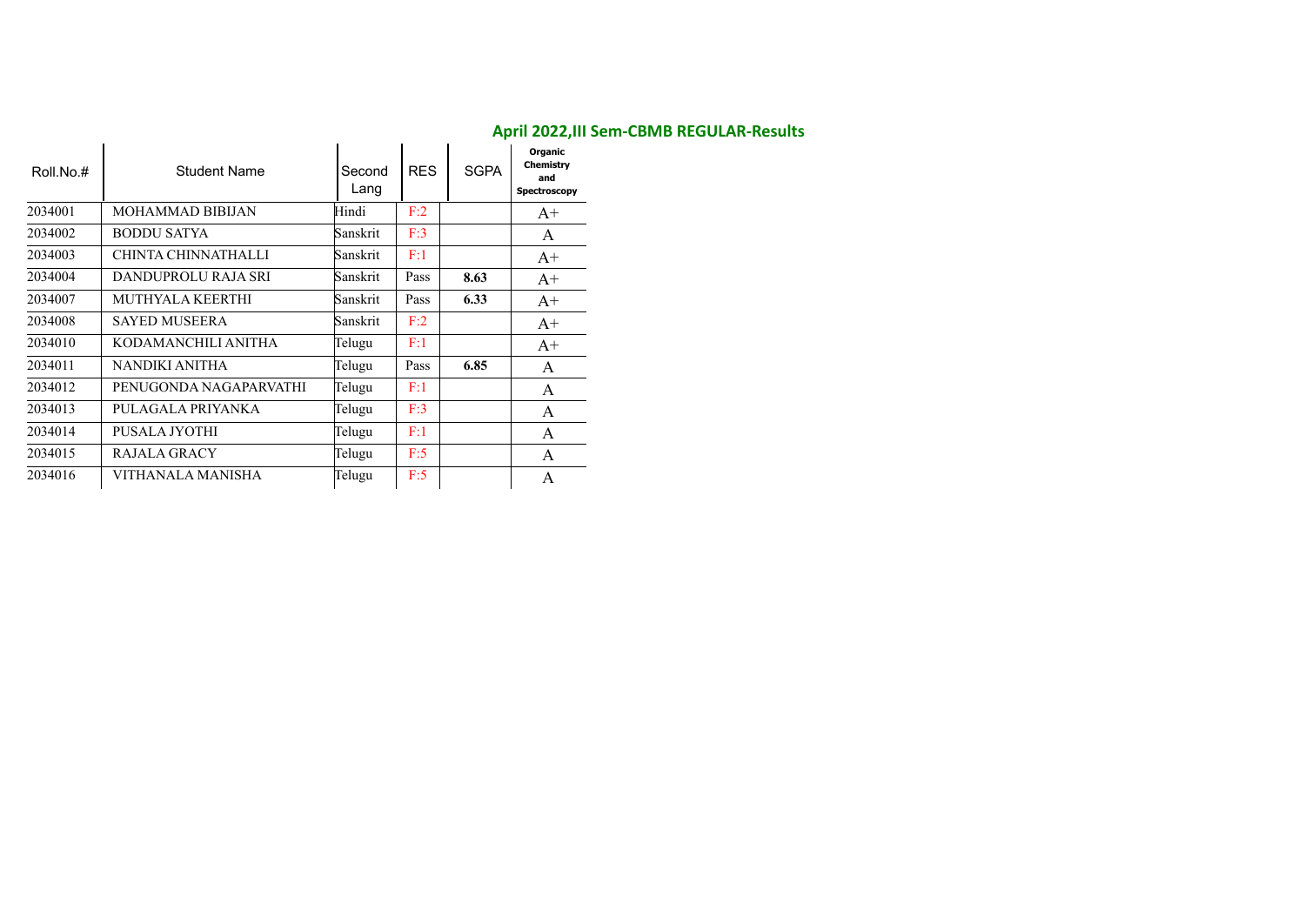## April 2022,III Sem-CBMB REGULAR-Results

| Roll.No.# | Student Name | Second Lang | RES | SGPA | Organic Chemistry and Spectroscopy |
|---|---|---|---|---|---|
| 2034001 | MOHAMMAD BIBIJAN | Hindi | F:2 | | A+ |
| 2034002 | BODDU SATYA | Sanskrit | F:3 | | A |
| 2034003 | CHINTA CHINNATHALLI | Sanskrit | F:1 | | A+ |
| 2034004 | DANDUPROLU RAJA SRI | Sanskrit | Pass | **8.63** | A+ |
| 2034007 | MUTHYALA KEERTHI | Sanskrit | Pass | **6.33** | A+ |
| 2034008 | SAYED MUSEERA | Sanskrit | F:2 | | A+ |
| 2034010 | KODAMANCHILI ANITHA | Telugu | F:1 | | A+ |
| 2034011 | NANDIKI ANITHA | Telugu | Pass | **6.85** | A |
| 2034012 | PENUGONDA NAGAPARVATHI | Telugu | F:1 | | A |
| 2034013 | PULAGALA PRIYANKA | Telugu | F:3 | | A |
| 2034014 | PUSALA JYOTHI | Telugu | F:1 | | A |
| 2034015 | RAJALA GRACY | Telugu | F:5 | | A |
| 2034016 | VITHANALA MANISHA | Telugu | F:5 | | A |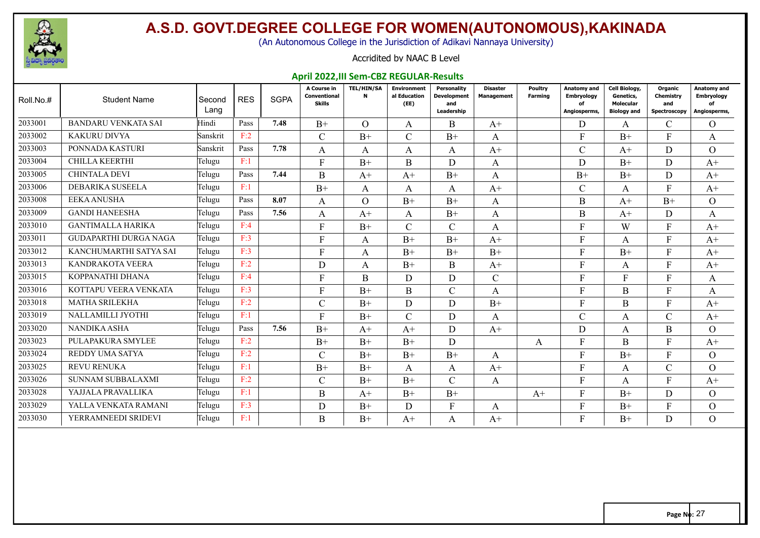# A.S.D. GOVT.DEGREE COLLEGE FOR WOMEN(AUTONOMOUS),KAKINADA

(An Autonomous College in the Jurisdiction of Adikavi Nannaya University)

Accridited by NAAC B Level

## April 2022,III Sem-CBZ REGULAR-Results

| Roll.No.# | Student Name | Second Lang | RES | SGPA | A Course in Conventional Skills | TEL/HIN/SAN | Environmental Education (EE) | Personality Development and Leadership | Disaster Management | Poultry Farming | Anatomy and Embryology of Angiosperms, | Cell Biology, Genetics, Molecular Biology and | Organic Chemistry and Spectroscopy | Anatomy and Embryology of Angiosperms, |
|---|---|---|---|---|---|---|---|---|---|---|---|---|---|---|
| 2033001 | BANDARU VENKATA SAI | Hindi | Pass | 7.48 | B+ | O | A | B | A+ | | D | A | C | O |
| 2033002 | KAKURU DIVYA | Sanskrit | F:2 | | C | B+ | C | B+ | A | | F | B+ | F | A |
| 2033003 | PONNADA KASTURI | Sanskrit | Pass | 7.78 | A | A | A | A | A+ | | C | A+ | D | O |
| 2033004 | CHILLA KEERTHI | Telugu | F:1 | | F | B+ | B | D | A | | D | B+ | D | A+ |
| 2033005 | CHINTALA DEVI | Telugu | Pass | 7.44 | B | A+ | A+ | B+ | A | | B+ | B+ | D | A+ |
| 2033006 | DEBARIKA SUSEELA | Telugu | F:1 | | B+ | A | A | A | A+ | | C | A | F | A+ |
| 2033008 | EEKA ANUSHA | Telugu | Pass | 8.07 | A | O | B+ | B+ | A | | B | A+ | B+ | O |
| 2033009 | GANDI HANEESHA | Telugu | Pass | 7.56 | A | A+ | A | B+ | A | | B | A+ | D | A |
| 2033010 | GANTIMALLA HARIKA | Telugu | F:4 | | F | B+ | C | C | A | | F | W | F | A+ |
| 2033011 | GUDAPARTHI DURGA NAGA | Telugu | F:3 | | F | A | B+ | B+ | A+ | | F | A | F | A+ |
| 2033012 | KANCHUMARTHI SATYA SAI | Telugu | F:3 | | F | A | B+ | B+ | B+ | | F | B+ | F | A+ |
| 2033013 | KANDRAKOTA VEERA | Telugu | F:2 | | D | A | B+ | B | A+ | | F | A | F | A+ |
| 2033015 | KOPPANATHI DHANA | Telugu | F:4 | | F | B | D | D | C | | F | F | F | A |
| 2033016 | KOTTAPU VEERA VENKATA | Telugu | F:3 | | F | B+ | B | C | A | | F | B | F | A |
| 2033018 | MATHA SRILEKHA | Telugu | F:2 | | C | B+ | D | D | B+ | | F | B | F | A+ |
| 2033019 | NALLAMILLI JYOTHI | Telugu | F:1 | | F | B+ | C | D | A | | C | A | C | A+ |
| 2033020 | NANDIKA ASHA | Telugu | Pass | 7.56 | B+ | A+ | A+ | D | A+ | | D | A | B | O |
| 2033023 | PULAPAKURA SMYLEE | Telugu | F:2 | | B+ | B+ | B+ | D | | A | F | B | F | A+ |
| 2033024 | REDDY UMA SATYA | Telugu | F:2 | | C | B+ | B+ | B+ | A | | F | B+ | F | O |
| 2033025 | REVU RENUKA | Telugu | F:1 | | B+ | B+ | A | A | A+ | | F | A | C | O |
| 2033026 | SUNNAM SUBBALAXMI | Telugu | F:2 | | C | B+ | B+ | C | A | | F | A | F | A+ |
| 2033028 | YAJJALA PRAVALLIKA | Telugu | F:1 | | B | A+ | B+ | B+ | | A+ | F | B+ | D | O |
| 2033029 | YALLA VENKATA RAMANI | Telugu | F:3 | | D | B+ | D | F | A | | F | B+ | F | O |
| 2033030 | YERRAMNEEDI SRIDEVI | Telugu | F:1 | | B | B+ | A+ | A | A+ | | F | B+ | D | O |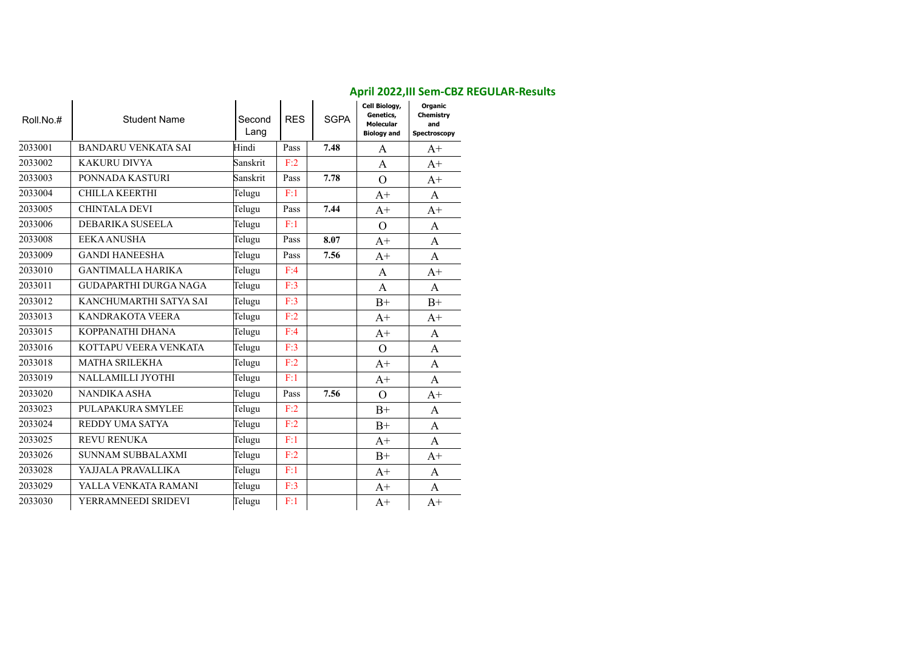## April 2022,III Sem-CBZ REGULAR-Results

| Roll.No.# | Student Name | Second Lang | RES | SGPA | Cell Biology, Genetics, Molecular Biology and | Organic Chemistry and Spectroscopy |
|---|---|---|---|---|---|---|
| 2033001 | BANDARU VENKATA SAI | Hindi | Pass | **7.48** | A | A+ |
| 2033002 | KAKURU DIVYA | Sanskrit | F:2 | | A | A+ |
| 2033003 | PONNADA KASTURI | Sanskrit | Pass | **7.78** | O | A+ |
| 2033004 | CHILLA KEERTHI | Telugu | F:1 | | A+ | A |
| 2033005 | CHINTALA DEVI | Telugu | Pass | **7.44** | A+ | A+ |
| 2033006 | DEBARIKA SUSEELA | Telugu | F:1 | | O | A |
| 2033008 | EEKA ANUSHA | Telugu | Pass | **8.07** | A+ | A |
| 2033009 | GANDI HANEESHA | Telugu | Pass | **7.56** | A+ | A |
| 2033010 | GANTIMALLA HARIKA | Telugu | F:4 | | A | A+ |
| 2033011 | GUDAPARTHI DURGA NAGA | Telugu | F:3 | | A | A |
| 2033012 | KANCHUMARTHI SATYA SAI | Telugu | F:3 | | B+ | B+ |
| 2033013 | KANDRAKOTA VEERA | Telugu | F:2 | | A+ | A+ |
| 2033015 | KOPPANATHI DHANA | Telugu | F:4 | | A+ | A |
| 2033016 | KOTTAPU VEERA VENKATA | Telugu | F:3 | | O | A |
| 2033018 | MATHA SRILEKHA | Telugu | F:2 | | A+ | A |
| 2033019 | NALLAMILLI JYOTHI | Telugu | F:1 | | A+ | A |
| 2033020 | NANDIKA ASHA | Telugu | Pass | **7.56** | O | A+ |
| 2033023 | PULAPAKURA SMYLEE | Telugu | F:2 | | B+ | A |
| 2033024 | REDDY UMA SATYA | Telugu | F:2 | | B+ | A |
| 2033025 | REVU RENUKA | Telugu | F:1 | | A+ | A |
| 2033026 | SUNNAM SUBBALAXMI | Telugu | F:2 | | B+ | A+ |
| 2033028 | YAJJALA PRAVALLIKA | Telugu | F:1 | | A+ | A |
| 2033029 | YALLA VENKATA RAMANI | Telugu | F:3 | | A+ | A |
| 2033030 | YERRAMNEEDI SRIDEVI | Telugu | F:1 | | A+ | A+ |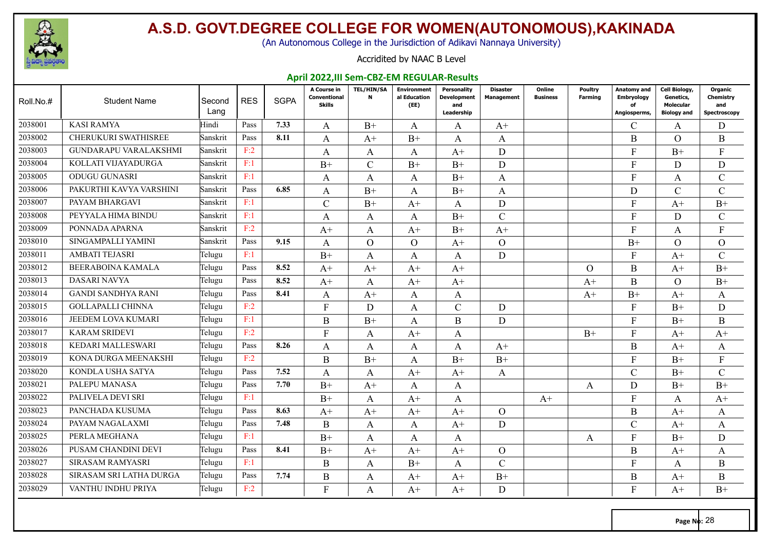# A.S.D. GOVT.DEGREE COLLEGE FOR WOMEN(AUTONOMOUS),KAKINADA

(An Autonomous College in the Jurisdiction of Adikavi Nannaya University)

Accridited by NAAC B Level

## April 2022,III Sem-CBZ-EM REGULAR-Results

| Roll.No.# | Student Name | Second Lang | RES | SGPA | A Course in Conventional Skills | TEL/HIN/SAN | Environmental Education (EE) | Personality Development and Leadership | Disaster Management | Online Business | Poultry Farming | Anatomy and Embryology of Angiosperms, | Cell Biology, Genetics, Molecular Biology and | Organic Chemistry and Spectroscopy |
|---|---|---|---|---|---|---|---|---|---|---|---|---|---|---|
| 2038001 | KASI RAMYA | Hindi | Pass | 7.33 | A | B+ | A | A | A+ | | | C | A | D |
| 2038002 | CHERUKURI SWATHISREE | Sanskrit | Pass | 8.11 | A | A+ | B+ | A | A | | | B | O | B |
| 2038003 | GUNDARAPU VARALAKSHMI | Sanskrit | F:2 | | A | A | A | A+ | D | | | F | B+ | F |
| 2038004 | KOLLATI VIJAYADURGA | Sanskrit | F:1 | | B+ | C | B+ | B+ | D | | | F | D | D |
| 2038005 | ODUGU GUNASRI | Sanskrit | F:1 | | A | A | A | B+ | A | | | F | A | C |
| 2038006 | PAKURTHI KAVYA VARSHINI | Sanskrit | Pass | 6.85 | A | B+ | A | B+ | A | | | D | C | C |
| 2038007 | PAYAM BHARGAVI | Sanskrit | F:1 | | C | B+ | A+ | A | D | | | F | A+ | B+ |
| 2038008 | PEYYALA HIMA BINDU | Sanskrit | F:1 | | A | A | A | B+ | C | | | F | D | C |
| 2038009 | PONNADA APARNA | Sanskrit | F:2 | | A+ | A | A+ | B+ | A+ | | | F | A | F |
| 2038010 | SINGAMPALLI YAMINI | Sanskrit | Pass | 9.15 | A | O | O | A+ | O | | | B+ | O | O |
| 2038011 | AMBATI TEJASRI | Telugu | F:1 | | B+ | A | A | A | D | | | F | A+ | C |
| 2038012 | BEERABOINA KAMALA | Telugu | Pass | 8.52 | A+ | A+ | A+ | A+ | | | O | B | A+ | B+ |
| 2038013 | DASARI NAVYA | Telugu | Pass | 8.52 | A+ | A | A+ | A+ | | | A+ | B | O | B+ |
| 2038014 | GANDI SANDHYA RANI | Telugu | Pass | 8.41 | A | A+ | A | A | | | A+ | B+ | A+ | A |
| 2038015 | GOLLAPALLI CHINNA | Telugu | F:2 | | F | D | A | C | D | | | F | B+ | D |
| 2038016 | JEEDEM LOVA KUMARI | Telugu | F:1 | | B | B+ | A | B | D | | | F | B+ | B |
| 2038017 | KARAM SRIDEVI | Telugu | F:2 | | F | A | A+ | A | | | B+ | F | A+ | A+ |
| 2038018 | KEDARI MALLESWARI | Telugu | Pass | 8.26 | A | A | A | A | A+ | | | B | A+ | A |
| 2038019 | KONA DURGA MEENAKSHI | Telugu | F:2 | | B | B+ | A | B+ | B+ | | | F | B+ | F |
| 2038020 | KONDLA USHA SATYA | Telugu | Pass | 7.52 | A | A | A+ | A+ | A | | | C | B+ | C |
| 2038021 | PALEPU MANASA | Telugu | Pass | 7.70 | B+ | A+ | A | A | | | A | D | B+ | B+ |
| 2038022 | PALIVELA DEVI SRI | Telugu | F:1 | | B+ | A | A+ | A | | A+ | | F | A | A+ |
| 2038023 | PANCHADA KUSUMA | Telugu | Pass | 8.63 | A+ | A+ | A+ | A+ | O | | | B | A+ | A |
| 2038024 | PAYAM NAGALAXMI | Telugu | Pass | 7.48 | B | A | A | A+ | D | | | C | A+ | A |
| 2038025 | PERLA MEGHANA | Telugu | F:1 | | B+ | A | A | A | | | A | F | B+ | D |
| 2038026 | PUSAM CHANDINI DEVI | Telugu | Pass | 8.41 | B+ | A+ | A+ | A+ | O | | | B | A+ | A |
| 2038027 | SIRASAM RAMYASRI | Telugu | F:1 | | B | A | B+ | A | C | | | F | A | B |
| 2038028 | SIRASAM SRI LATHA DURGA | Telugu | Pass | 7.74 | B | A | A+ | A+ | B+ | | | B | A+ | B |
| 2038029 | VANTHU INDHU PRIYA | Telugu | F:2 | | F | A | A+ | A+ | D | | | F | A+ | B+ |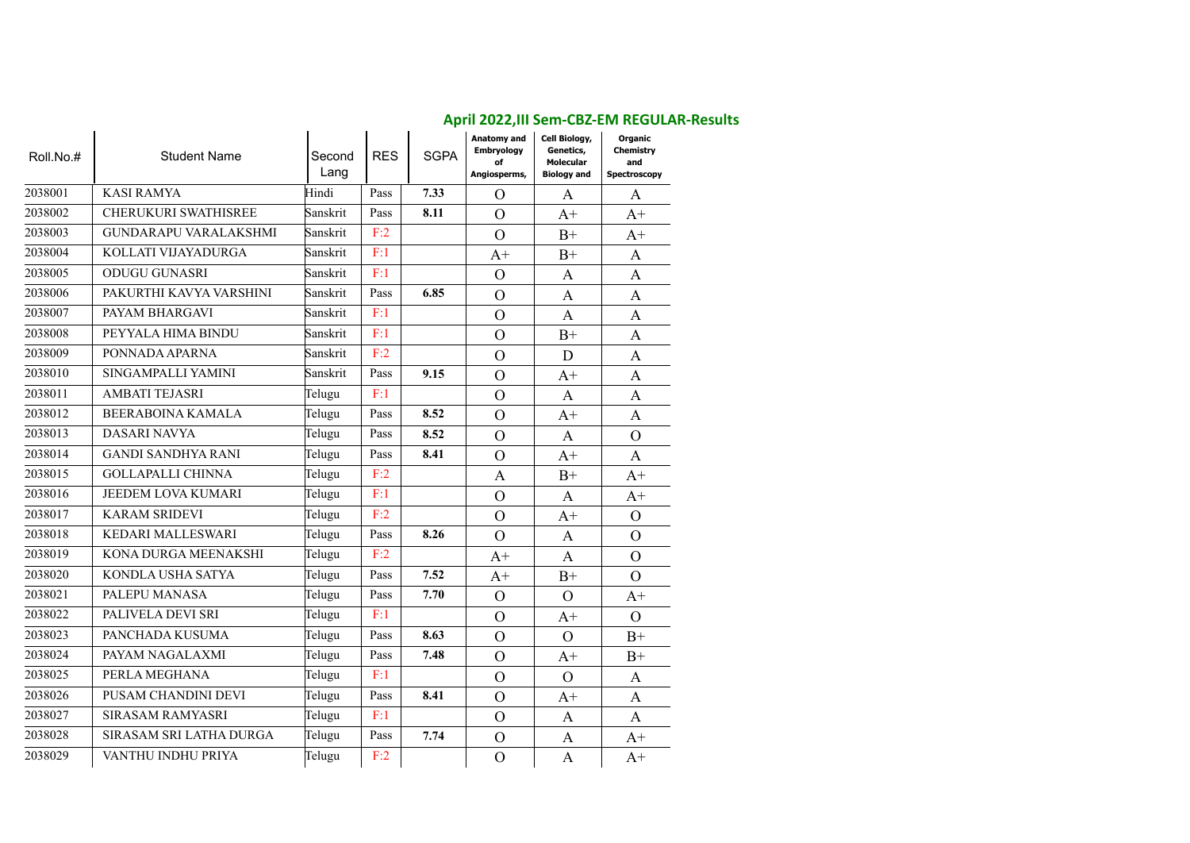## April 2022,III Sem-CBZ-EM REGULAR-Results

| Roll.No.# | Student Name | Second Lang | RES | SGPA | Anatomy and Embryology of Angiosperms, | Cell Biology, Genetics, Molecular Biology and | Organic Chemistry and Spectroscopy |
|---|---|---|---|---|---|---|---|
| 2038001 | KASI RAMYA | Hindi | Pass | 7.33 | O | A | A |
| 2038002 | CHERUKURI SWATHISREE | Sanskrit | Pass | 8.11 | O | A+ | A+ |
| 2038003 | GUNDARAPU VARALAKSHMI | Sanskrit | F:2 | | O | B+ | A+ |
| 2038004 | KOLLATI VIJAYADURGA | Sanskrit | F:1 | | A+ | B+ | A |
| 2038005 | ODUGU GUNASRI | Sanskrit | F:1 | | O | A | A |
| 2038006 | PAKURTHI KAVYA VARSHINI | Sanskrit | Pass | 6.85 | O | A | A |
| 2038007 | PAYAM BHARGAVI | Sanskrit | F:1 | | O | A | A |
| 2038008 | PEYYALA HIMA BINDU | Sanskrit | F:1 | | O | B+ | A |
| 2038009 | PONNADA APARNA | Sanskrit | F:2 | | O | D | A |
| 2038010 | SINGAMPALLI YAMINI | Sanskrit | Pass | 9.15 | O | A+ | A |
| 2038011 | AMBATI TEJASRI | Telugu | F:1 | | O | A | A |
| 2038012 | BEERABOINA KAMALA | Telugu | Pass | 8.52 | O | A+ | A |
| 2038013 | DASARI NAVYA | Telugu | Pass | 8.52 | O | A | O |
| 2038014 | GANDI SANDHYA RANI | Telugu | Pass | 8.41 | O | A+ | A |
| 2038015 | GOLLAPALLI CHINNA | Telugu | F:2 | | A | B+ | A+ |
| 2038016 | JEEDEM LOVA KUMARI | Telugu | F:1 | | O | A | A+ |
| 2038017 | KARAM SRIDEVI | Telugu | F:2 | | O | A+ | O |
| 2038018 | KEDARI MALLESWARI | Telugu | Pass | 8.26 | O | A | O |
| 2038019 | KONA DURGA MEENAKSHI | Telugu | F:2 | | A+ | A | O |
| 2038020 | KONDLA USHA SATYA | Telugu | Pass | 7.52 | A+ | B+ | O |
| 2038021 | PALEPU MANASA | Telugu | Pass | 7.70 | O | O | A+ |
| 2038022 | PALIVELA DEVI SRI | Telugu | F:1 | | O | A+ | O |
| 2038023 | PANCHADA KUSUMA | Telugu | Pass | 8.63 | O | O | B+ |
| 2038024 | PAYAM NAGALAXMI | Telugu | Pass | 7.48 | O | A+ | B+ |
| 2038025 | PERLA MEGHANA | Telugu | F:1 | | O | O | A |
| 2038026 | PUSAM CHANDINI DEVI | Telugu | Pass | 8.41 | O | A+ | A |
| 2038027 | SIRASAM RAMYASRI | Telugu | F:1 | | O | A | A |
| 2038028 | SIRASAM SRI LATHA DURGA | Telugu | Pass | 7.74 | O | A | A+ |
| 2038029 | VANTHU INDHU PRIYA | Telugu | F:2 | | O | A | A+ |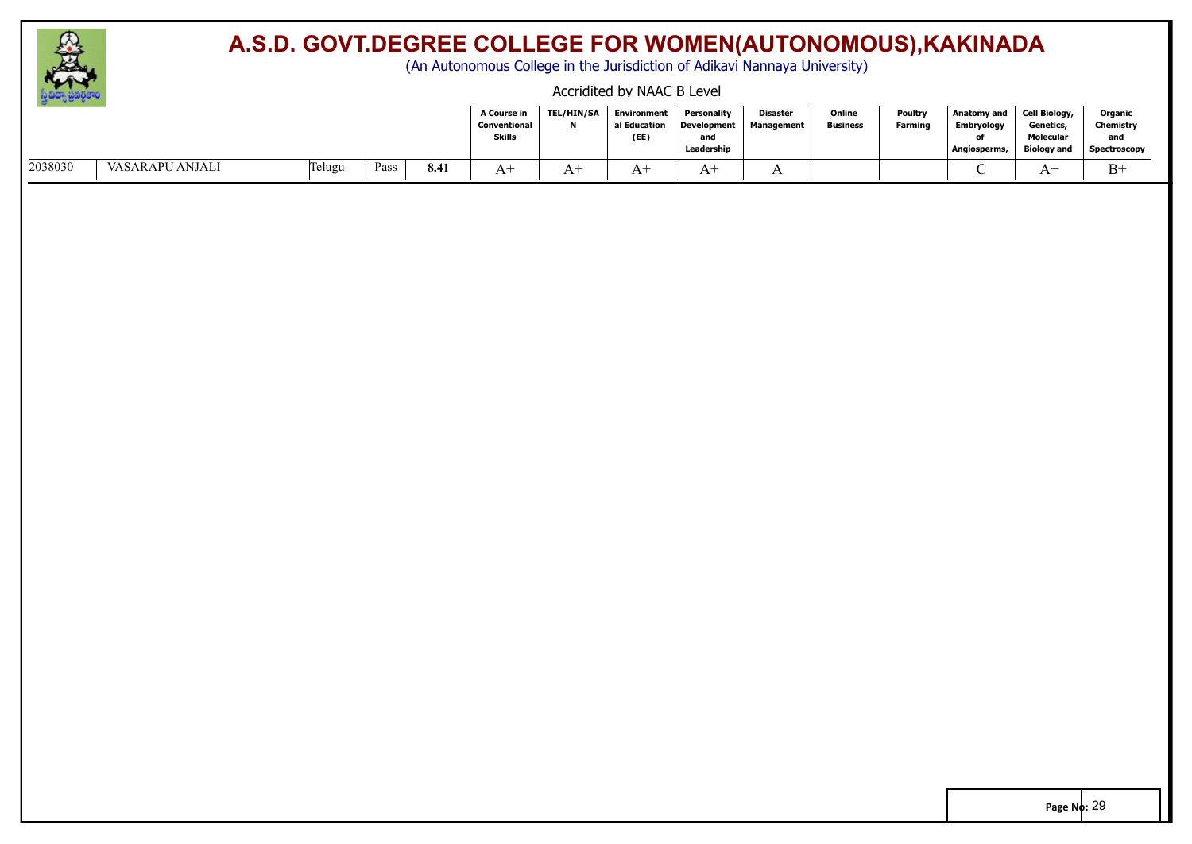# A.S.D. GOVT.DEGREE COLLEGE FOR WOMEN(AUTONOMOUS),KAKINADA

(An Autonomous College in the Jurisdiction of Adikavi Nannaya University)

Accridited by NAAC B Level

| | | | | | A Course in Conventional Skills | TEL/HIN/SAN | Environmental Education (EE) | Personality Development and Leadership | Disaster Management | Online Business | Poultry Farming | Anatomy and Embryology of Angiosperms, | Cell Biology, Genetics, Molecular Biology and | Organic Chemistry and Spectroscopy |
|---|---|---|---|---|---|---|---|---|---|---|---|---|---|---|
| 2038030 | VASARAPU ANJALI | Telugu | Pass | **8.41** | A+ | A+ | A+ | A+ | A | | | C | A+ | B+ |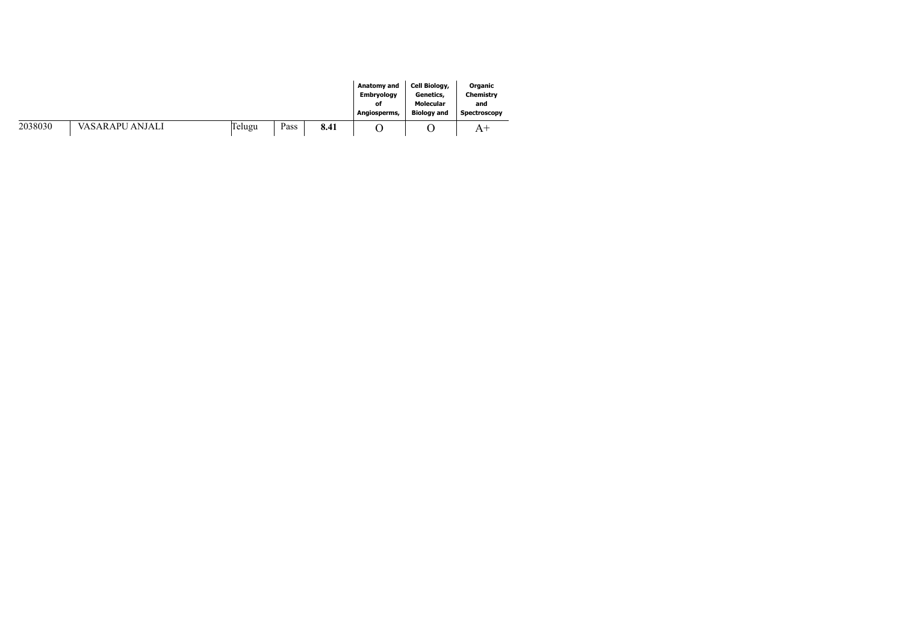| | | | | | Anatomy and Embryology of Angiosperms, | Cell Biology, Genetics, Molecular Biology and | Organic Chemistry and Spectroscopy |
|---|---|---|---|---|---|---|---|
| 2038030 | VASARAPU ANJALI | Telugu | Pass | **8.41** | O | O | A+ |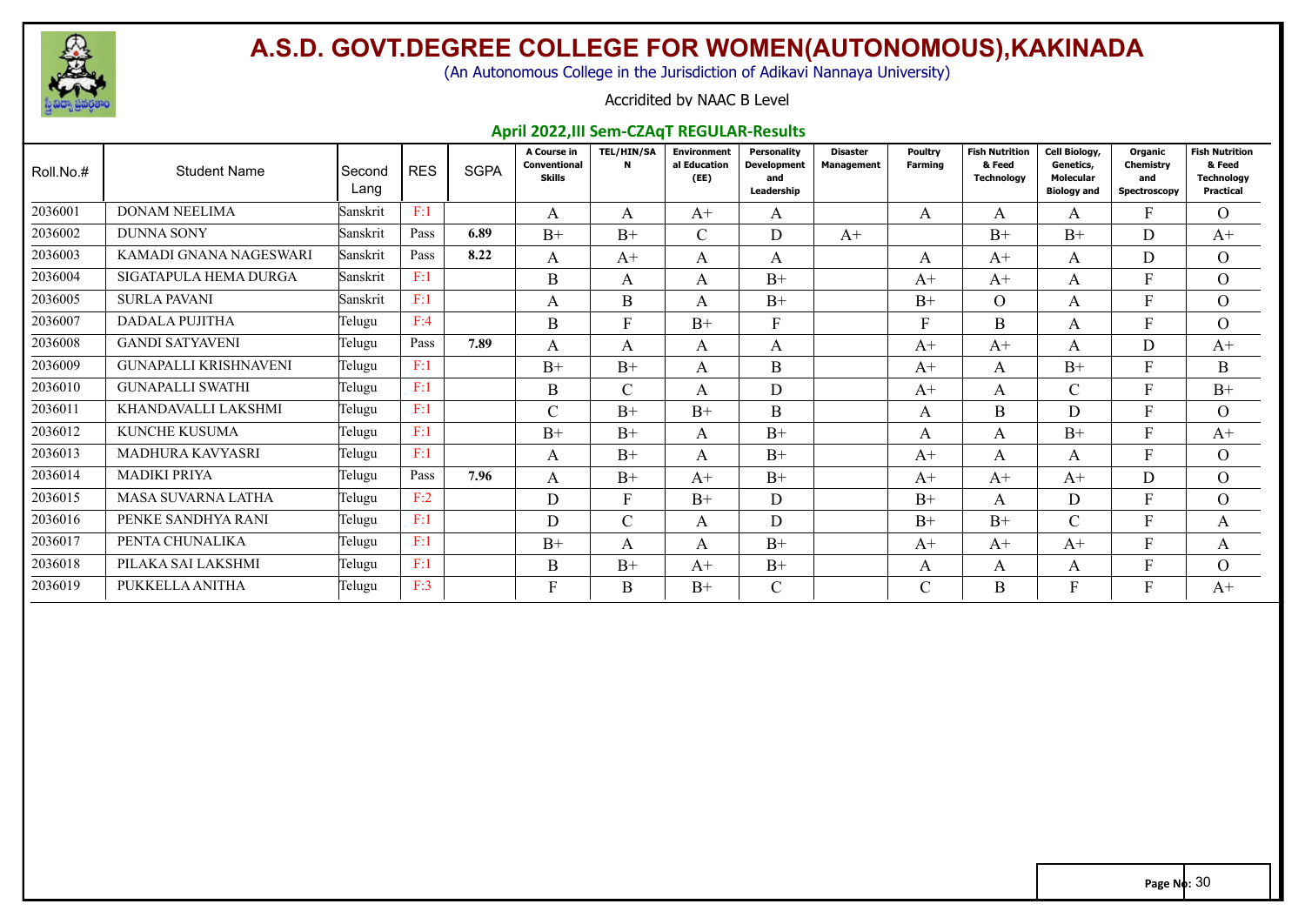# A.S.D. GOVT.DEGREE COLLEGE FOR WOMEN(AUTONOMOUS),KAKINADA

(An Autonomous College in the Jurisdiction of Adikavi Nannaya University)

Accridited by NAAC B Level

## April 2022,III Sem-CZAqT REGULAR-Results

| Roll.No.# | Student Name | Second Lang | RES | SGPA | A Course in Conventional Skills | TEL/HIN/SAN | Environmental Education (EE) | Personality Development and Leadership | Disaster Management | Poultry Farming | Fish Nutrition & Feed Technology | Cell Biology, Genetics, Molecular Biology and | Organic Chemistry and Spectroscopy | Fish Nutrition & Feed Technology Practical |
|---|---|---|---|---|---|---|---|---|---|---|---|---|---|---|
| 2036001 | DONAM NEELIMA | Sanskrit | F:1 | | A | A | A+ | A | | A | A | A | F | O |
| 2036002 | DUNNA SONY | Sanskrit | Pass | 6.89 | B+ | B+ | C | D | A+ | | B+ | B+ | D | A+ |
| 2036003 | KAMADI GNANA NAGESWARI | Sanskrit | Pass | 8.22 | A | A+ | A | A | | A | A+ | A | D | O |
| 2036004 | SIGATAPULA HEMA DURGA | Sanskrit | F:1 | | B | A | A | B+ | | A+ | A+ | A | F | O |
| 2036005 | SURLA PAVANI | Sanskrit | F:1 | | A | B | A | B+ | | B+ | O | A | F | O |
| 2036007 | DADALA PUJITHA | Telugu | F:4 | | B | F | B+ | F | | F | B | A | F | O |
| 2036008 | GANDI SATYAVENI | Telugu | Pass | 7.89 | A | A | A | A | | A+ | A+ | A | D | A+ |
| 2036009 | GUNAPALLI KRISHNAVENI | Telugu | F:1 | | B+ | B+ | A | B | | A+ | A | B+ | F | B |
| 2036010 | GUNAPALLI SWATHI | Telugu | F:1 | | B | C | A | D | | A+ | A | C | F | B+ |
| 2036011 | KHANDAVALLI LAKSHMI | Telugu | F:1 | | C | B+ | B+ | B | | A | B | D | F | O |
| 2036012 | KUNCHE KUSUMA | Telugu | F:1 | | B+ | B+ | A | B+ | | A | A | B+ | F | A+ |
| 2036013 | MADHURA KAVYASRI | Telugu | F:1 | | A | B+ | A | B+ | | A+ | A | A | F | O |
| 2036014 | MADIKI PRIYA | Telugu | Pass | 7.96 | A | B+ | A+ | B+ | | A+ | A+ | A+ | D | O |
| 2036015 | MASA SUVARNA LATHA | Telugu | F:2 | | D | F | B+ | D | | B+ | A | D | F | O |
| 2036016 | PENKE SANDHYA RANI | Telugu | F:1 | | D | C | A | D | | B+ | B+ | C | F | A |
| 2036017 | PENTA CHUNALIKA | Telugu | F:1 | | B+ | A | A | B+ | | A+ | A+ | A+ | F | A |
| 2036018 | PILAKA SAI LAKSHMI | Telugu | F:1 | | B | B+ | A+ | B+ | | A | A | A | F | O |
| 2036019 | PUKKELLA ANITHA | Telugu | F:3 | | F | B | B+ | C | | C | B | F | F | A+ |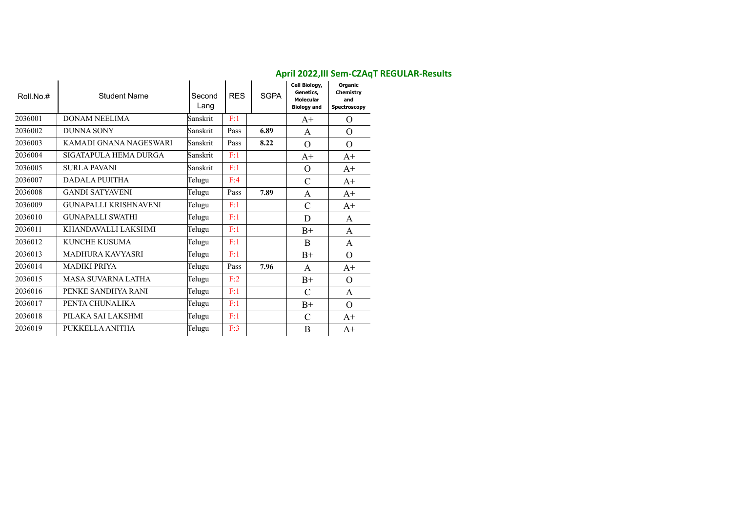## April 2022,III Sem-CZAqT REGULAR-Results

| Roll.No.# | Student Name | Second Lang | RES | SGPA | Cell Biology, Genetics, Molecular Biology and | Organic Chemistry and Spectroscopy |
|---|---|---|---|---|---|---|
| 2036001 | DONAM NEELIMA | Sanskrit | F:1 | | A+ | O |
| 2036002 | DUNNA SONY | Sanskrit | Pass | **6.89** | A | O |
| 2036003 | KAMADI GNANA NAGESWARI | Sanskrit | Pass | **8.22** | O | O |
| 2036004 | SIGATAPULA HEMA DURGA | Sanskrit | F:1 | | A+ | A+ |
| 2036005 | SURLA PAVANI | Sanskrit | F:1 | | O | A+ |
| 2036007 | DADALA PUJITHA | Telugu | F:4 | | C | A+ |
| 2036008 | GANDI SATYAVENI | Telugu | Pass | **7.89** | A | A+ |
| 2036009 | GUNAPALLI KRISHNAVENI | Telugu | F:1 | | C | A+ |
| 2036010 | GUNAPALLI SWATHI | Telugu | F:1 | | D | A |
| 2036011 | KHANDAVALLI LAKSHMI | Telugu | F:1 | | B+ | A |
| 2036012 | KUNCHE KUSUMA | Telugu | F:1 | | B | A |
| 2036013 | MADHURA KAVYASRI | Telugu | F:1 | | B+ | O |
| 2036014 | MADIKI PRIYA | Telugu | Pass | **7.96** | A | A+ |
| 2036015 | MASA SUVARNA LATHA | Telugu | F:2 | | B+ | O |
| 2036016 | PENKE SANDHYA RANI | Telugu | F:1 | | C | A |
| 2036017 | PENTA CHUNALIKA | Telugu | F:1 | | B+ | O |
| 2036018 | PILAKA SAI LAKSHMI | Telugu | F:1 | | C | A+ |
| 2036019 | PUKKELLA ANITHA | Telugu | F:3 | | B | A+ |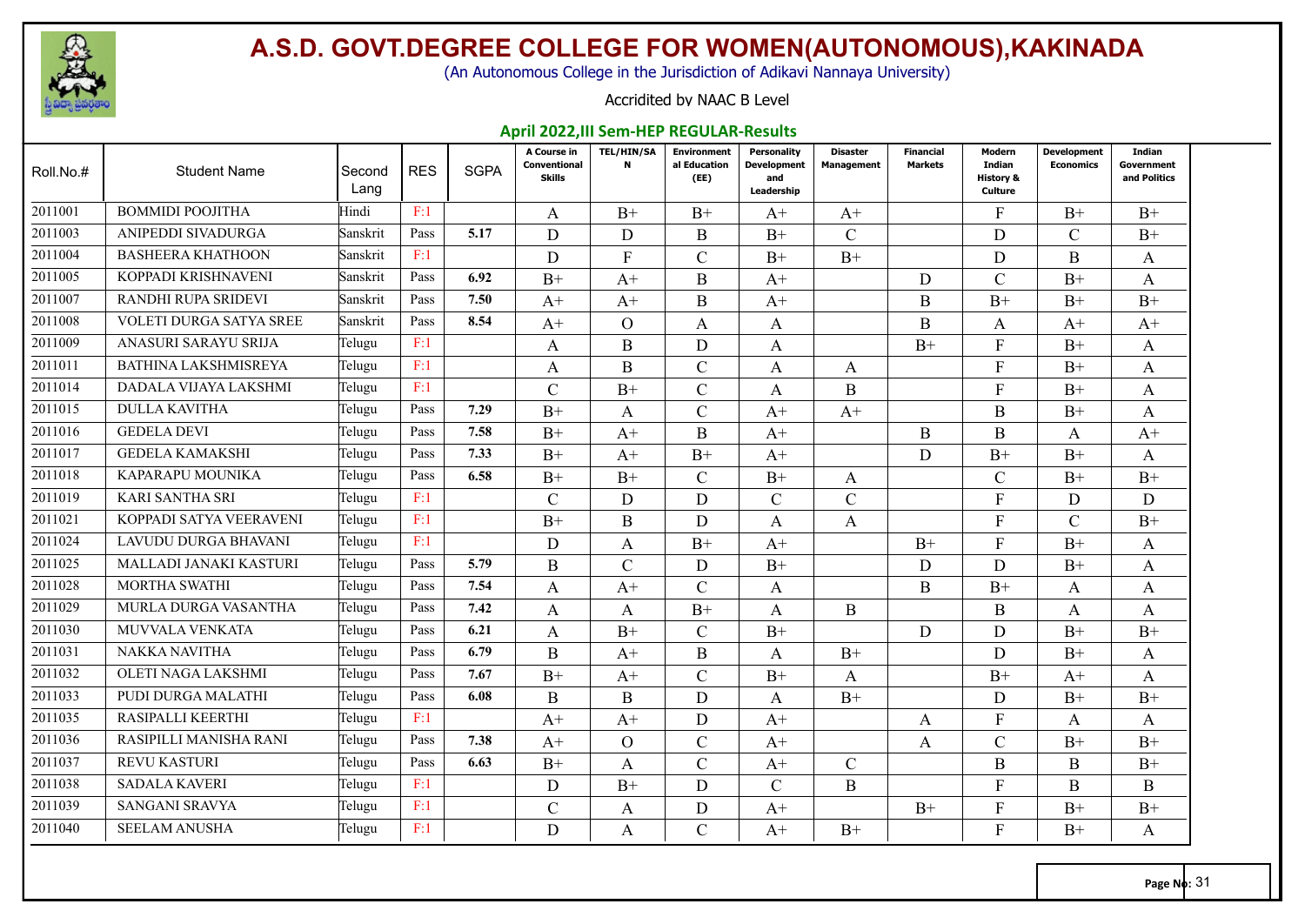# A.S.D. GOVT.DEGREE COLLEGE FOR WOMEN(AUTONOMOUS),KAKINADA

(An Autonomous College in the Jurisdiction of Adikavi Nannaya University)

Accridited by NAAC B Level

**April 2022,III Sem-HEP REGULAR-Results**

| Roll.No.# | Student Name | Second Lang | RES | SGPA | A Course in Conventional Skills | TEL/HIN/SAN | Environmental Education (EE) | Personality Development and Leadership | Disaster Management | Financial Markets | Modern Indian History & Culture | Development Economics | Indian Government and Politics |
|---|---|---|---|---|---|---|---|---|---|---|---|---|---|
| 2011001 | BOMMIDI POOJITHA | Hindi | F:1 | | A | B+ | B+ | A+ | A+ | | F | B+ | B+ |
| 2011003 | ANIPEDDI SIVADURGA | Sanskrit | Pass | 5.17 | D | D | B | B+ | C | | D | C | B+ |
| 2011004 | BASHEERA KHATHOON | Sanskrit | F:1 | | D | F | C | B+ | B+ | | D | B | A |
| 2011005 | KOPPADI KRISHNAVENI | Sanskrit | Pass | 6.92 | B+ | A+ | B | A+ | | D | C | B+ | A |
| 2011007 | RANDHI RUPA SRIDEVI | Sanskrit | Pass | 7.50 | A+ | A+ | B | A+ | | B | B+ | B+ | B+ |
| 2011008 | VOLETI DURGA SATYA SREE | Sanskrit | Pass | 8.54 | A+ | O | A | A | | B | A | A+ | A+ |
| 2011009 | ANASURI SARAYU SRIJA | Telugu | F:1 | | A | B | D | A | | B+ | F | B+ | A |
| 2011011 | BATHINA LAKSHMISREYA | Telugu | F:1 | | A | B | C | A | A | | F | B+ | A |
| 2011014 | DADALA VIJAYA LAKSHMI | Telugu | F:1 | | C | B+ | C | A | B | | F | B+ | A |
| 2011015 | DULLA KAVITHA | Telugu | Pass | 7.29 | B+ | A | C | A+ | A+ | | B | B+ | A |
| 2011016 | GEDELA DEVI | Telugu | Pass | 7.58 | B+ | A+ | B | A+ | | B | B | A | A+ |
| 2011017 | GEDELA KAMAKSHI | Telugu | Pass | 7.33 | B+ | A+ | B+ | A+ | | D | B+ | B+ | A |
| 2011018 | KAPARAPU MOUNIKA | Telugu | Pass | 6.58 | B+ | B+ | C | B+ | A | | C | B+ | B+ |
| 2011019 | KARI SANTHA SRI | Telugu | F:1 | | C | D | D | C | C | | F | D | D |
| 2011021 | KOPPADI SATYA VEERAVENI | Telugu | F:1 | | B+ | B | D | A | A | | F | C | B+ |
| 2011024 | LAVUDU DURGA BHAVANI | Telugu | F:1 | | D | A | B+ | A+ | | B+ | F | B+ | A |
| 2011025 | MALLADI JANAKI KASTURI | Telugu | Pass | 5.79 | B | C | D | B+ | | D | D | B+ | A |
| 2011028 | MORTHA SWATHI | Telugu | Pass | 7.54 | A | A+ | C | A | | B | B+ | A | A |
| 2011029 | MURLA DURGA VASANTHA | Telugu | Pass | 7.42 | A | A | B+ | A | B | | B | A | A |
| 2011030 | MUVVALA VENKATA | Telugu | Pass | 6.21 | A | B+ | C | B+ | | D | D | B+ | B+ |
| 2011031 | NAKKA NAVITHA | Telugu | Pass | 6.79 | B | A+ | B | A | B+ | | D | B+ | A |
| 2011032 | OLETI NAGA LAKSHMI | Telugu | Pass | 7.67 | B+ | A+ | C | B+ | A | | B+ | A+ | A |
| 2011033 | PUDI DURGA MALATHI | Telugu | Pass | 6.08 | B | B | D | A | B+ | | D | B+ | B+ |
| 2011035 | RASIPALLI KEERTHI | Telugu | F:1 | | A+ | A+ | D | A+ | | A | F | A | A |
| 2011036 | RASIPILLI MANISHA RANI | Telugu | Pass | 7.38 | A+ | O | C | A+ | | A | C | B+ | B+ |
| 2011037 | REVU KASTURI | Telugu | Pass | 6.63 | B+ | A | C | A+ | C | | B | B | B+ |
| 2011038 | SADALA KAVERI | Telugu | F:1 | | D | B+ | D | C | B | | F | B | B |
| 2011039 | SANGANI SRAVYA | Telugu | F:1 | | C | A | D | A+ | | B+ | F | B+ | B+ |
| 2011040 | SEELAM ANUSHA | Telugu | F:1 | | D | A | C | A+ | B+ | | F | B+ | A |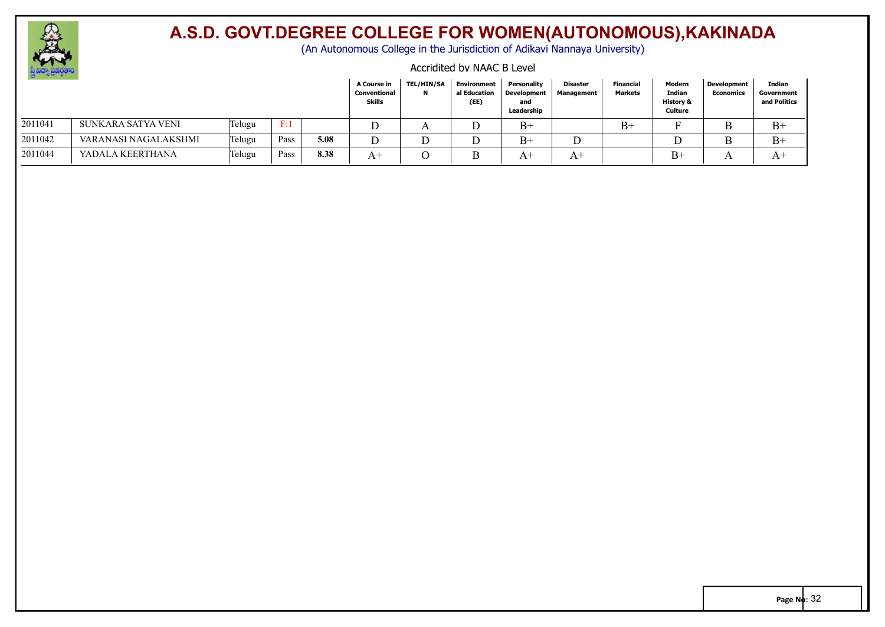# A.S.D. GOVT.DEGREE COLLEGE FOR WOMEN(AUTONOMOUS),KAKINADA

(An Autonomous College in the Jurisdiction of Adikavi Nannaya University)

Accridited by NAAC B Level

| | | | | | A Course in Conventional Skills | TEL/HIN/SAN | Environmental Education (EE) | Personality Development and Leadership | Disaster Management | Financial Markets | Modern Indian History & Culture | Development Economics | Indian Government and Politics |
|---|---|---|---|---|---|---|---|---|---|---|---|---|---|
| 2011041 | SUNKARA SATYA VENI | Telugu | F:1 | | D | A | D | B+ | | B+ | F | B | B+ |
| 2011042 | VARANASI NAGALAKSHMI | Telugu | Pass | 5.08 | D | D | D | B+ | D | | D | B | B+ |
| 2011044 | YADALA KEERTHANA | Telugu | Pass | 8.38 | A+ | O | B | A+ | A+ | | B+ | A | A+ |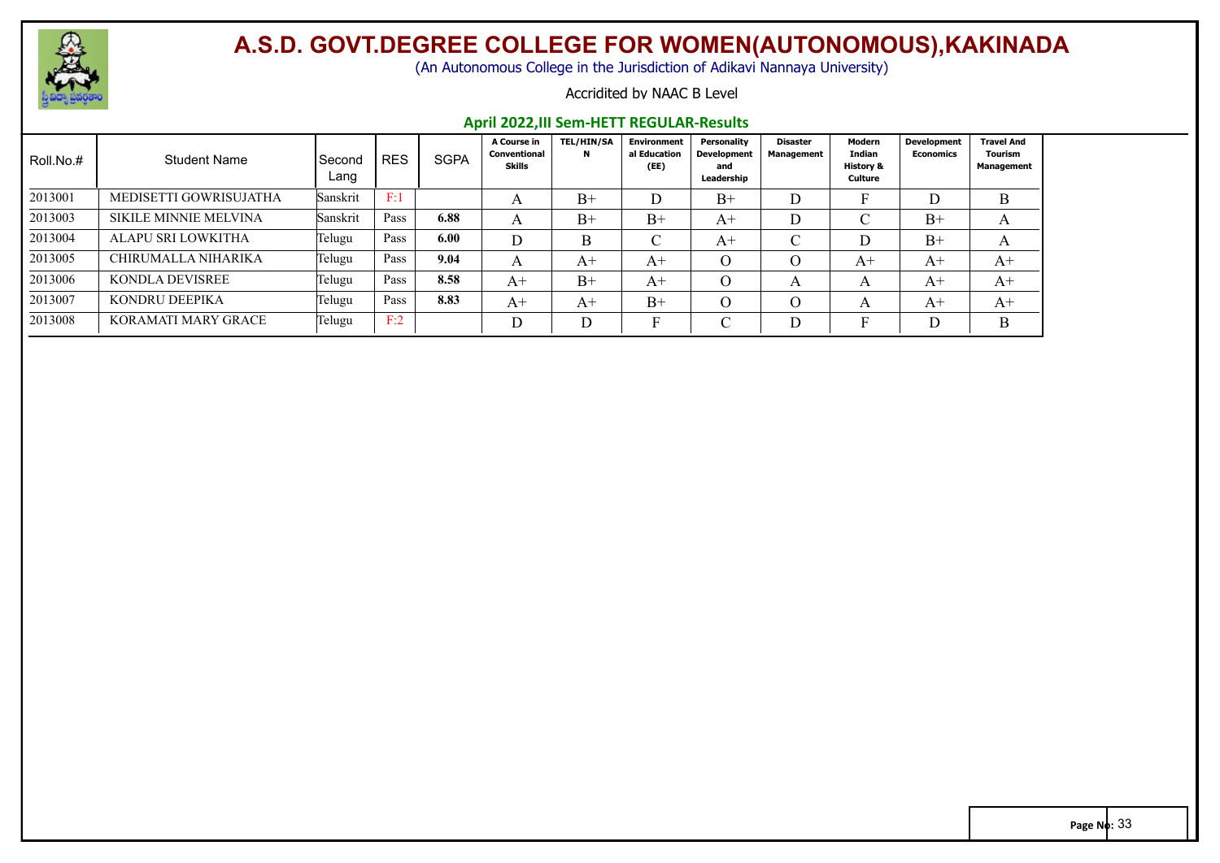# A.S.D. GOVT.DEGREE COLLEGE FOR WOMEN(AUTONOMOUS),KAKINADA

(An Autonomous College in the Jurisdiction of Adikavi Nannaya University)

Accridited by NAAC B Level

## April 2022,III Sem-HETT REGULAR-Results

| Roll.No.# | Student Name | Second Lang | RES | SGPA | A Course in Conventional Skills | TEL/HIN/SAN | Environmental Education (EE) | Personality Development and Leadership | Disaster Management | Modern Indian History & Culture | Development Economics | Travel And Tourism Management |
|---|---|---|---|---|---|---|---|---|---|---|---|---|
| 2013001 | MEDISETTI GOWRISUJATHA | Sanskrit | F:1 | | A | B+ | D | B+ | D | F | D | B |
| 2013003 | SIKILE MINNIE MELVINA | Sanskrit | Pass | **6.88** | A | B+ | B+ | A+ | D | C | B+ | A |
| 2013004 | ALAPU SRI LOWKITHA | Telugu | Pass | **6.00** | D | B | C | A+ | C | D | B+ | A |
| 2013005 | CHIRUMALLA NIHARIKA | Telugu | Pass | **9.04** | A | A+ | A+ | O | O | A+ | A+ | A+ |
| 2013006 | KONDLA DEVISREE | Telugu | Pass | **8.58** | A+ | B+ | A+ | O | A | A | A+ | A+ |
| 2013007 | KONDRU DEEPIKA | Telugu | Pass | **8.83** | A+ | A+ | B+ | O | O | A | A+ | A+ |
| 2013008 | KORAMATI MARY GRACE | Telugu | F:2 | | D | D | F | C | D | F | D | B |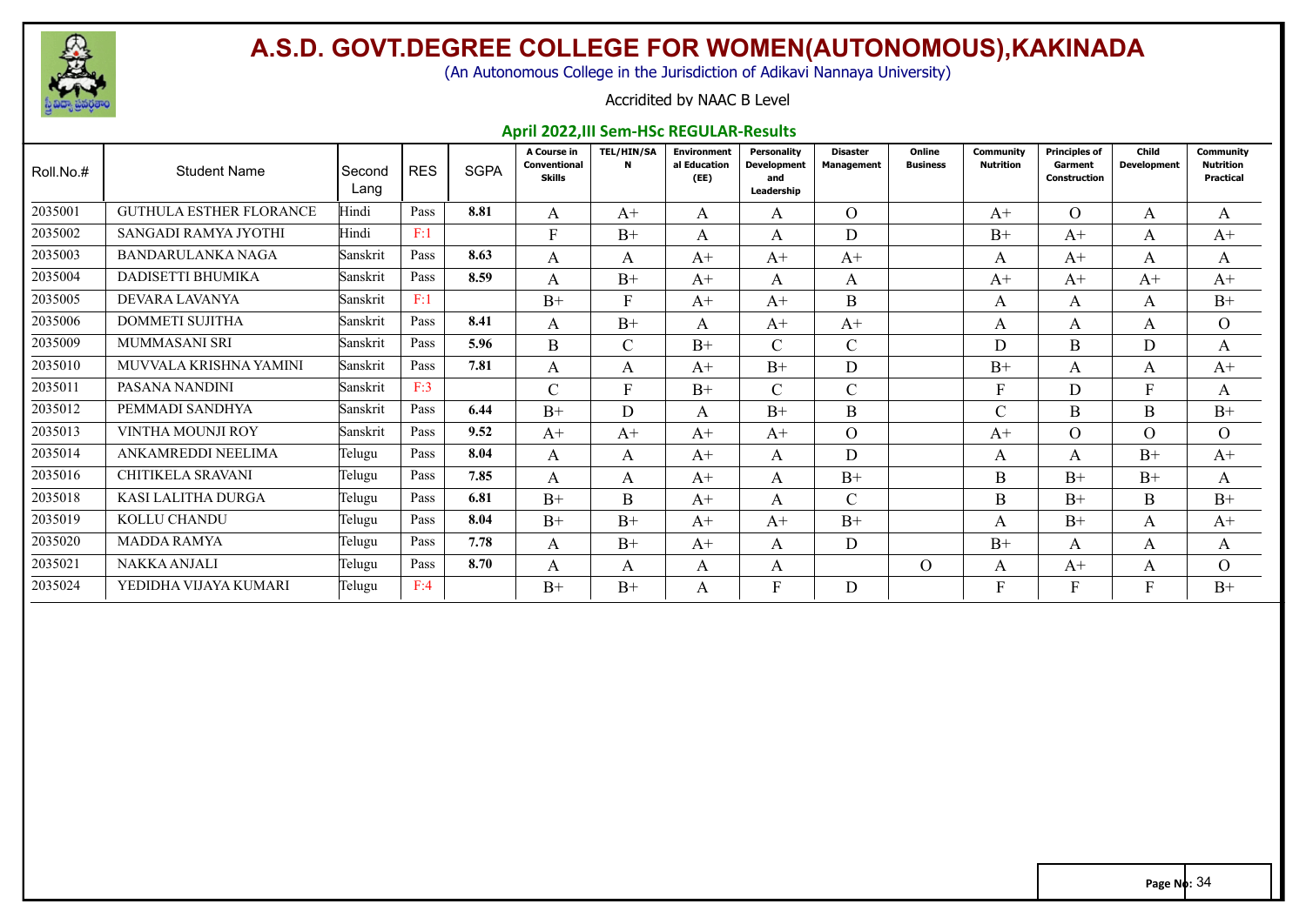# A.S.D. GOVT.DEGREE COLLEGE FOR WOMEN(AUTONOMOUS),KAKINADA

(An Autonomous College in the Jurisdiction of Adikavi Nannaya University)

Accridited by NAAC B Level

## April 2022,III Sem-HSc REGULAR-Results

| Roll.No.# | Student Name | Second Lang | RES | SGPA | A Course in Conventional Skills | TEL/HIN/SAN | Environmental Education (EE) | Personality Development and Leadership | Disaster Management | Online Business | Community Nutrition | Principles of Garment Construction | Child Development | Community Nutrition Practical |
|---|---|---|---|---|---|---|---|---|---|---|---|---|---|---|
| 2035001 | GUTHULA ESTHER FLORANCE | Hindi | Pass | 8.81 | A | A+ | A | A | O | | A+ | O | A | A |
| 2035002 | SANGADI RAMYA JYOTHI | Hindi | F:1 | | F | B+ | A | A | D | | B+ | A+ | A | A+ |
| 2035003 | BANDARULANKA NAGA | Sanskrit | Pass | 8.63 | A | A | A+ | A+ | A+ | | A | A+ | A | A |
| 2035004 | DADISETTI BHUMIKA | Sanskrit | Pass | 8.59 | A | B+ | A+ | A | A | | A+ | A+ | A+ | A+ |
| 2035005 | DEVARA LAVANYA | Sanskrit | F:1 | | B+ | F | A+ | A+ | B | | A | A | A | B+ |
| 2035006 | DOMMETI SUJITHA | Sanskrit | Pass | 8.41 | A | B+ | A | A+ | A+ | | A | A | A | O |
| 2035009 | MUMMASANI SRI | Sanskrit | Pass | 5.96 | B | C | B+ | C | C | | D | B | D | A |
| 2035010 | MUVVALA KRISHNA YAMINI | Sanskrit | Pass | 7.81 | A | A | A+ | B+ | D | | B+ | A | A | A+ |
| 2035011 | PASANA NANDINI | Sanskrit | F:3 | | C | F | B+ | C | C | | F | D | F | A |
| 2035012 | PEMMADI SANDHYA | Sanskrit | Pass | 6.44 | B+ | D | A | B+ | B | | C | B | B | B+ |
| 2035013 | VINTHA MOUNJI ROY | Sanskrit | Pass | 9.52 | A+ | A+ | A+ | A+ | O | | A+ | O | O | O |
| 2035014 | ANKAMREDDI NEELIMA | Telugu | Pass | 8.04 | A | A | A+ | A | D | | A | A | B+ | A+ |
| 2035016 | CHITIKELA SRAVANI | Telugu | Pass | 7.85 | A | A | A+ | A | B+ | | B | B+ | B+ | A |
| 2035018 | KASI LALITHA DURGA | Telugu | Pass | 6.81 | B+ | B | A+ | A | C | | B | B+ | B | B+ |
| 2035019 | KOLLU CHANDU | Telugu | Pass | 8.04 | B+ | B+ | A+ | A+ | B+ | | A | B+ | A | A+ |
| 2035020 | MADDA RAMYA | Telugu | Pass | 7.78 | A | B+ | A+ | A | D | | B+ | A | A | A |
| 2035021 | NAKKA ANJALI | Telugu | Pass | 8.70 | A | A | A | A | | O | A | A+ | A | O |
| 2035024 | YEDIDHA VIJAYA KUMARI | Telugu | F:4 | | B+ | B+ | A | F | D | | F | F | F | B+ |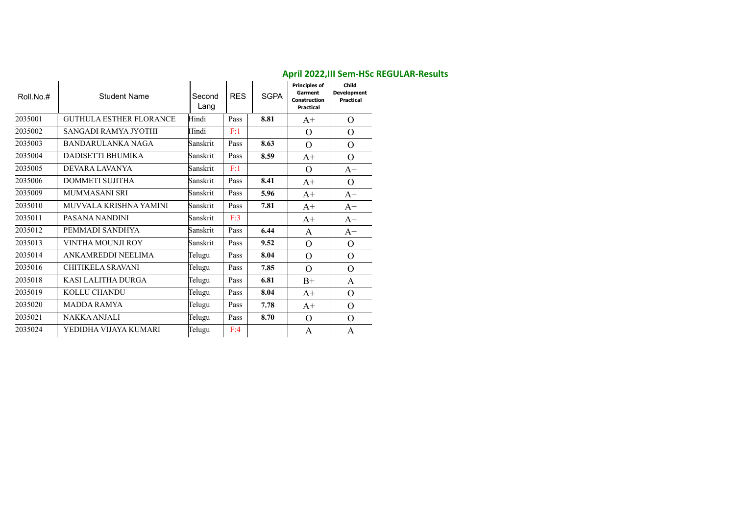## April 2022,III Sem-HSc REGULAR-Results

| Roll.No.# | Student Name | Second Lang | RES | SGPA | Principles of Garment Construction Practical | Child Development Practical |
|---|---|---|---|---|---|---|
| 2035001 | GUTHULA ESTHER FLORANCE | Hindi | Pass | **8.81** | A+ | O |
| 2035002 | SANGADI RAMYA JYOTHI | Hindi | F:1 | | O | O |
| 2035003 | BANDARULANKA NAGA | Sanskrit | Pass | **8.63** | O | O |
| 2035004 | DADISETTI BHUMIKA | Sanskrit | Pass | **8.59** | A+ | O |
| 2035005 | DEVARA LAVANYA | Sanskrit | F:1 | | O | A+ |
| 2035006 | DOMMETI SUJITHA | Sanskrit | Pass | **8.41** | A+ | O |
| 2035009 | MUMMASANI SRI | Sanskrit | Pass | **5.96** | A+ | A+ |
| 2035010 | MUVVALA KRISHNA YAMINI | Sanskrit | Pass | **7.81** | A+ | A+ |
| 2035011 | PASANA NANDINI | Sanskrit | F:3 | | A+ | A+ |
| 2035012 | PEMMADI SANDHYA | Sanskrit | Pass | **6.44** | A | A+ |
| 2035013 | VINTHA MOUNJI ROY | Sanskrit | Pass | **9.52** | O | O |
| 2035014 | ANKAMREDDI NEELIMA | Telugu | Pass | **8.04** | O | O |
| 2035016 | CHITIKELA SRAVANI | Telugu | Pass | **7.85** | O | O |
| 2035018 | KASI LALITHA DURGA | Telugu | Pass | **6.81** | B+ | A |
| 2035019 | KOLLU CHANDU | Telugu | Pass | **8.04** | A+ | O |
| 2035020 | MADDA RAMYA | Telugu | Pass | **7.78** | A+ | O |
| 2035021 | NAKKA ANJALI | Telugu | Pass | **8.70** | O | O |
| 2035024 | YEDIDHA VIJAYA KUMARI | Telugu | F:4 | | A | A |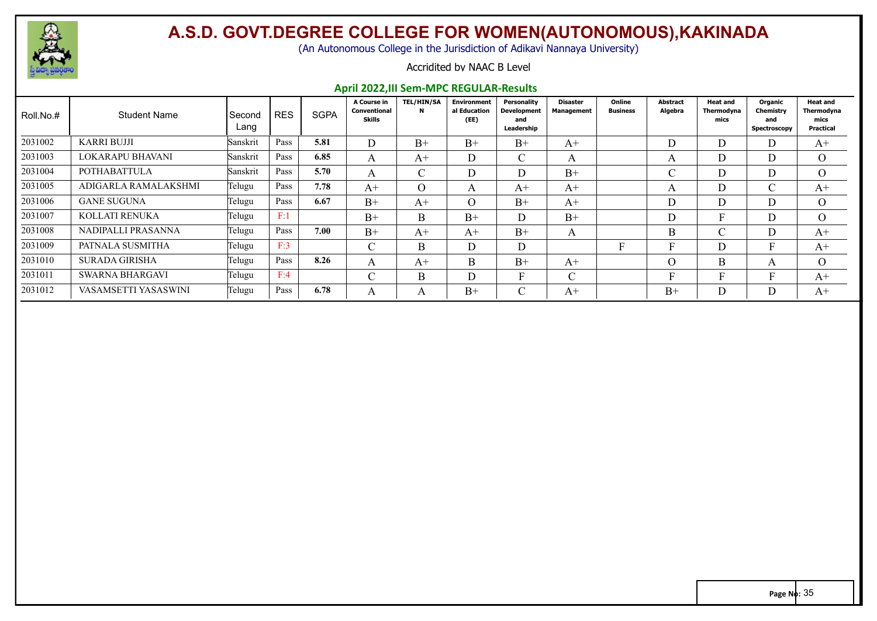# A.S.D. GOVT.DEGREE COLLEGE FOR WOMEN(AUTONOMOUS),KAKINADA

(An Autonomous College in the Jurisdiction of Adikavi Nannaya University)

Accridited by NAAC B Level

## April 2022,III Sem-MPC REGULAR-Results

| Roll.No.# | Student Name | Second Lang | RES | SGPA | A Course in Conventional Skills | TEL/HIN/SAN | Environmental Education (EE) | Personality Development and Leadership | Disaster Management | Online Business | Abstract Algebra | Heat and Thermodynamics | Organic Chemistry and Spectroscopy | Heat and Thermodynamics Practical |
|---|---|---|---|---|---|---|---|---|---|---|---|---|---|---|
| 2031002 | KARRI BUJJI | Sanskrit | Pass | 5.81 | D | B+ | B+ | B+ | A+ | | D | D | D | A+ |
| 2031003 | LOKARAPU BHAVANI | Sanskrit | Pass | 6.85 | A | A+ | D | C | A | | A | D | D | O |
| 2031004 | POTHABATTULA | Sanskrit | Pass | 5.70 | A | C | D | D | B+ | | C | D | D | O |
| 2031005 | ADIGARLA RAMALAKSHMI | Telugu | Pass | 7.78 | A+ | O | A | A+ | A+ | | A | D | C | A+ |
| 2031006 | GANE SUGUNA | Telugu | Pass | 6.67 | B+ | A+ | O | B+ | A+ | | D | D | D | O |
| 2031007 | KOLLATI RENUKA | Telugu | F:1 | | B+ | B | B+ | D | B+ | | D | F | D | O |
| 2031008 | NADIPALLI PRASANNA | Telugu | Pass | 7.00 | B+ | A+ | A+ | B+ | A | | B | C | D | A+ |
| 2031009 | PATNALA SUSMITHA | Telugu | F:3 | | C | B | D | D | | F | F | D | F | A+ |
| 2031010 | SURADA GIRISHA | Telugu | Pass | 8.26 | A | A+ | B | B+ | A+ | | O | B | A | O |
| 2031011 | SWARNA BHARGAVI | Telugu | F:4 | | C | B | D | F | C | | F | F | F | A+ |
| 2031012 | VASAMSETTI YASASWINI | Telugu | Pass | 6.78 | A | A | B+ | C | A+ | | B+ | D | D | A+ |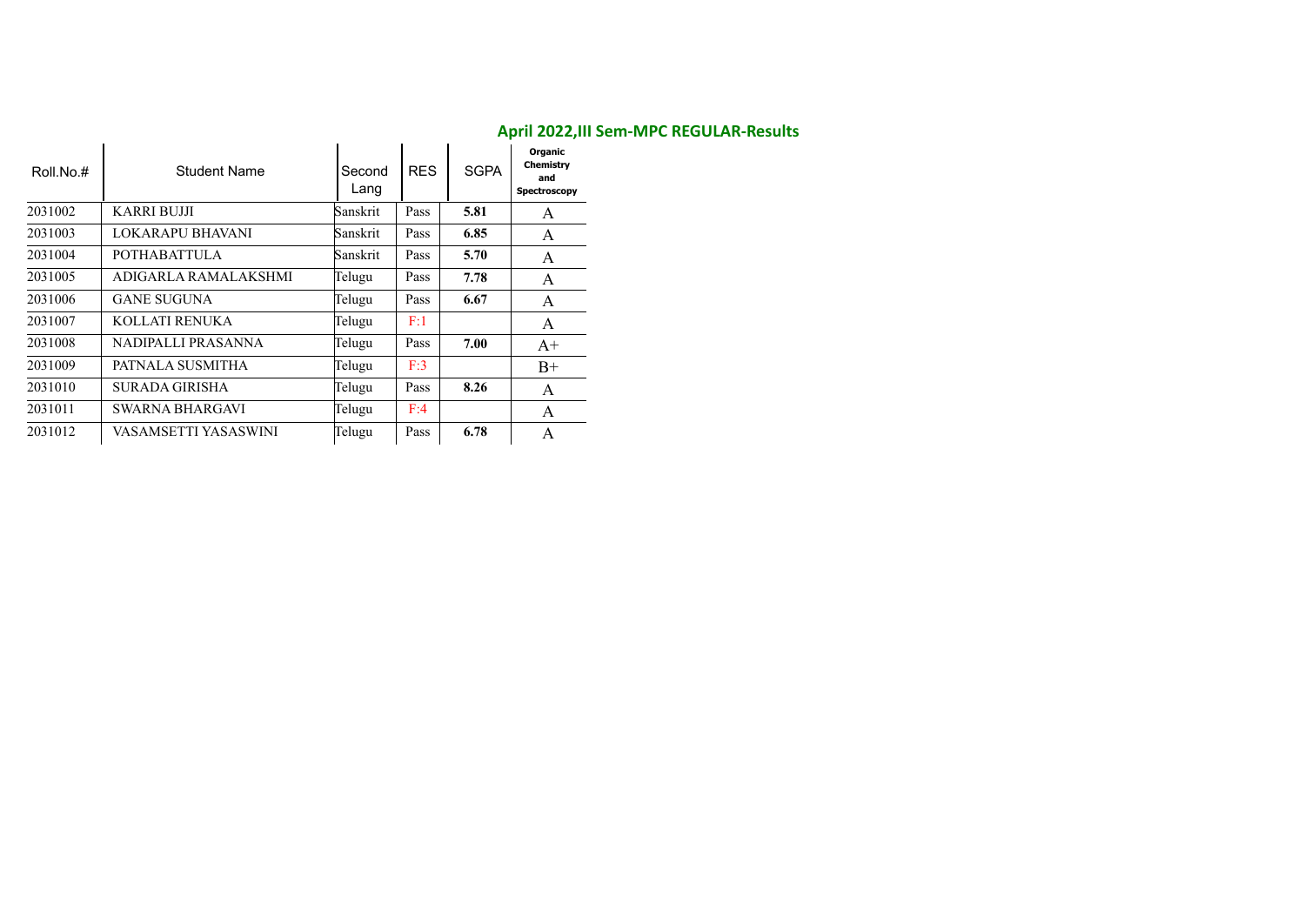## April 2022,III Sem-MPC REGULAR-Results

| Roll.No.# | Student Name | Second Lang | RES | SGPA | Organic Chemistry and Spectroscopy |
|---|---|---|---|---|---|
| 2031002 | KARRI BUJJI | Sanskrit | Pass | **5.81** | A |
| 2031003 | LOKARAPU BHAVANI | Sanskrit | Pass | **6.85** | A |
| 2031004 | POTHABATTULA | Sanskrit | Pass | **5.70** | A |
| 2031005 | ADIGARLA RAMALAKSHMI | Telugu | Pass | **7.78** | A |
| 2031006 | GANE SUGUNA | Telugu | Pass | **6.67** | A |
| 2031007 | KOLLATI RENUKA | Telugu | F:1 | | A |
| 2031008 | NADIPALLI PRASANNA | Telugu | Pass | **7.00** | A+ |
| 2031009 | PATNALA SUSMITHA | Telugu | F:3 | | B+ |
| 2031010 | SURADA GIRISHA | Telugu | Pass | **8.26** | A |
| 2031011 | SWARNA BHARGAVI | Telugu | F:4 | | A |
| 2031012 | VASAMSETTI YASASWINI | Telugu | Pass | **6.78** | A |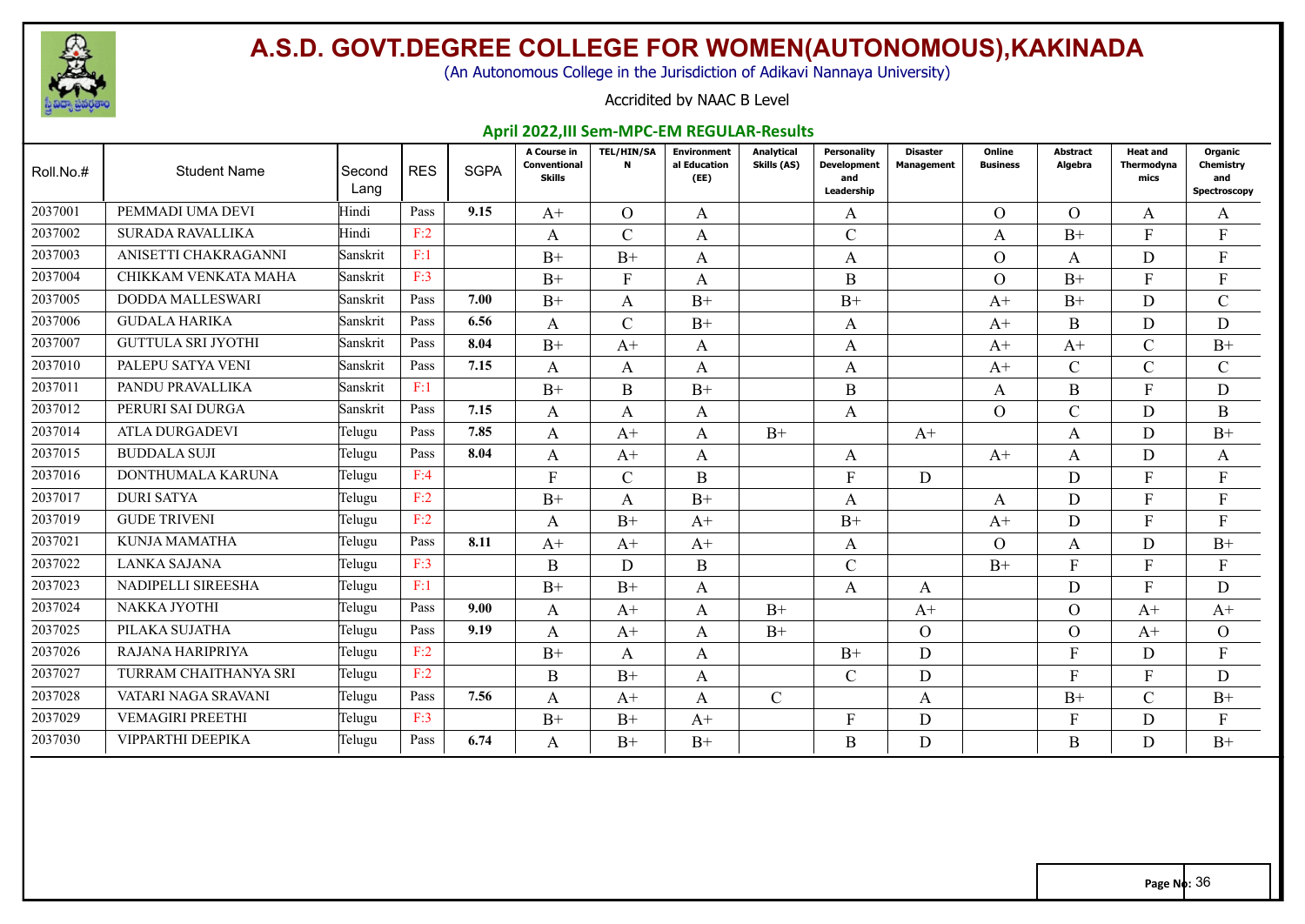# A.S.D. GOVT.DEGREE COLLEGE FOR WOMEN(AUTONOMOUS),KAKINADA

(An Autonomous College in the Jurisdiction of Adikavi Nannaya University)

Accridited by NAAC B Level

## April 2022,III Sem-MPC-EM REGULAR-Results

| Roll.No.# | Student Name | Second Lang | RES | SGPA | A Course in Conventional Skills | TEL/HIN/SAN | Environmental Education (EE) | Analytical Skills (AS) | Personality Development and Leadership | Disaster Management | Online Business | Abstract Algebra | Heat and Thermodynamics | Organic Chemistry and Spectroscopy |
|---|---|---|---|---|---|---|---|---|---|---|---|---|---|---|
| 2037001 | PEMMADI UMA DEVI | Hindi | Pass | 9.15 | A+ | O | A | | A | | O | O | A | A |
| 2037002 | SURADA RAVALLIKA | Hindi | F:2 | | A | C | A | | C | | A | B+ | F | F |
| 2037003 | ANISETTI CHAKRAGANNI | Sanskrit | F:1 | | B+ | B+ | A | | A | | O | A | D | F |
| 2037004 | CHIKKAM VENKATA MAHA | Sanskrit | F:3 | | B+ | F | A | | B | | O | B+ | F | F |
| 2037005 | DODDA MALLESWARI | Sanskrit | Pass | 7.00 | B+ | A | B+ | | B+ | | A+ | B+ | D | C |
| 2037006 | GUDALA HARIKA | Sanskrit | Pass | 6.56 | A | C | B+ | | A | | A+ | B | D | D |
| 2037007 | GUTTULA SRI JYOTHI | Sanskrit | Pass | 8.04 | B+ | A+ | A | | A | | A+ | A+ | C | B+ |
| 2037010 | PALEPU SATYA VENI | Sanskrit | Pass | 7.15 | A | A | A | | A | | A+ | C | C | C |
| 2037011 | PANDU PRAVALLIKA | Sanskrit | F:1 | | B+ | B | B+ | | B | | A | B | F | D |
| 2037012 | PERURI SAI DURGA | Sanskrit | Pass | 7.15 | A | A | A | | A | | O | C | D | B |
| 2037014 | ATLA DURGADEVI | Telugu | Pass | 7.85 | A | A+ | A | B+ | | A+ | | A | D | B+ |
| 2037015 | BUDDALA SUJI | Telugu | Pass | 8.04 | A | A+ | A | | A | | A+ | A | D | A |
| 2037016 | DONTHUMALA KARUNA | Telugu | F:4 | | F | C | B | | F | D | | D | F | F |
| 2037017 | DURI SATYA | Telugu | F:2 | | B+ | A | B+ | | A | | A | D | F | F |
| 2037019 | GUDE TRIVENI | Telugu | F:2 | | A | B+ | A+ | | B+ | | A+ | D | F | F |
| 2037021 | KUNJA MAMATHA | Telugu | Pass | 8.11 | A+ | A+ | A+ | | A | | O | A | D | B+ |
| 2037022 | LANKA SAJANA | Telugu | F:3 | | B | D | B | | C | | B+ | F | F | F |
| 2037023 | NADIPELLI SIREESHA | Telugu | F:1 | | B+ | B+ | A | | A | A | | D | F | D |
| 2037024 | NAKKA JYOTHI | Telugu | Pass | 9.00 | A | A+ | A | B+ | | A+ | | O | A+ | A+ |
| 2037025 | PILAKA SUJATHA | Telugu | Pass | 9.19 | A | A+ | A | B+ | | O | | O | A+ | O |
| 2037026 | RAJANA HARIPRIYA | Telugu | F:2 | | B+ | A | A | | B+ | D | | F | D | F |
| 2037027 | TURRAM CHAITHANYA SRI | Telugu | F:2 | | B | B+ | A | | C | D | | F | F | D |
| 2037028 | VATARI NAGA SRAVANI | Telugu | Pass | 7.56 | A | A+ | A | C | | A | | B+ | C | B+ |
| 2037029 | VEMAGIRI PREETHI | Telugu | F:3 | | B+ | B+ | A+ | | F | D | | F | D | F |
| 2037030 | VIPPARTHI DEEPIKA | Telugu | Pass | 6.74 | A | B+ | B+ | | B | D | | B | D | B+ |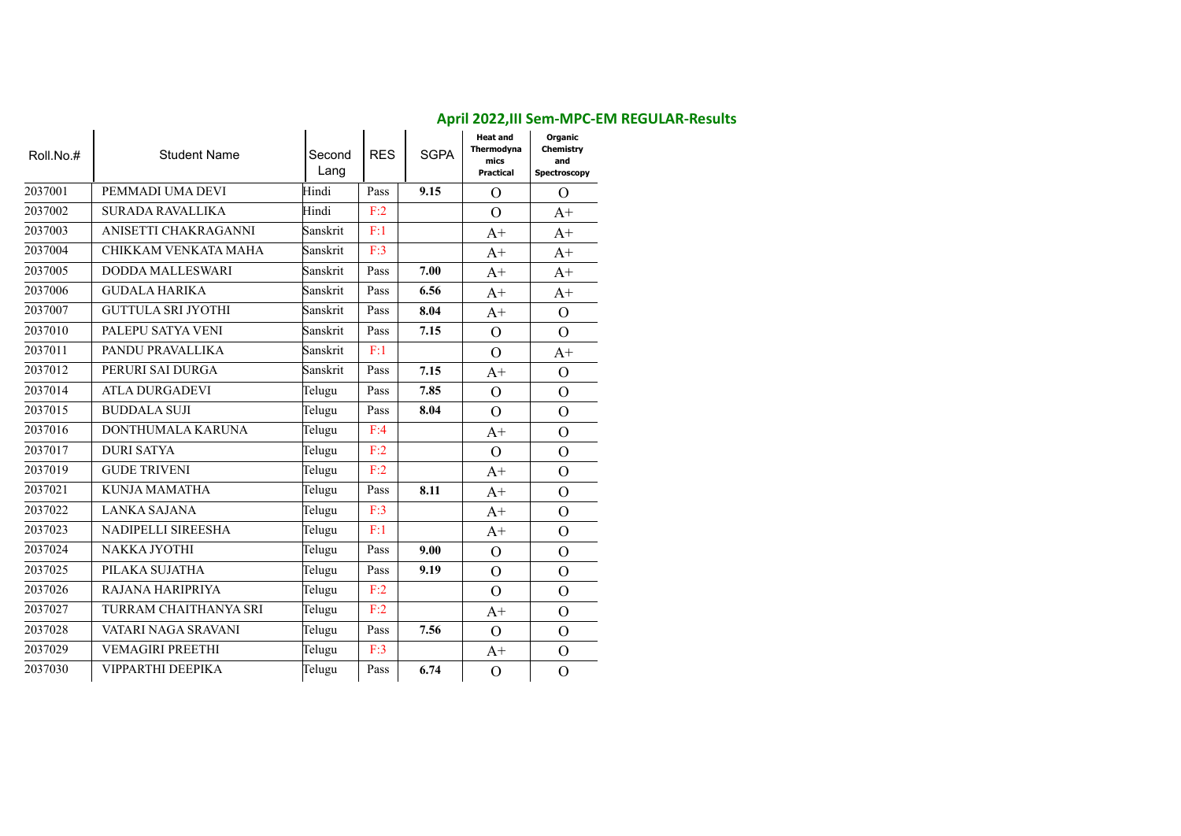## April 2022,III Sem-MPC-EM REGULAR-Results

| Roll.No.# | Student Name | Second Lang | RES | SGPA | Heat and Thermodynamics Practical | Organic Chemistry and Spectroscopy |
|---|---|---|---|---|---|---|
| 2037001 | PEMMADI UMA DEVI | Hindi | Pass | **9.15** | O | O |
| 2037002 | SURADA RAVALLIKA | Hindi | F:2 | | O | A+ |
| 2037003 | ANISETTI CHAKRAGANNI | Sanskrit | F:1 | | A+ | A+ |
| 2037004 | CHIKKAM VENKATA MAHA | Sanskrit | F:3 | | A+ | A+ |
| 2037005 | DODDA MALLESWARI | Sanskrit | Pass | **7.00** | A+ | A+ |
| 2037006 | GUDALA HARIKA | Sanskrit | Pass | **6.56** | A+ | A+ |
| 2037007 | GUTTULA SRI JYOTHI | Sanskrit | Pass | **8.04** | A+ | O |
| 2037010 | PALEPU SATYA VENI | Sanskrit | Pass | **7.15** | O | O |
| 2037011 | PANDU PRAVALLIKA | Sanskrit | F:1 | | O | A+ |
| 2037012 | PERURI SAI DURGA | Sanskrit | Pass | **7.15** | A+ | O |
| 2037014 | ATLA DURGADEVI | Telugu | Pass | **7.85** | O | O |
| 2037015 | BUDDALA SUJI | Telugu | Pass | **8.04** | O | O |
| 2037016 | DONTHUMALA KARUNA | Telugu | F:4 | | A+ | O |
| 2037017 | DURI SATYA | Telugu | F:2 | | O | O |
| 2037019 | GUDE TRIVENI | Telugu | F:2 | | A+ | O |
| 2037021 | KUNJA MAMATHA | Telugu | Pass | **8.11** | A+ | O |
| 2037022 | LANKA SAJANA | Telugu | F:3 | | A+ | O |
| 2037023 | NADIPELLI SIREESHA | Telugu | F:1 | | A+ | O |
| 2037024 | NAKKA JYOTHI | Telugu | Pass | **9.00** | O | O |
| 2037025 | PILAKA SUJATHA | Telugu | Pass | **9.19** | O | O |
| 2037026 | RAJANA HARIPRIYA | Telugu | F:2 | | O | O |
| 2037027 | TURRAM CHAITHANYA SRI | Telugu | F:2 | | A+ | O |
| 2037028 | VATARI NAGA SRAVANI | Telugu | Pass | **7.56** | O | O |
| 2037029 | VEMAGIRI PREETHI | Telugu | F:3 | | A+ | O |
| 2037030 | VIPPARTHI DEEPIKA | Telugu | Pass | **6.74** | O | O |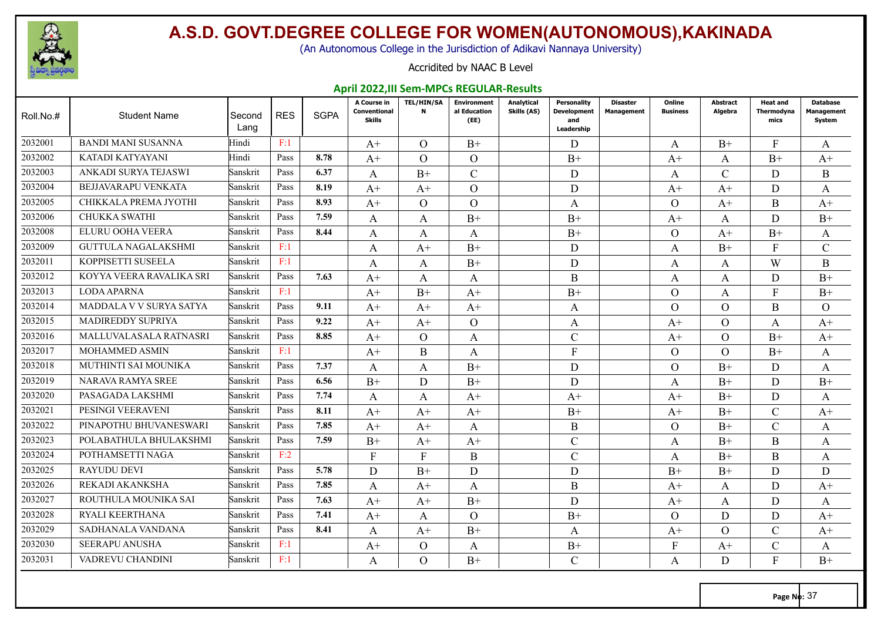# A.S.D. GOVT.DEGREE COLLEGE FOR WOMEN(AUTONOMOUS),KAKINADA

(An Autonomous College in the Jurisdiction of Adikavi Nannaya University)

Accridited by NAAC B Level

## April 2022,III Sem-MPCs REGULAR-Results

| Roll.No.# | Student Name | Second Lang | RES | SGPA | A Course in Conventional Skills | TEL/HIN/SAN | Environmental Education (EE) | Analytical Skills (AS) | Personality Development and Leadership | Disaster Management | Online Business | Abstract Algebra | Heat and Thermodynamics | Database Management System |
|---|---|---|---|---|---|---|---|---|---|---|---|---|---|---|
| 2032001 | BANDI MANI SUSANNA | Hindi | F:1 | | A+ | O | B+ | | D | | A | B+ | F | A |
| 2032002 | KATADI KATYAYANI | Hindi | Pass | 8.78 | A+ | O | O | | B+ | | A+ | A | B+ | A+ |
| 2032003 | ANKADI SURYA TEJASWI | Sanskrit | Pass | 6.37 | A | B+ | C | | D | | A | C | D | B |
| 2032004 | BEJJAVARAPU VENKATA | Sanskrit | Pass | 8.19 | A+ | A+ | O | | D | | A+ | A+ | D | A |
| 2032005 | CHIKKALA PREMA JYOTHI | Sanskrit | Pass | 8.93 | A+ | O | O | | A | | O | A+ | B | A+ |
| 2032006 | CHUKKA SWATHI | Sanskrit | Pass | 7.59 | A | A | B+ | | B+ | | A+ | A | D | B+ |
| 2032008 | ELURU OOHA VEERA | Sanskrit | Pass | 8.44 | A | A | A | | B+ | | O | A+ | B+ | A |
| 2032009 | GUTTULA NAGALAKSHMI | Sanskrit | F:1 | | A | A+ | B+ | | D | | A | B+ | F | C |
| 2032011 | KOPPISETTI SUSEELA | Sanskrit | F:1 | | A | A | B+ | | D | | A | A | W | B |
| 2032012 | KOYYA VEERA RAVALIKA SRI | Sanskrit | Pass | 7.63 | A+ | A | A | | B | | A | A | D | B+ |
| 2032013 | LODA APARNA | Sanskrit | F:1 | | A+ | B+ | A+ | | B+ | | O | A | F | B+ |
| 2032014 | MADDALA V V SURYA SATYA | Sanskrit | Pass | 9.11 | A+ | A+ | A+ | | A | | O | O | B | O |
| 2032015 | MADIREDDY SUPRIYA | Sanskrit | Pass | 9.22 | A+ | A+ | O | | A | | A+ | O | A | A+ |
| 2032016 | MALLUVALASALA RATNASRI | Sanskrit | Pass | 8.85 | A+ | O | A | | C | | A+ | O | B+ | A+ |
| 2032017 | MOHAMMED ASMIN | Sanskrit | F:1 | | A+ | B | A | | F | | O | O | B+ | A |
| 2032018 | MUTHINTI SAI MOUNIKA | Sanskrit | Pass | 7.37 | A | A | B+ | | D | | O | B+ | D | A |
| 2032019 | NARAVA RAMYA SREE | Sanskrit | Pass | 6.56 | B+ | D | B+ | | D | | A | B+ | D | B+ |
| 2032020 | PASAGADA LAKSHMI | Sanskrit | Pass | 7.74 | A | A | A+ | | A+ | | A+ | B+ | D | A |
| 2032021 | PESINGI VEERAVENI | Sanskrit | Pass | 8.11 | A+ | A+ | A+ | | B+ | | A+ | B+ | C | A+ |
| 2032022 | PINAPOTHU BHUVANESWARI | Sanskrit | Pass | 7.85 | A+ | A+ | A | | B | | O | B+ | C | A |
| 2032023 | POLABATHULA BHULAKSHMI | Sanskrit | Pass | 7.59 | B+ | A+ | A+ | | C | | A | B+ | B | A |
| 2032024 | POTHAMSETTI NAGA | Sanskrit | F:2 | | F | F | B | | C | | A | B+ | B | A |
| 2032025 | RAYUDU DEVI | Sanskrit | Pass | 5.78 | D | B+ | D | | D | | B+ | B+ | D | D |
| 2032026 | REKADI AKANKSHA | Sanskrit | Pass | 7.85 | A | A+ | A | | B | | A+ | A | D | A+ |
| 2032027 | ROUTHULA MOUNIKA SAI | Sanskrit | Pass | 7.63 | A+ | A+ | B+ | | D | | A+ | A | D | A |
| 2032028 | RYALI KEERTHANA | Sanskrit | Pass | 7.41 | A+ | A | O | | B+ | | O | D | D | A+ |
| 2032029 | SADHANALA VANDANA | Sanskrit | Pass | 8.41 | A | A+ | B+ | | A | | A+ | O | C | A+ |
| 2032030 | SEERAPU ANUSHA | Sanskrit | F:1 | | A+ | O | A | | B+ | | F | A+ | C | A |
| 2032031 | VADREVU CHANDINI | Sanskrit | F:1 | | A | O | B+ | | C | | A | D | F | B+ |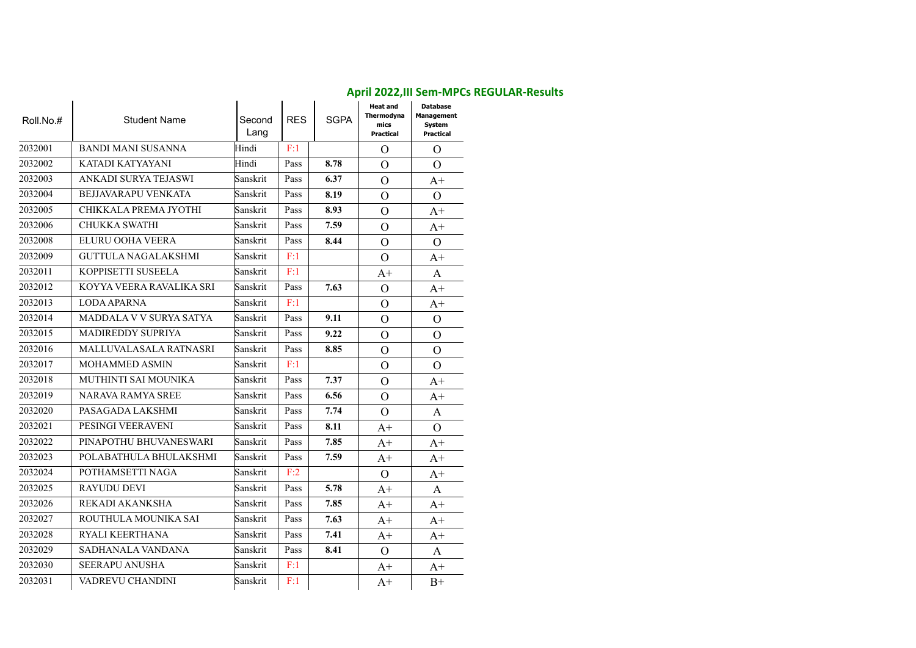## April 2022,III Sem-MPCs REGULAR-Results

| Roll.No.# | Student Name | Second Lang | RES | SGPA | Heat and Thermodynamics Practical | Database Management System Practical |
|---|---|---|---|---|---|---|
| 2032001 | BANDI MANI SUSANNA | Hindi | F:1 | | O | O |
| 2032002 | KATADI KATYAYANI | Hindi | Pass | **8.78** | O | O |
| 2032003 | ANKADI SURYA TEJASWI | Sanskrit | Pass | **6.37** | O | A+ |
| 2032004 | BEJJAVARAPU VENKATA | Sanskrit | Pass | **8.19** | O | O |
| 2032005 | CHIKKALA PREMA JYOTHI | Sanskrit | Pass | **8.93** | O | A+ |
| 2032006 | CHUKKA SWATHI | Sanskrit | Pass | **7.59** | O | A+ |
| 2032008 | ELURU OOHA VEERA | Sanskrit | Pass | **8.44** | O | O |
| 2032009 | GUTTULA NAGALAKSHMI | Sanskrit | F:1 | | O | A+ |
| 2032011 | KOPPISETTI SUSEELA | Sanskrit | F:1 | | A+ | A |
| 2032012 | KOYYA VEERA RAVALIKA SRI | Sanskrit | Pass | **7.63** | O | A+ |
| 2032013 | LODA APARNA | Sanskrit | F:1 | | O | A+ |
| 2032014 | MADDALA V V SURYA SATYA | Sanskrit | Pass | **9.11** | O | O |
| 2032015 | MADIREDDY SUPRIYA | Sanskrit | Pass | **9.22** | O | O |
| 2032016 | MALLUVALASALA RATNASRI | Sanskrit | Pass | **8.85** | O | O |
| 2032017 | MOHAMMED ASMIN | Sanskrit | F:1 | | O | O |
| 2032018 | MUTHINTI SAI MOUNIKA | Sanskrit | Pass | **7.37** | O | A+ |
| 2032019 | NARAVA RAMYA SREE | Sanskrit | Pass | **6.56** | O | A+ |
| 2032020 | PASAGADA LAKSHMI | Sanskrit | Pass | **7.74** | O | A |
| 2032021 | PESINGI VEERAVENI | Sanskrit | Pass | **8.11** | A+ | O |
| 2032022 | PINAPOTHU BHUVANESWARI | Sanskrit | Pass | **7.85** | A+ | A+ |
| 2032023 | POLABATHULA BHULAKSHMI | Sanskrit | Pass | **7.59** | A+ | A+ |
| 2032024 | POTHAMSETTI NAGA | Sanskrit | F:2 | | O | A+ |
| 2032025 | RAYUDU DEVI | Sanskrit | Pass | **5.78** | A+ | A |
| 2032026 | REKADI AKANKSHA | Sanskrit | Pass | **7.85** | A+ | A+ |
| 2032027 | ROUTHULA MOUNIKA SAI | Sanskrit | Pass | **7.63** | A+ | A+ |
| 2032028 | RYALI KEERTHANA | Sanskrit | Pass | **7.41** | A+ | A+ |
| 2032029 | SADHANALA VANDANA | Sanskrit | Pass | **8.41** | O | A |
| 2032030 | SEERAPU ANUSHA | Sanskrit | F:1 | | A+ | A+ |
| 2032031 | VADREVU CHANDINI | Sanskrit | F:1 | | A+ | B+ |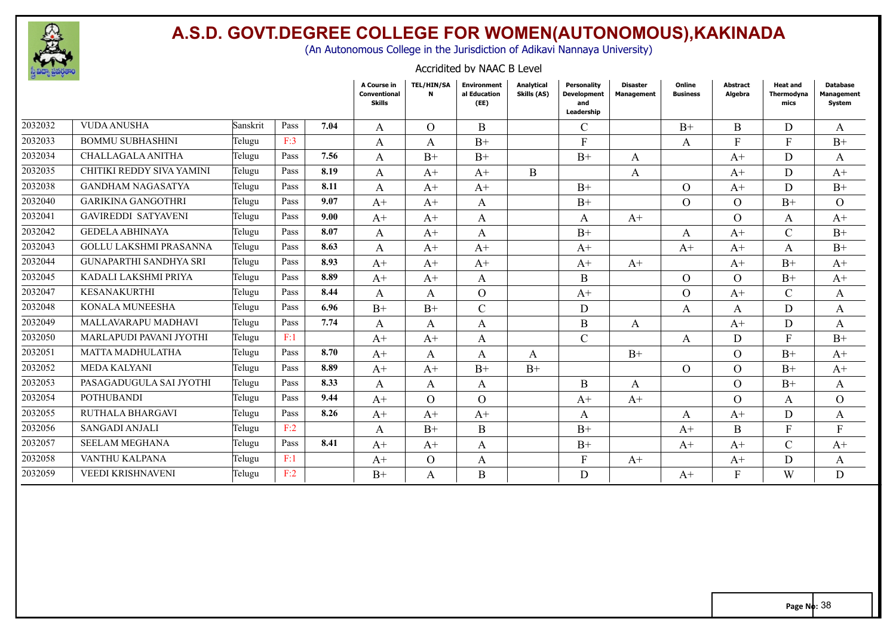# A.S.D. GOVT.DEGREE COLLEGE FOR WOMEN(AUTONOMOUS),KAKINADA

(An Autonomous College in the Jurisdiction of Adikavi Nannaya University)

Accridited by NAAC B Level

| | | | | | A Course in Conventional Skills | TEL/HIN/SAN | Environmental Education (EE) | Analytical Skills (AS) | Personality Development and Leadership | Disaster Management | Online Business | Abstract Algebra | Heat and Thermodynamics | Database Management System |
|---|---|---|---|---|---|---|---|---|---|---|---|---|---|---|
| 2032032 | VUDA ANUSHA | Sanskrit | Pass | 7.04 | A | O | B | | C | | B+ | B | D | A |
| 2032033 | BOMMU SUBHASHINI | Telugu | F:3 | | A | A | B+ | | F | | A | F | F | B+ |
| 2032034 | CHALLAGALA ANITHA | Telugu | Pass | 7.56 | A | B+ | B+ | | B+ | A | | A+ | D | A |
| 2032035 | CHITIKI REDDY SIVA YAMINI | Telugu | Pass | 8.19 | A | A+ | A+ | B | | A | | A+ | D | A+ |
| 2032038 | GANDHAM NAGASATYA | Telugu | Pass | 8.11 | A | A+ | A+ | | B+ | | O | A+ | D | B+ |
| 2032040 | GARIKINA GANGOTHRI | Telugu | Pass | 9.07 | A+ | A+ | A | | B+ | | O | O | B+ | O |
| 2032041 | GAVIREDDI SATYAVENI | Telugu | Pass | 9.00 | A+ | A+ | A | | A | A+ | | O | A | A+ |
| 2032042 | GEDELA ABHINAYA | Telugu | Pass | 8.07 | A | A+ | A | | B+ | | A | A+ | C | B+ |
| 2032043 | GOLLU LAKSHMI PRASANNA | Telugu | Pass | 8.63 | A | A+ | A+ | | A+ | | A+ | A+ | A | B+ |
| 2032044 | GUNAPARTHI SANDHYA SRI | Telugu | Pass | 8.93 | A+ | A+ | A+ | | A+ | A+ | | A+ | B+ | A+ |
| 2032045 | KADALI LAKSHMI PRIYA | Telugu | Pass | 8.89 | A+ | A+ | A | | B | | O | O | B+ | A+ |
| 2032047 | KESANAKURTHI | Telugu | Pass | 8.44 | A | A | O | | A+ | | O | A+ | C | A |
| 2032048 | KONALA MUNEESHA | Telugu | Pass | 6.96 | B+ | B+ | C | | D | | A | A | D | A |
| 2032049 | MALLAVARAPU MADHAVI | Telugu | Pass | 7.74 | A | A | A | | B | A | | A+ | D | A |
| 2032050 | MARLAPUDI PAVANI JYOTHI | Telugu | F:1 | | A+ | A+ | A | | C | | A | D | F | B+ |
| 2032051 | MATTA MADHULATHA | Telugu | Pass | 8.70 | A+ | A | A | A | | B+ | | O | B+ | A+ |
| 2032052 | MEDA KALYANI | Telugu | Pass | 8.89 | A+ | A+ | B+ | B+ | | | O | O | B+ | A+ |
| 2032053 | PASAGADUGULA SAI JYOTHI | Telugu | Pass | 8.33 | A | A | A | | B | A | | O | B+ | A |
| 2032054 | POTHUBANDI | Telugu | Pass | 9.44 | A+ | O | O | | A+ | A+ | | O | A | O |
| 2032055 | RUTHALA BHARGAVI | Telugu | Pass | 8.26 | A+ | A+ | A+ | | A | | A | A+ | D | A |
| 2032056 | SANGADI ANJALI | Telugu | F:2 | | A | B+ | B | | B+ | | A+ | B | F | F |
| 2032057 | SEELAM MEGHANA | Telugu | Pass | 8.41 | A+ | A+ | A | | B+ | | A+ | A+ | C | A+ |
| 2032058 | VANTHU KALPANA | Telugu | F:1 | | A+ | O | A | | F | A+ | | A+ | D | A |
| 2032059 | VEEDI KRISHNAVENI | Telugu | F:2 | | B+ | A | B | | D | | A+ | F | W | D |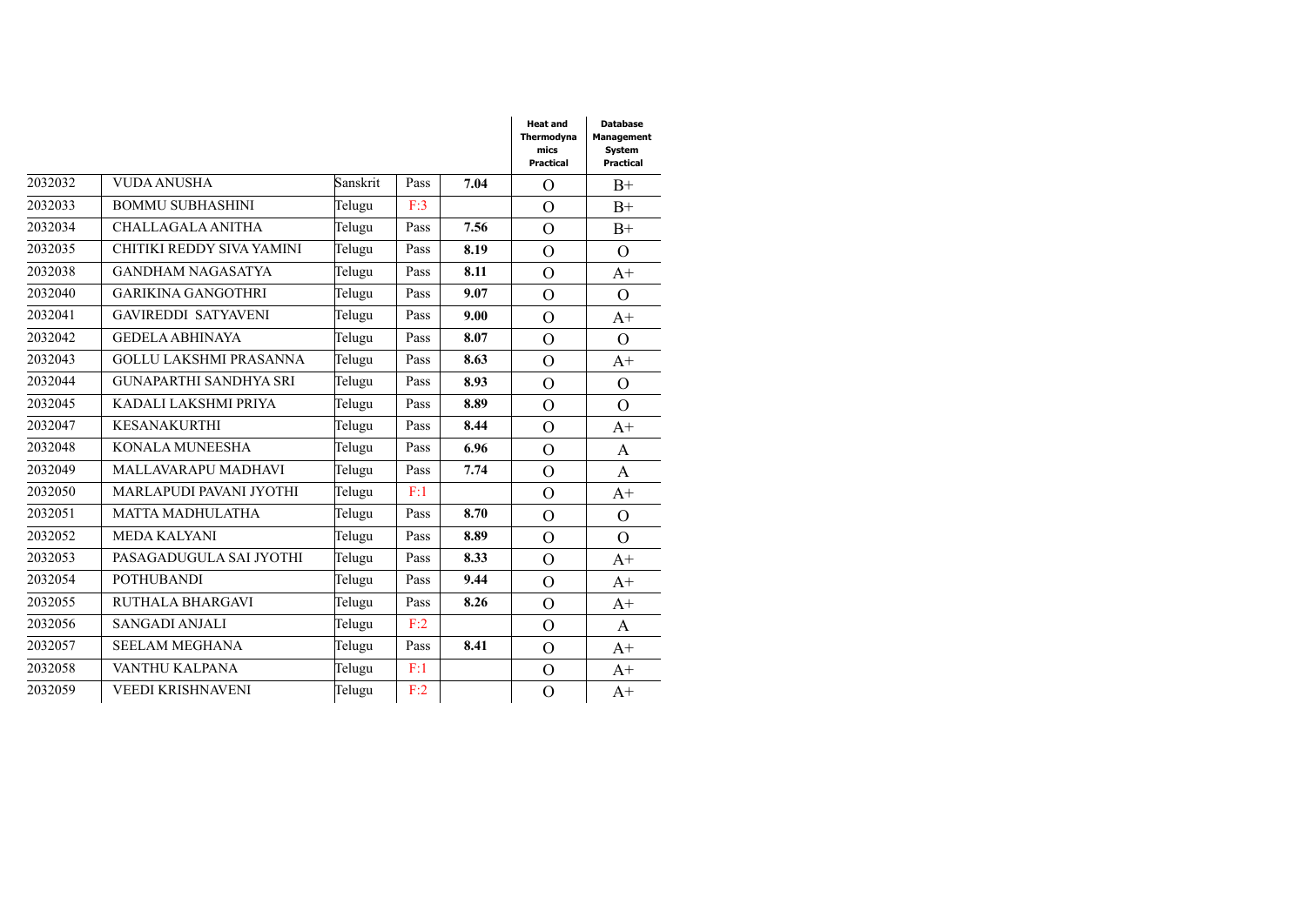| | | | | | Heat and Thermodynamics Practical | Database Management System Practical |
|---|---|---|---|---|---|---|
| 2032032 | VUDA ANUSHA | Sanskrit | Pass | **7.04** | O | B+ |
| 2032033 | BOMMU SUBHASHINI | Telugu | F:3 | | O | B+ |
| 2032034 | CHALLAGALA ANITHA | Telugu | Pass | **7.56** | O | B+ |
| 2032035 | CHITIKI REDDY SIVA YAMINI | Telugu | Pass | **8.19** | O | O |
| 2032038 | GANDHAM NAGASATYA | Telugu | Pass | **8.11** | O | A+ |
| 2032040 | GARIKINA GANGOTHRI | Telugu | Pass | **9.07** | O | O |
| 2032041 | GAVIREDDI SATYAVENI | Telugu | Pass | **9.00** | O | A+ |
| 2032042 | GEDELA ABHINAYA | Telugu | Pass | **8.07** | O | O |
| 2032043 | GOLLU LAKSHMI PRASANNA | Telugu | Pass | **8.63** | O | A+ |
| 2032044 | GUNAPARTHI SANDHYA SRI | Telugu | Pass | **8.93** | O | O |
| 2032045 | KADALI LAKSHMI PRIYA | Telugu | Pass | **8.89** | O | O |
| 2032047 | KESANAKURTHI | Telugu | Pass | **8.44** | O | A+ |
| 2032048 | KONALA MUNEESHA | Telugu | Pass | **6.96** | O | A |
| 2032049 | MALLAVARAPU MADHAVI | Telugu | Pass | **7.74** | O | A |
| 2032050 | MARLAPUDI PAVANI JYOTHI | Telugu | F:1 | | O | A+ |
| 2032051 | MATTA MADHULATHA | Telugu | Pass | **8.70** | O | O |
| 2032052 | MEDA KALYANI | Telugu | Pass | **8.89** | O | O |
| 2032053 | PASAGADUGULA SAI JYOTHI | Telugu | Pass | **8.33** | O | A+ |
| 2032054 | POTHUBANDI | Telugu | Pass | **9.44** | O | A+ |
| 2032055 | RUTHALA BHARGAVI | Telugu | Pass | **8.26** | O | A+ |
| 2032056 | SANGADI ANJALI | Telugu | F:2 | | O | A |
| 2032057 | SEELAM MEGHANA | Telugu | Pass | **8.41** | O | A+ |
| 2032058 | VANTHU KALPANA | Telugu | F:1 | | O | A+ |
| 2032059 | VEEDI KRISHNAVENI | Telugu | F:2 | | O | A+ |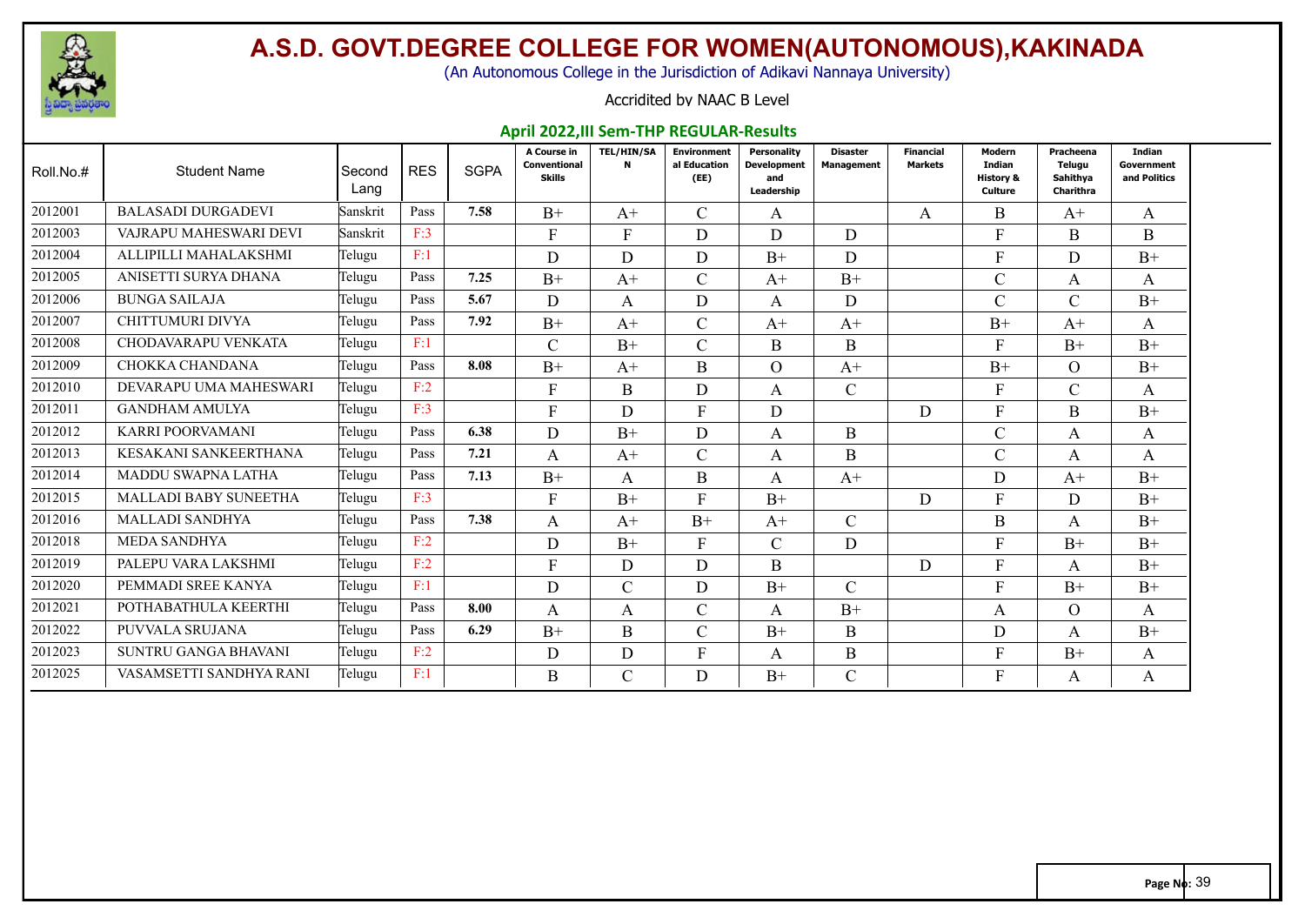# A.S.D. GOVT.DEGREE COLLEGE FOR WOMEN(AUTONOMOUS),KAKINADA

(An Autonomous College in the Jurisdiction of Adikavi Nannaya University)

Accridited by NAAC B Level

## April 2022,III Sem-THP REGULAR-Results

| Roll.No.# | Student Name | Second Lang | RES | SGPA | A Course in Conventional Skills | TEL/HIN/SAN | Environmental Education (EE) | Personality Development and Leadership | Disaster Management | Financial Markets | Modern Indian History & Culture | Pracheena Telugu Sahithya Charithra | Indian Government and Politics |
|---|---|---|---|---|---|---|---|---|---|---|---|---|---|
| 2012001 | BALASADI DURGADEVI | Sanskrit | Pass | 7.58 | B+ | A+ | C | A | | A | B | A+ | A |
| 2012003 | VAJRAPU MAHESWARI DEVI | Sanskrit | F:3 | | F | F | D | D | D | | F | B | B |
| 2012004 | ALLIPILLI MAHALAKSHMI | Telugu | F:1 | | D | D | D | B+ | D | | F | D | B+ |
| 2012005 | ANISETTI SURYA DHANA | Telugu | Pass | 7.25 | B+ | A+ | C | A+ | B+ | | C | A | A |
| 2012006 | BUNGA SAILAJA | Telugu | Pass | 5.67 | D | A | D | A | D | | C | C | B+ |
| 2012007 | CHITTUMURI DIVYA | Telugu | Pass | 7.92 | B+ | A+ | C | A+ | A+ | | B+ | A+ | A |
| 2012008 | CHODAVARAPU VENKATA | Telugu | F:1 | | C | B+ | C | B | B | | F | B+ | B+ |
| 2012009 | CHOKKA CHANDANA | Telugu | Pass | 8.08 | B+ | A+ | B | O | A+ | | B+ | O | B+ |
| 2012010 | DEVARAPU UMA MAHESWARI | Telugu | F:2 | | F | B | D | A | C | | F | C | A |
| 2012011 | GANDHAM AMULYA | Telugu | F:3 | | F | D | F | D | | D | F | B | B+ |
| 2012012 | KARRI POORVAMANI | Telugu | Pass | 6.38 | D | B+ | D | A | B | | C | A | A |
| 2012013 | KESAKANI SANKEERTHANA | Telugu | Pass | 7.21 | A | A+ | C | A | B | | C | A | A |
| 2012014 | MADDU SWAPNA LATHA | Telugu | Pass | 7.13 | B+ | A | B | A | A+ | | D | A+ | B+ |
| 2012015 | MALLADI BABY SUNEETHA | Telugu | F:3 | | F | B+ | F | B+ | | D | F | D | B+ |
| 2012016 | MALLADI SANDHYA | Telugu | Pass | 7.38 | A | A+ | B+ | A+ | C | | B | A | B+ |
| 2012018 | MEDA SANDHYA | Telugu | F:2 | | D | B+ | F | C | D | | F | B+ | B+ |
| 2012019 | PALEPU VARA LAKSHMI | Telugu | F:2 | | F | D | D | B | | D | F | A | B+ |
| 2012020 | PEMMADI SREE KANYA | Telugu | F:1 | | D | C | D | B+ | C | | F | B+ | B+ |
| 2012021 | POTHABATHULA KEERTHI | Telugu | Pass | 8.00 | A | A | C | A | B+ | | A | O | A |
| 2012022 | PUVVALA SRUJANA | Telugu | Pass | 6.29 | B+ | B | C | B+ | B | | D | A | B+ |
| 2012023 | SUNTRU GANGA BHAVANI | Telugu | F:2 | | D | D | F | A | B | | F | B+ | A |
| 2012025 | VASAMSETTI SANDHYA RANI | Telugu | F:1 | | B | C | D | B+ | C | | F | A | A |